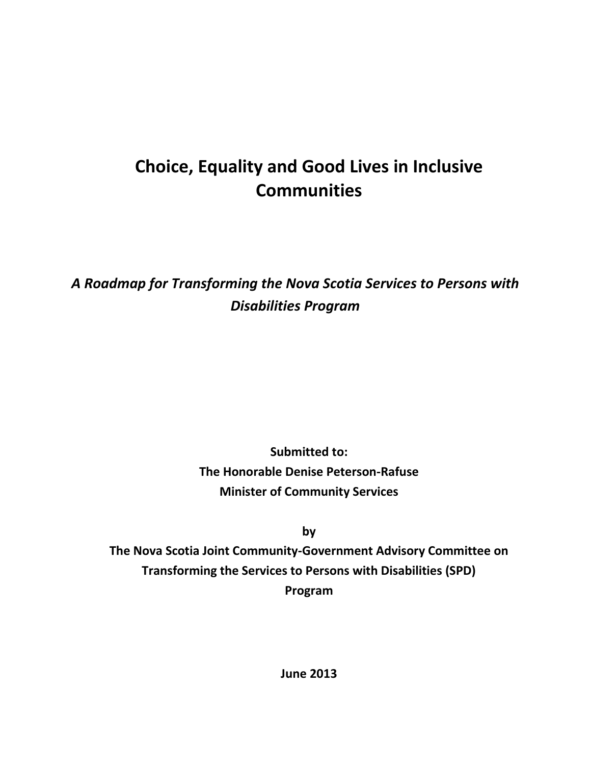# Choice, Equality and Good Lives in Inclusive Communities

*A Roadmap for Transforming the Nova Scotia Services to Persons with Disabilities Program*

**Submitted to:**
**The Honorable Denise Peterson-Rafuse**
**Minister of Community Services**

**by**
**The Nova Scotia Joint Community-Government Advisory Committee on Transforming the Services to Persons with Disabilities (SPD) Program**

**June 2013**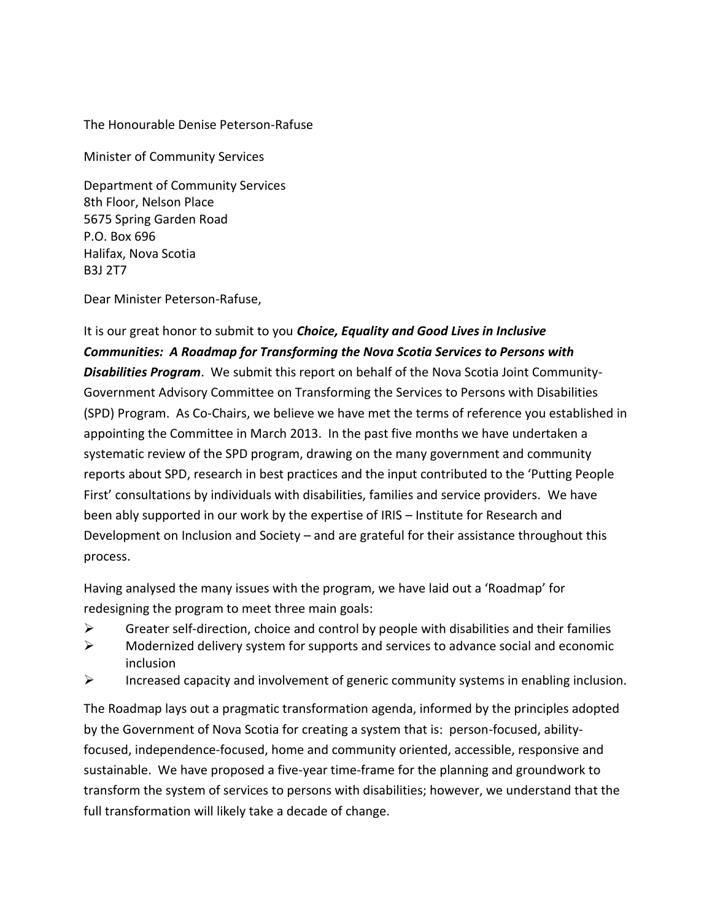The Honourable Denise Peterson-Rafuse

Minister of Community Services

Department of Community Services
8th Floor, Nelson Place
5675 Spring Garden Road
P.O. Box 696
Halifax, Nova Scotia
B3J 2T7

Dear Minister Peterson-Rafuse,

It is our great honor to submit to you ***Choice, Equality and Good Lives in Inclusive Communities: A Roadmap for Transforming the Nova Scotia Services to Persons with Disabilities Program***. We submit this report on behalf of the Nova Scotia Joint Community-Government Advisory Committee on Transforming the Services to Persons with Disabilities (SPD) Program. As Co-Chairs, we believe we have met the terms of reference you established in appointing the Committee in March 2013. In the past five months we have undertaken a systematic review of the SPD program, drawing on the many government and community reports about SPD, research in best practices and the input contributed to the 'Putting People First' consultations by individuals with disabilities, families and service providers. We have been ably supported in our work by the expertise of IRIS – Institute for Research and Development on Inclusion and Society – and are grateful for their assistance throughout this process.

Having analysed the many issues with the program, we have laid out a 'Roadmap' for redesigning the program to meet three main goals:

- Greater self-direction, choice and control by people with disabilities and their families
- Modernized delivery system for supports and services to advance social and economic inclusion
- Increased capacity and involvement of generic community systems in enabling inclusion.

The Roadmap lays out a pragmatic transformation agenda, informed by the principles adopted by the Government of Nova Scotia for creating a system that is: person-focused, ability-focused, independence-focused, home and community oriented, accessible, responsive and sustainable. We have proposed a five-year time-frame for the planning and groundwork to transform the system of services to persons with disabilities; however, we understand that the full transformation will likely take a decade of change.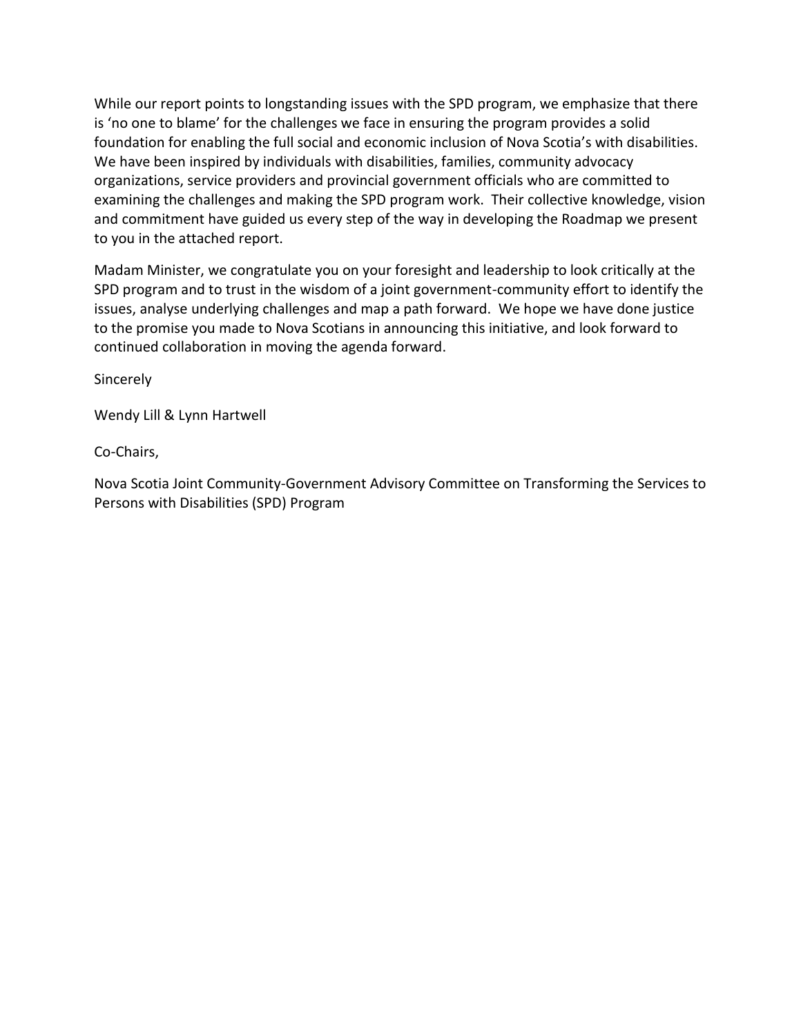While our report points to longstanding issues with the SPD program, we emphasize that there is 'no one to blame' for the challenges we face in ensuring the program provides a solid foundation for enabling the full social and economic inclusion of Nova Scotia's with disabilities. We have been inspired by individuals with disabilities, families, community advocacy organizations, service providers and provincial government officials who are committed to examining the challenges and making the SPD program work. Their collective knowledge, vision and commitment have guided us every step of the way in developing the Roadmap we present to you in the attached report.

Madam Minister, we congratulate you on your foresight and leadership to look critically at the SPD program and to trust in the wisdom of a joint government-community effort to identify the issues, analyse underlying challenges and map a path forward. We hope we have done justice to the promise you made to Nova Scotians in announcing this initiative, and look forward to continued collaboration in moving the agenda forward.

Sincerely

Wendy Lill & Lynn Hartwell

Co-Chairs,

Nova Scotia Joint Community-Government Advisory Committee on Transforming the Services to Persons with Disabilities (SPD) Program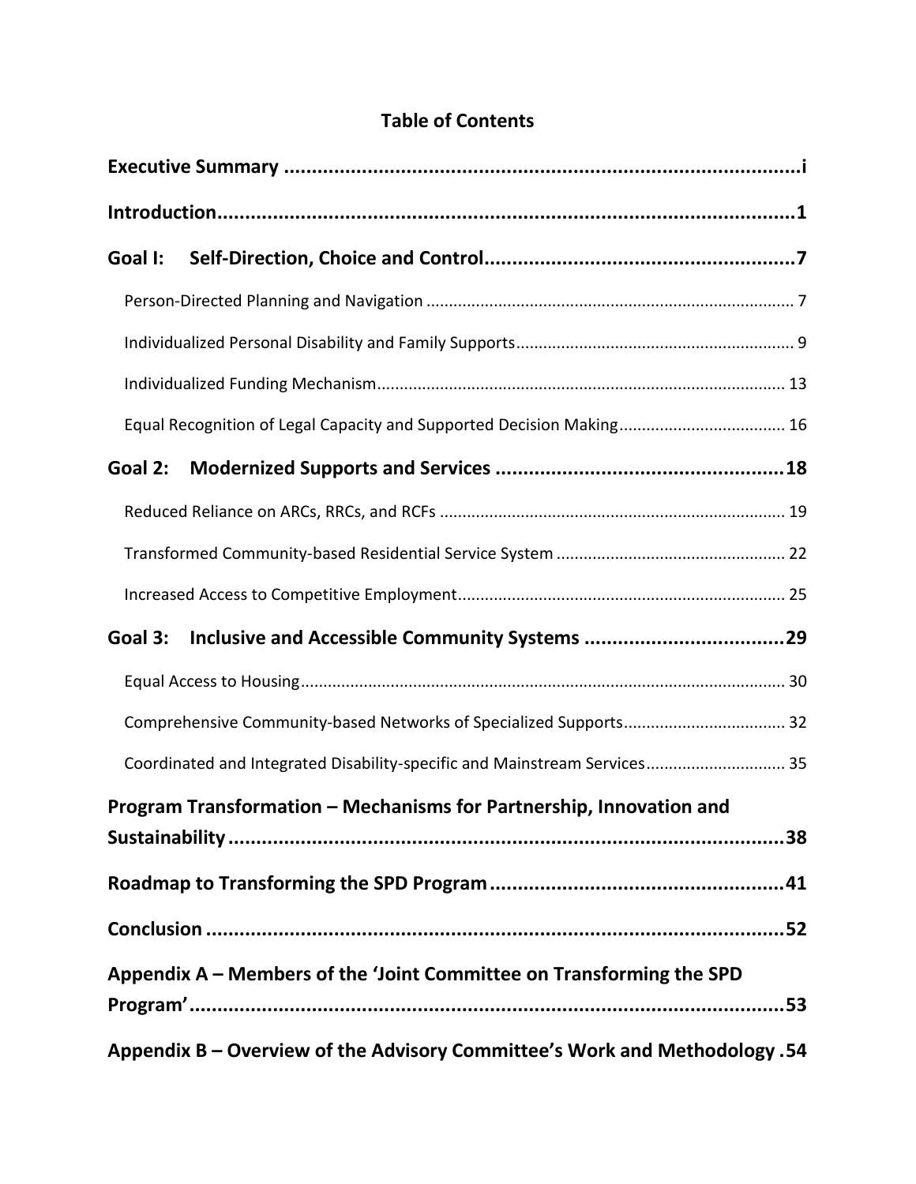# Table of Contents

**Executive Summary** ............................................................................................i

**Introduction**........................................................................................................1

**Goal I: Self-Direction, Choice and Control**........................................................7

- Person-Directed Planning and Navigation ................................................................. 7
- Individualized Personal Disability and Family Supports............................................................. 9
- Individualized Funding Mechanism......................................................................................... 13
- Equal Recognition of Legal Capacity and Supported Decision Making.................................... 16

**Goal 2: Modernized Supports and Services** ....................................................18

- Reduced Reliance on ARCs, RRCs, and RCFs ............................................................................ 19
- Transformed Community-based Residential Service System .................................................. 22
- Increased Access to Competitive Employment........................................................................ 25

**Goal 3: Inclusive and Accessible Community Systems** ....................................29

- Equal Access to Housing............................................................................................................ 30
- Comprehensive Community-based Networks of Specialized Supports................................... 32
- Coordinated and Integrated Disability-specific and Mainstream Services.............................. 35

**Program Transformation – Mechanisms for Partnership, Innovation and Sustainability**.....................................................................................................38

**Roadmap to Transforming the SPD Program**....................................................41

**Conclusion** ........................................................................................................52

**Appendix A – Members of the 'Joint Committee on Transforming the SPD Program'**..........................................................................................................53

**Appendix B – Overview of the Advisory Committee's Work and Methodology** .54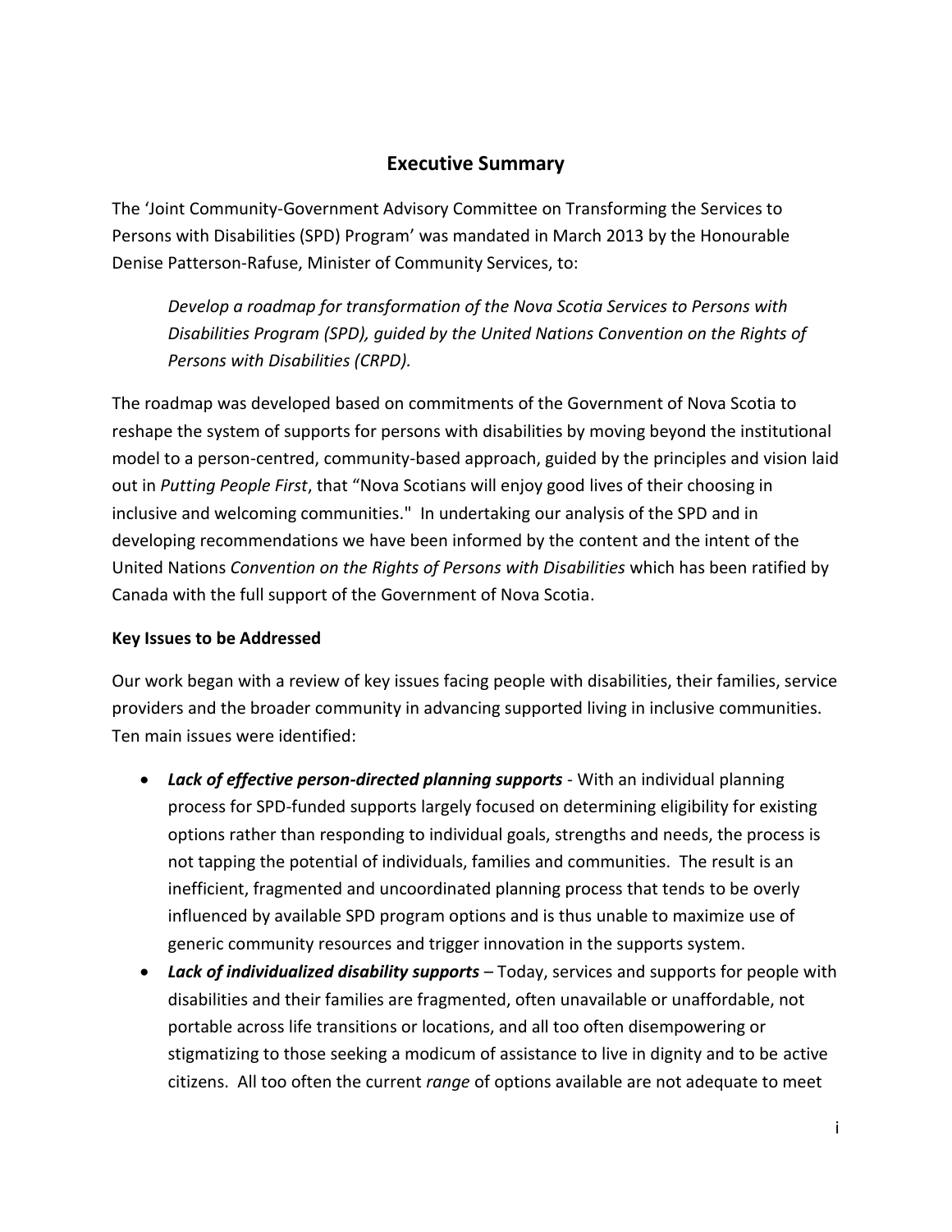# Executive Summary

The 'Joint Community-Government Advisory Committee on Transforming the Services to Persons with Disabilities (SPD) Program' was mandated in March 2013 by the Honourable Denise Patterson-Rafuse, Minister of Community Services, to:

> *Develop a roadmap for transformation of the Nova Scotia Services to Persons with Disabilities Program (SPD), guided by the United Nations Convention on the Rights of Persons with Disabilities (CRPD).*

The roadmap was developed based on commitments of the Government of Nova Scotia to reshape the system of supports for persons with disabilities by moving beyond the institutional model to a person-centred, community-based approach, guided by the principles and vision laid out in *Putting People First*, that "Nova Scotians will enjoy good lives of their choosing in inclusive and welcoming communities." In undertaking our analysis of the SPD and in developing recommendations we have been informed by the content and the intent of the United Nations *Convention on the Rights of Persons with Disabilities* which has been ratified by Canada with the full support of the Government of Nova Scotia.

**Key Issues to be Addressed**

Our work began with a review of key issues facing people with disabilities, their families, service providers and the broader community in advancing supported living in inclusive communities. Ten main issues were identified:

- ***Lack of effective person-directed planning supports*** - With an individual planning process for SPD-funded supports largely focused on determining eligibility for existing options rather than responding to individual goals, strengths and needs, the process is not tapping the potential of individuals, families and communities. The result is an inefficient, fragmented and uncoordinated planning process that tends to be overly influenced by available SPD program options and is thus unable to maximize use of generic community resources and trigger innovation in the supports system.
- ***Lack of individualized disability supports*** – Today, services and supports for people with disabilities and their families are fragmented, often unavailable or unaffordable, not portable across life transitions or locations, and all too often disempowering or stigmatizing to those seeking a modicum of assistance to live in dignity and to be active citizens. All too often the current *range* of options available are not adequate to meet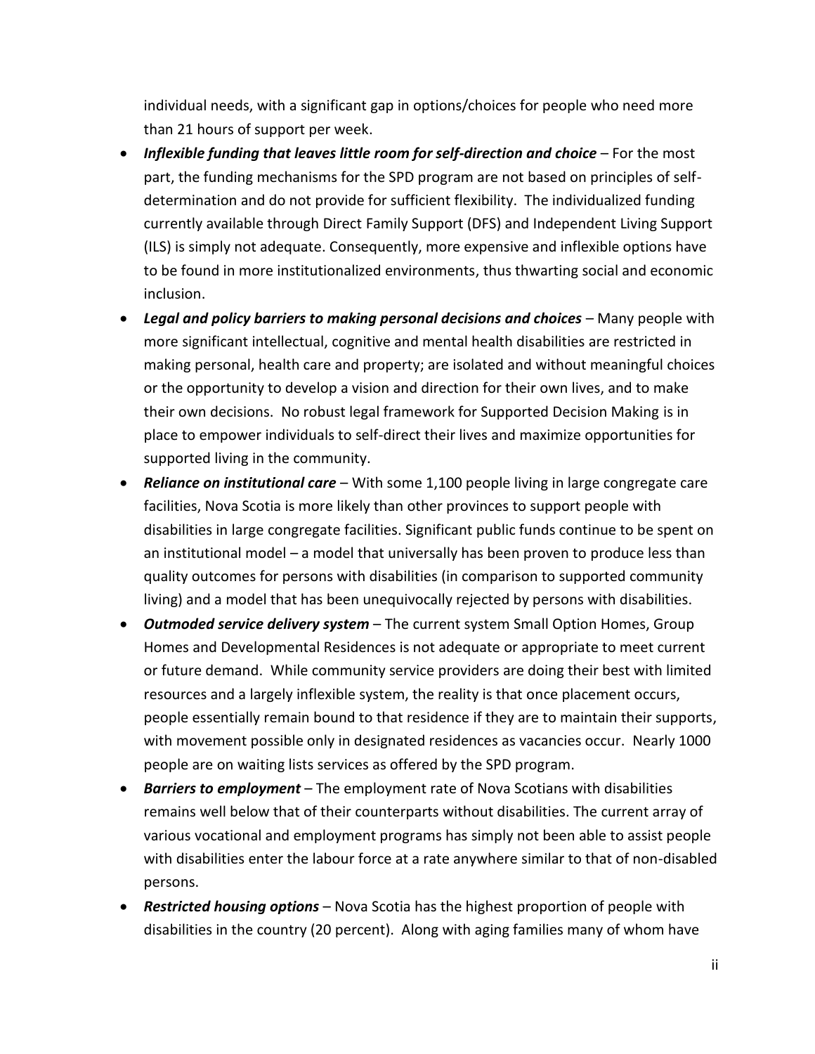individual needs, with a significant gap in options/choices for people who need more than 21 hours of support per week.

- ***Inflexible funding that leaves little room for self-direction and choice*** – For the most part, the funding mechanisms for the SPD program are not based on principles of self-determination and do not provide for sufficient flexibility. The individualized funding currently available through Direct Family Support (DFS) and Independent Living Support (ILS) is simply not adequate. Consequently, more expensive and inflexible options have to be found in more institutionalized environments, thus thwarting social and economic inclusion.
- ***Legal and policy barriers to making personal decisions and choices*** – Many people with more significant intellectual, cognitive and mental health disabilities are restricted in making personal, health care and property; are isolated and without meaningful choices or the opportunity to develop a vision and direction for their own lives, and to make their own decisions. No robust legal framework for Supported Decision Making is in place to empower individuals to self-direct their lives and maximize opportunities for supported living in the community.
- ***Reliance on institutional care*** – With some 1,100 people living in large congregate care facilities, Nova Scotia is more likely than other provinces to support people with disabilities in large congregate facilities. Significant public funds continue to be spent on an institutional model – a model that universally has been proven to produce less than quality outcomes for persons with disabilities (in comparison to supported community living) and a model that has been unequivocally rejected by persons with disabilities.
- ***Outmoded service delivery system*** – The current system Small Option Homes, Group Homes and Developmental Residences is not adequate or appropriate to meet current or future demand. While community service providers are doing their best with limited resources and a largely inflexible system, the reality is that once placement occurs, people essentially remain bound to that residence if they are to maintain their supports, with movement possible only in designated residences as vacancies occur. Nearly 1000 people are on waiting lists services as offered by the SPD program.
- ***Barriers to employment*** – The employment rate of Nova Scotians with disabilities remains well below that of their counterparts without disabilities. The current array of various vocational and employment programs has simply not been able to assist people with disabilities enter the labour force at a rate anywhere similar to that of non-disabled persons.
- ***Restricted housing options*** – Nova Scotia has the highest proportion of people with disabilities in the country (20 percent). Along with aging families many of whom have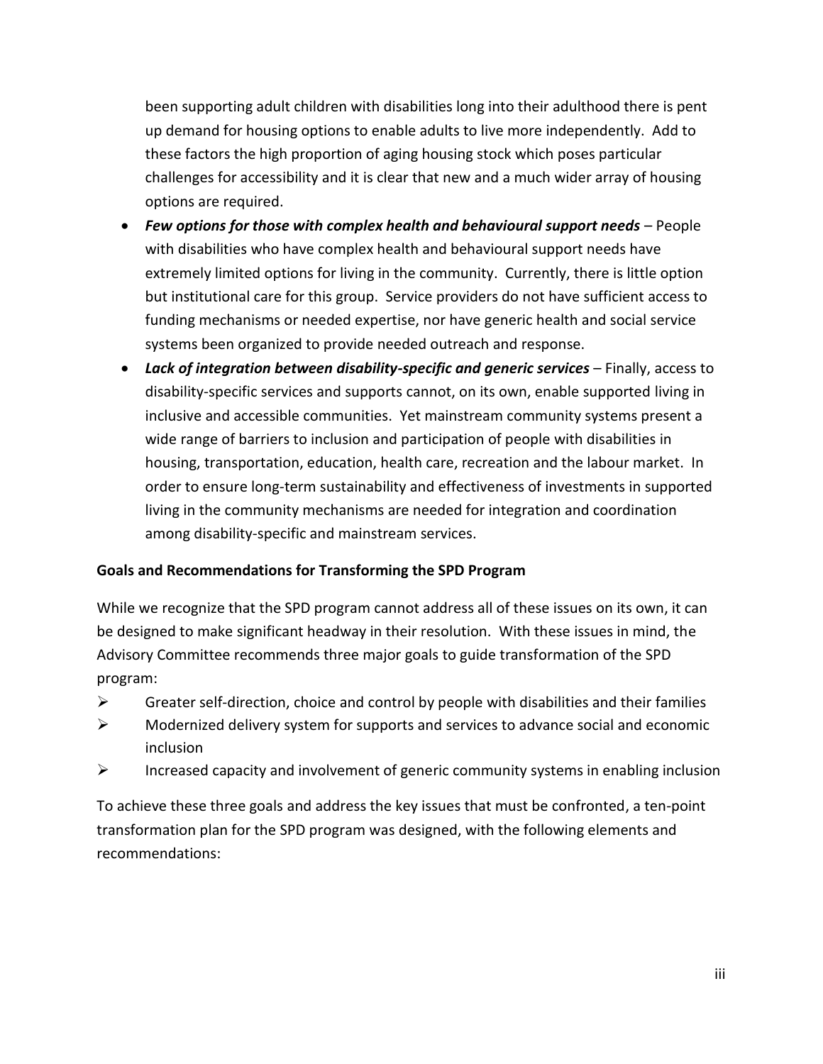been supporting adult children with disabilities long into their adulthood there is pent up demand for housing options to enable adults to live more independently. Add to these factors the high proportion of aging housing stock which poses particular challenges for accessibility and it is clear that new and a much wider array of housing options are required.

- ***Few options for those with complex health and behavioural support needs*** – People with disabilities who have complex health and behavioural support needs have extremely limited options for living in the community. Currently, there is little option but institutional care for this group. Service providers do not have sufficient access to funding mechanisms or needed expertise, nor have generic health and social service systems been organized to provide needed outreach and response.
- ***Lack of integration between disability-specific and generic services*** – Finally, access to disability-specific services and supports cannot, on its own, enable supported living in inclusive and accessible communities. Yet mainstream community systems present a wide range of barriers to inclusion and participation of people with disabilities in housing, transportation, education, health care, recreation and the labour market. In order to ensure long-term sustainability and effectiveness of investments in supported living in the community mechanisms are needed for integration and coordination among disability-specific and mainstream services.

**Goals and Recommendations for Transforming the SPD Program**

While we recognize that the SPD program cannot address all of these issues on its own, it can be designed to make significant headway in their resolution. With these issues in mind, the Advisory Committee recommends three major goals to guide transformation of the SPD program:

- Greater self-direction, choice and control by people with disabilities and their families
- Modernized delivery system for supports and services to advance social and economic inclusion
- Increased capacity and involvement of generic community systems in enabling inclusion

To achieve these three goals and address the key issues that must be confronted, a ten-point transformation plan for the SPD program was designed, with the following elements and recommendations: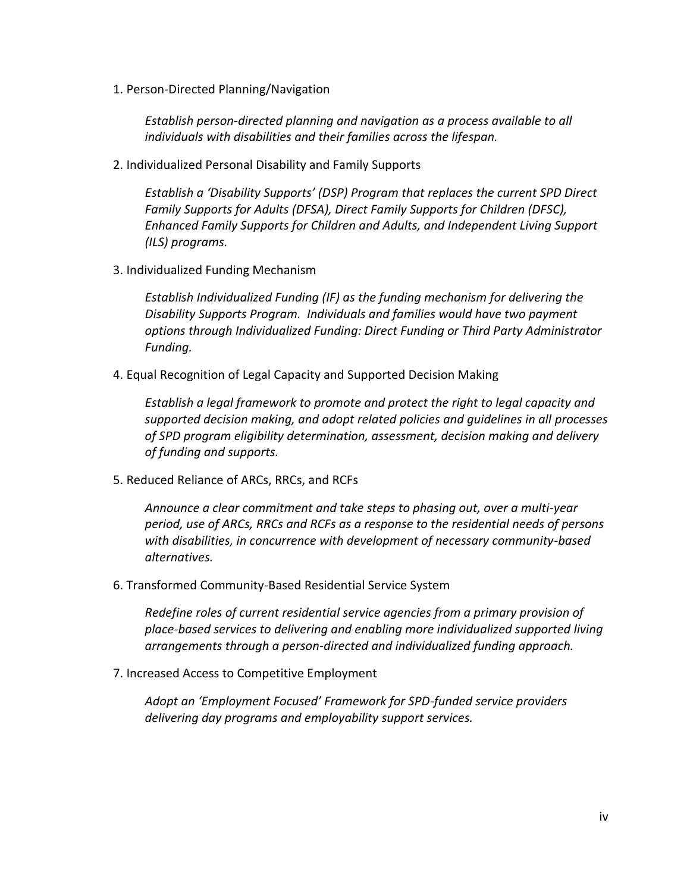1. Person-Directed Planning/Navigation

    *Establish person-directed planning and navigation as a process available to all individuals with disabilities and their families across the lifespan.*

2. Individualized Personal Disability and Family Supports

    *Establish a 'Disability Supports' (DSP) Program that replaces the current SPD Direct Family Supports for Adults (DFSA), Direct Family Supports for Children (DFSC), Enhanced Family Supports for Children and Adults, and Independent Living Support (ILS) programs.*

3. Individualized Funding Mechanism

    *Establish Individualized Funding (IF) as the funding mechanism for delivering the Disability Supports Program. Individuals and families would have two payment options through Individualized Funding: Direct Funding or Third Party Administrator Funding.*

4. Equal Recognition of Legal Capacity and Supported Decision Making

    *Establish a legal framework to promote and protect the right to legal capacity and supported decision making, and adopt related policies and guidelines in all processes of SPD program eligibility determination, assessment, decision making and delivery of funding and supports.*

5. Reduced Reliance of ARCs, RRCs, and RCFs

    *Announce a clear commitment and take steps to phasing out, over a multi-year period, use of ARCs, RRCs and RCFs as a response to the residential needs of persons with disabilities, in concurrence with development of necessary community-based alternatives.*

6. Transformed Community-Based Residential Service System

    *Redefine roles of current residential service agencies from a primary provision of place-based services to delivering and enabling more individualized supported living arrangements through a person-directed and individualized funding approach.*

7. Increased Access to Competitive Employment

    *Adopt an 'Employment Focused' Framework for SPD-funded service providers delivering day programs and employability support services.*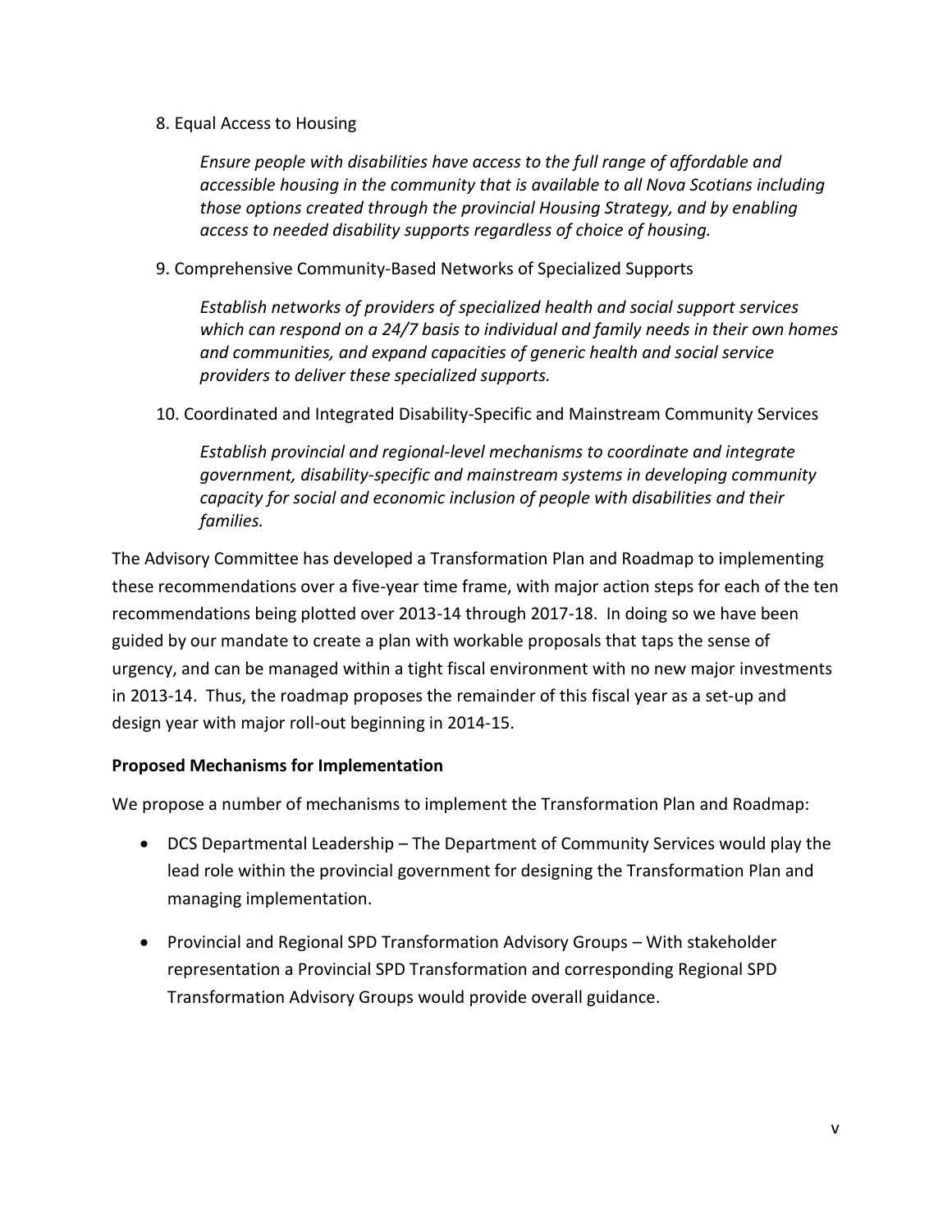8. Equal Access to Housing

   *Ensure people with disabilities have access to the full range of affordable and accessible housing in the community that is available to all Nova Scotians including those options created through the provincial Housing Strategy, and by enabling access to needed disability supports regardless of choice of housing.*

9. Comprehensive Community-Based Networks of Specialized Supports

   *Establish networks of providers of specialized health and social support services which can respond on a 24/7 basis to individual and family needs in their own homes and communities, and expand capacities of generic health and social service providers to deliver these specialized supports.*

10. Coordinated and Integrated Disability-Specific and Mainstream Community Services

    *Establish provincial and regional-level mechanisms to coordinate and integrate government, disability-specific and mainstream systems in developing community capacity for social and economic inclusion of people with disabilities and their families.*

The Advisory Committee has developed a Transformation Plan and Roadmap to implementing these recommendations over a five-year time frame, with major action steps for each of the ten recommendations being plotted over 2013-14 through 2017-18. In doing so we have been guided by our mandate to create a plan with workable proposals that taps the sense of urgency, and can be managed within a tight fiscal environment with no new major investments in 2013-14. Thus, the roadmap proposes the remainder of this fiscal year as a set-up and design year with major roll-out beginning in 2014-15.

**Proposed Mechanisms for Implementation**

We propose a number of mechanisms to implement the Transformation Plan and Roadmap:

- DCS Departmental Leadership – The Department of Community Services would play the lead role within the provincial government for designing the Transformation Plan and managing implementation.

- Provincial and Regional SPD Transformation Advisory Groups – With stakeholder representation a Provincial SPD Transformation and corresponding Regional SPD Transformation Advisory Groups would provide overall guidance.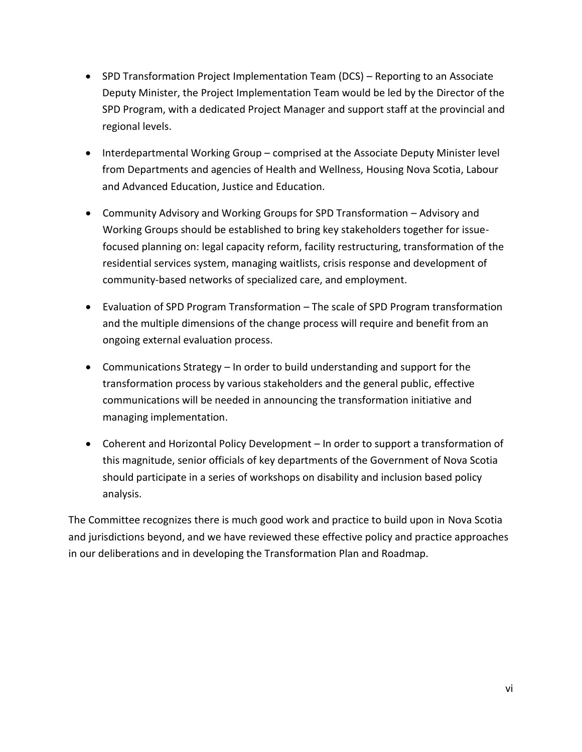- SPD Transformation Project Implementation Team (DCS) – Reporting to an Associate Deputy Minister, the Project Implementation Team would be led by the Director of the SPD Program, with a dedicated Project Manager and support staff at the provincial and regional levels.

- Interdepartmental Working Group – comprised at the Associate Deputy Minister level from Departments and agencies of Health and Wellness, Housing Nova Scotia, Labour and Advanced Education, Justice and Education.

- Community Advisory and Working Groups for SPD Transformation – Advisory and Working Groups should be established to bring key stakeholders together for issue-focused planning on: legal capacity reform, facility restructuring, transformation of the residential services system, managing waitlists, crisis response and development of community-based networks of specialized care, and employment.

- Evaluation of SPD Program Transformation – The scale of SPD Program transformation and the multiple dimensions of the change process will require and benefit from an ongoing external evaluation process.

- Communications Strategy – In order to build understanding and support for the transformation process by various stakeholders and the general public, effective communications will be needed in announcing the transformation initiative and managing implementation.

- Coherent and Horizontal Policy Development – In order to support a transformation of this magnitude, senior officials of key departments of the Government of Nova Scotia should participate in a series of workshops on disability and inclusion based policy analysis.

The Committee recognizes there is much good work and practice to build upon in Nova Scotia and jurisdictions beyond, and we have reviewed these effective policy and practice approaches in our deliberations and in developing the Transformation Plan and Roadmap.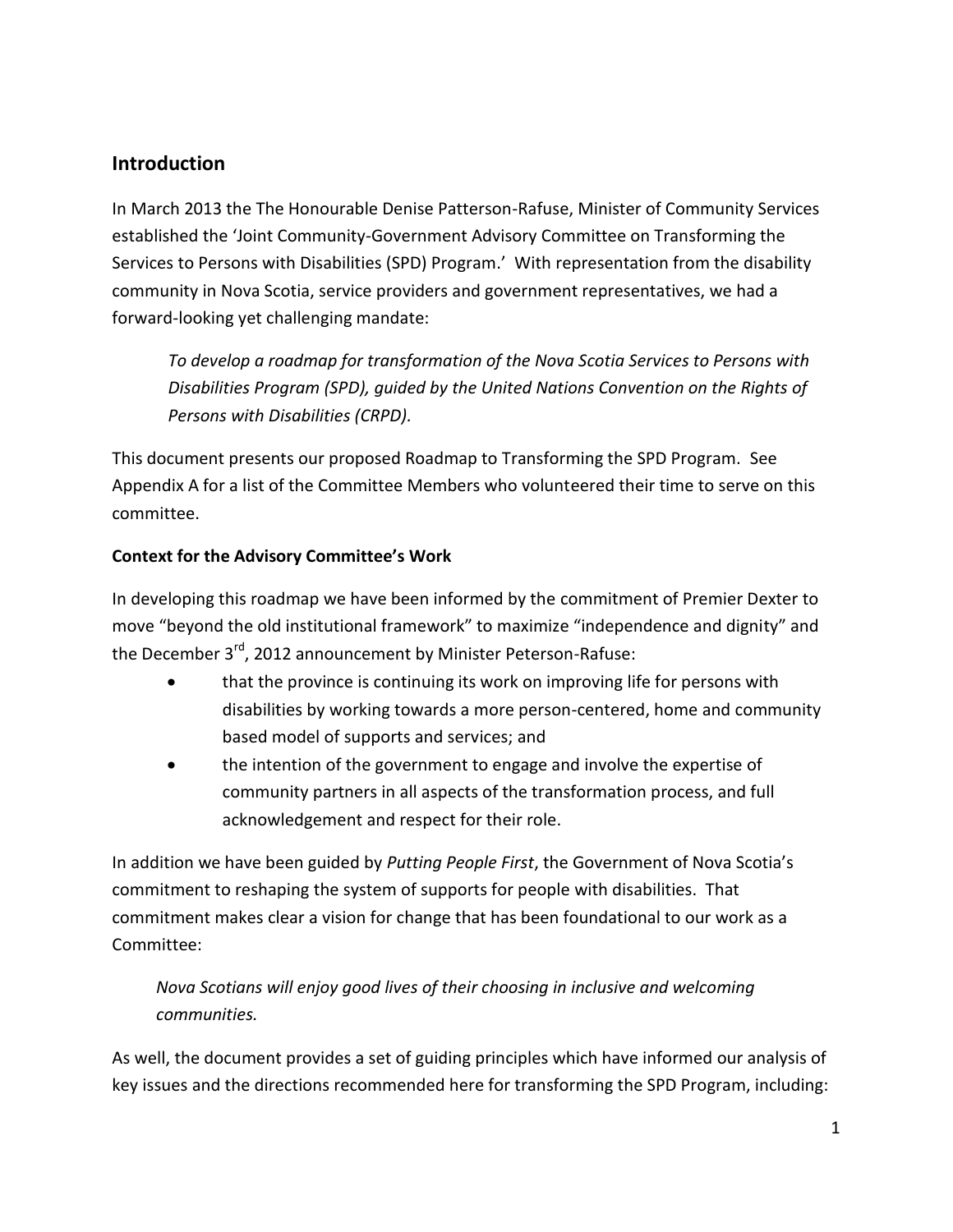## Introduction

In March 2013 the The Honourable Denise Patterson-Rafuse, Minister of Community Services established the 'Joint Community-Government Advisory Committee on Transforming the Services to Persons with Disabilities (SPD) Program.' With representation from the disability community in Nova Scotia, service providers and government representatives, we had a forward-looking yet challenging mandate:

> *To develop a roadmap for transformation of the Nova Scotia Services to Persons with Disabilities Program (SPD), guided by the United Nations Convention on the Rights of Persons with Disabilities (CRPD).*

This document presents our proposed Roadmap to Transforming the SPD Program. See Appendix A for a list of the Committee Members who volunteered their time to serve on this committee.

### Context for the Advisory Committee's Work

In developing this roadmap we have been informed by the commitment of Premier Dexter to move "beyond the old institutional framework" to maximize "independence and dignity" and the December 3rd, 2012 announcement by Minister Peterson-Rafuse:

- that the province is continuing its work on improving life for persons with disabilities by working towards a more person-centered, home and community based model of supports and services; and
- the intention of the government to engage and involve the expertise of community partners in all aspects of the transformation process, and full acknowledgement and respect for their role.

In addition we have been guided by *Putting People First*, the Government of Nova Scotia's commitment to reshaping the system of supports for people with disabilities. That commitment makes clear a vision for change that has been foundational to our work as a Committee:

> *Nova Scotians will enjoy good lives of their choosing in inclusive and welcoming communities.*

As well, the document provides a set of guiding principles which have informed our analysis of key issues and the directions recommended here for transforming the SPD Program, including: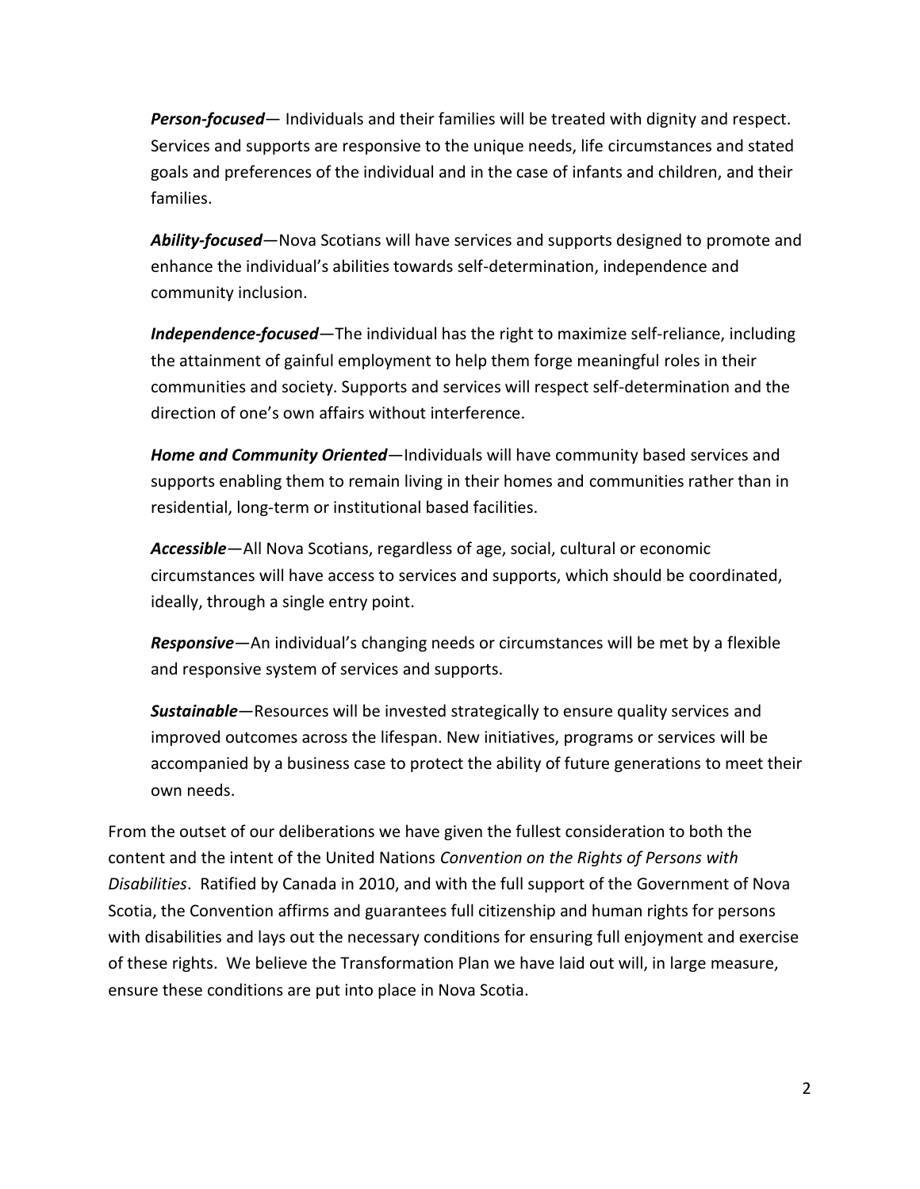***Person-focused***— Individuals and their families will be treated with dignity and respect. Services and supports are responsive to the unique needs, life circumstances and stated goals and preferences of the individual and in the case of infants and children, and their families.

***Ability-focused***—Nova Scotians will have services and supports designed to promote and enhance the individual's abilities towards self-determination, independence and community inclusion.

***Independence-focused***—The individual has the right to maximize self-reliance, including the attainment of gainful employment to help them forge meaningful roles in their communities and society. Supports and services will respect self-determination and the direction of one's own affairs without interference.

***Home and Community Oriented***—Individuals will have community based services and supports enabling them to remain living in their homes and communities rather than in residential, long-term or institutional based facilities.

***Accessible***—All Nova Scotians, regardless of age, social, cultural or economic circumstances will have access to services and supports, which should be coordinated, ideally, through a single entry point.

***Responsive***—An individual's changing needs or circumstances will be met by a flexible and responsive system of services and supports.

***Sustainable***—Resources will be invested strategically to ensure quality services and improved outcomes across the lifespan. New initiatives, programs or services will be accompanied by a business case to protect the ability of future generations to meet their own needs.

From the outset of our deliberations we have given the fullest consideration to both the content and the intent of the United Nations *Convention on the Rights of Persons with Disabilities*. Ratified by Canada in 2010, and with the full support of the Government of Nova Scotia, the Convention affirms and guarantees full citizenship and human rights for persons with disabilities and lays out the necessary conditions for ensuring full enjoyment and exercise of these rights. We believe the Transformation Plan we have laid out will, in large measure, ensure these conditions are put into place in Nova Scotia.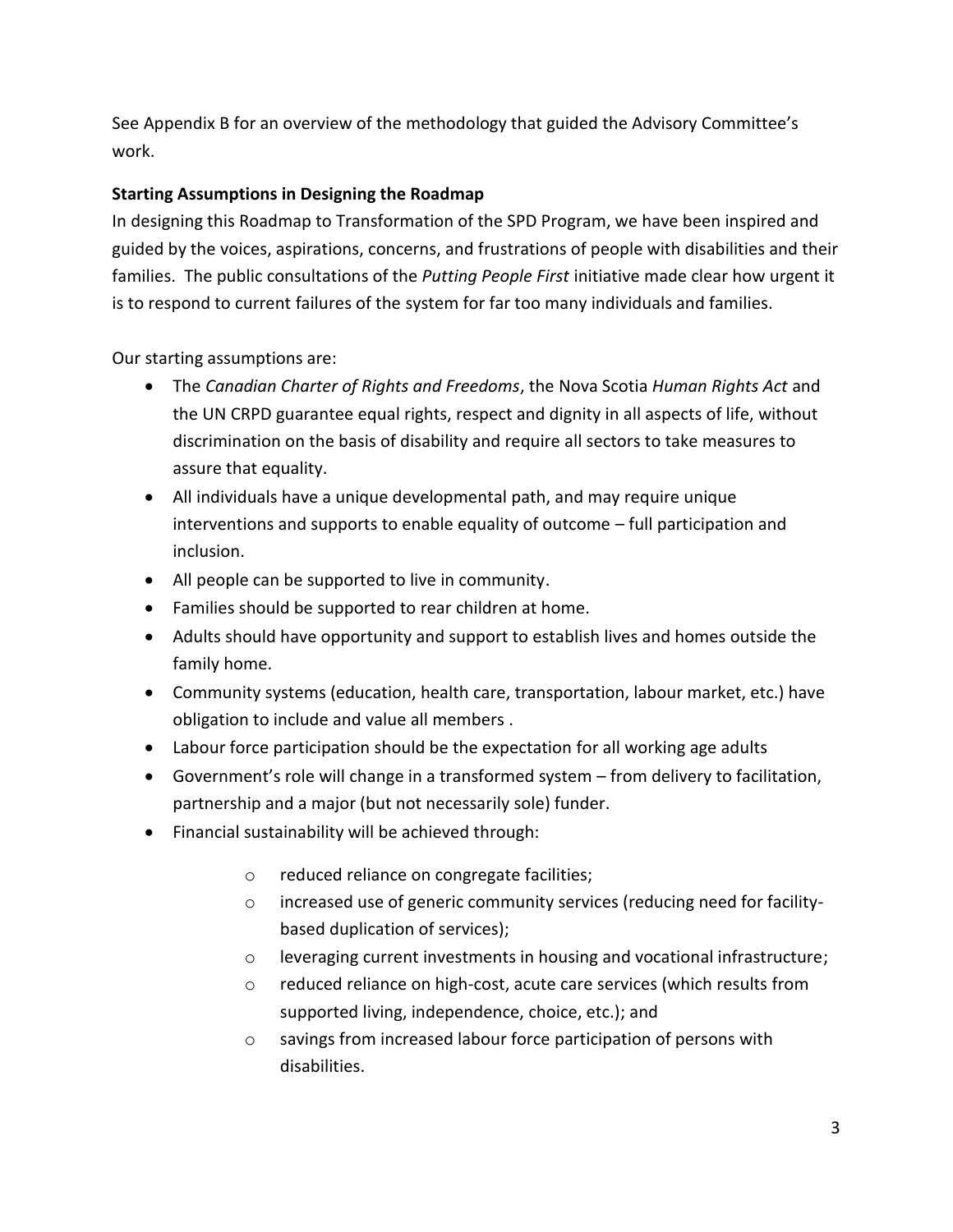See Appendix B for an overview of the methodology that guided the Advisory Committee's work.

**Starting Assumptions in Designing the Roadmap**

In designing this Roadmap to Transformation of the SPD Program, we have been inspired and guided by the voices, aspirations, concerns, and frustrations of people with disabilities and their families. The public consultations of the *Putting People First* initiative made clear how urgent it is to respond to current failures of the system for far too many individuals and families.

Our starting assumptions are:

- The *Canadian Charter of Rights and Freedoms*, the Nova Scotia *Human Rights Act* and the UN CRPD guarantee equal rights, respect and dignity in all aspects of life, without discrimination on the basis of disability and require all sectors to take measures to assure that equality.
- All individuals have a unique developmental path, and may require unique interventions and supports to enable equality of outcome – full participation and inclusion.
- All people can be supported to live in community.
- Families should be supported to rear children at home.
- Adults should have opportunity and support to establish lives and homes outside the family home.
- Community systems (education, health care, transportation, labour market, etc.) have obligation to include and value all members .
- Labour force participation should be the expectation for all working age adults
- Government's role will change in a transformed system – from delivery to facilitation, partnership and a major (but not necessarily sole) funder.
- Financial sustainability will be achieved through:
  - reduced reliance on congregate facilities;
  - increased use of generic community services (reducing need for facility-based duplication of services);
  - leveraging current investments in housing and vocational infrastructure;
  - reduced reliance on high-cost, acute care services (which results from supported living, independence, choice, etc.); and
  - savings from increased labour force participation of persons with disabilities.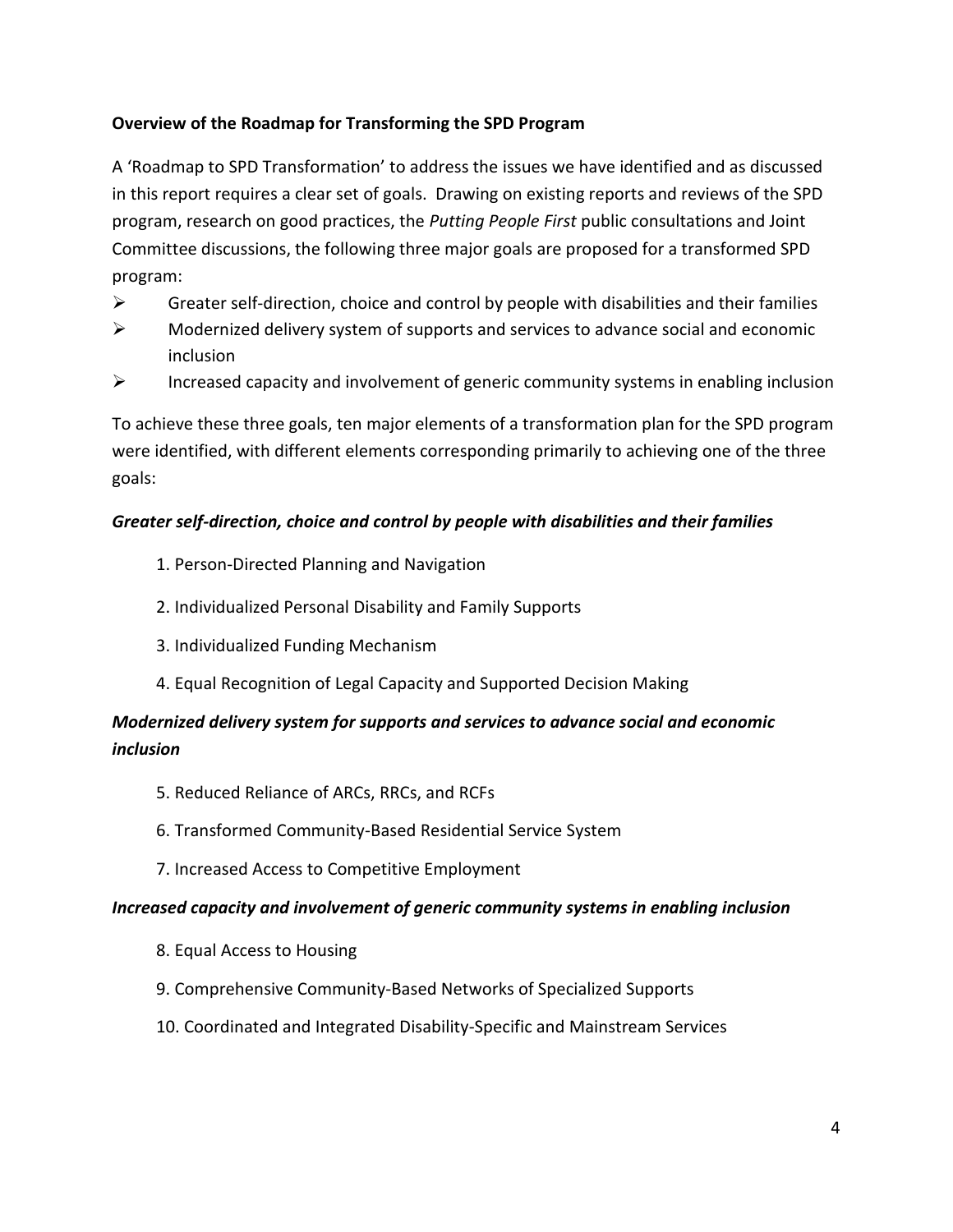**Overview of the Roadmap for Transforming the SPD Program**

A 'Roadmap to SPD Transformation' to address the issues we have identified and as discussed in this report requires a clear set of goals. Drawing on existing reports and reviews of the SPD program, research on good practices, the *Putting People First* public consultations and Joint Committee discussions, the following three major goals are proposed for a transformed SPD program:

- Greater self-direction, choice and control by people with disabilities and their families
- Modernized delivery system of supports and services to advance social and economic inclusion
- Increased capacity and involvement of generic community systems in enabling inclusion

To achieve these three goals, ten major elements of a transformation plan for the SPD program were identified, with different elements corresponding primarily to achieving one of the three goals:

***Greater self-direction, choice and control by people with disabilities and their families***

1. Person-Directed Planning and Navigation
2. Individualized Personal Disability and Family Supports
3. Individualized Funding Mechanism
4. Equal Recognition of Legal Capacity and Supported Decision Making

***Modernized delivery system for supports and services to advance social and economic inclusion***

5. Reduced Reliance of ARCs, RRCs, and RCFs
6. Transformed Community-Based Residential Service System
7. Increased Access to Competitive Employment

***Increased capacity and involvement of generic community systems in enabling inclusion***

8. Equal Access to Housing
9. Comprehensive Community-Based Networks of Specialized Supports
10. Coordinated and Integrated Disability-Specific and Mainstream Services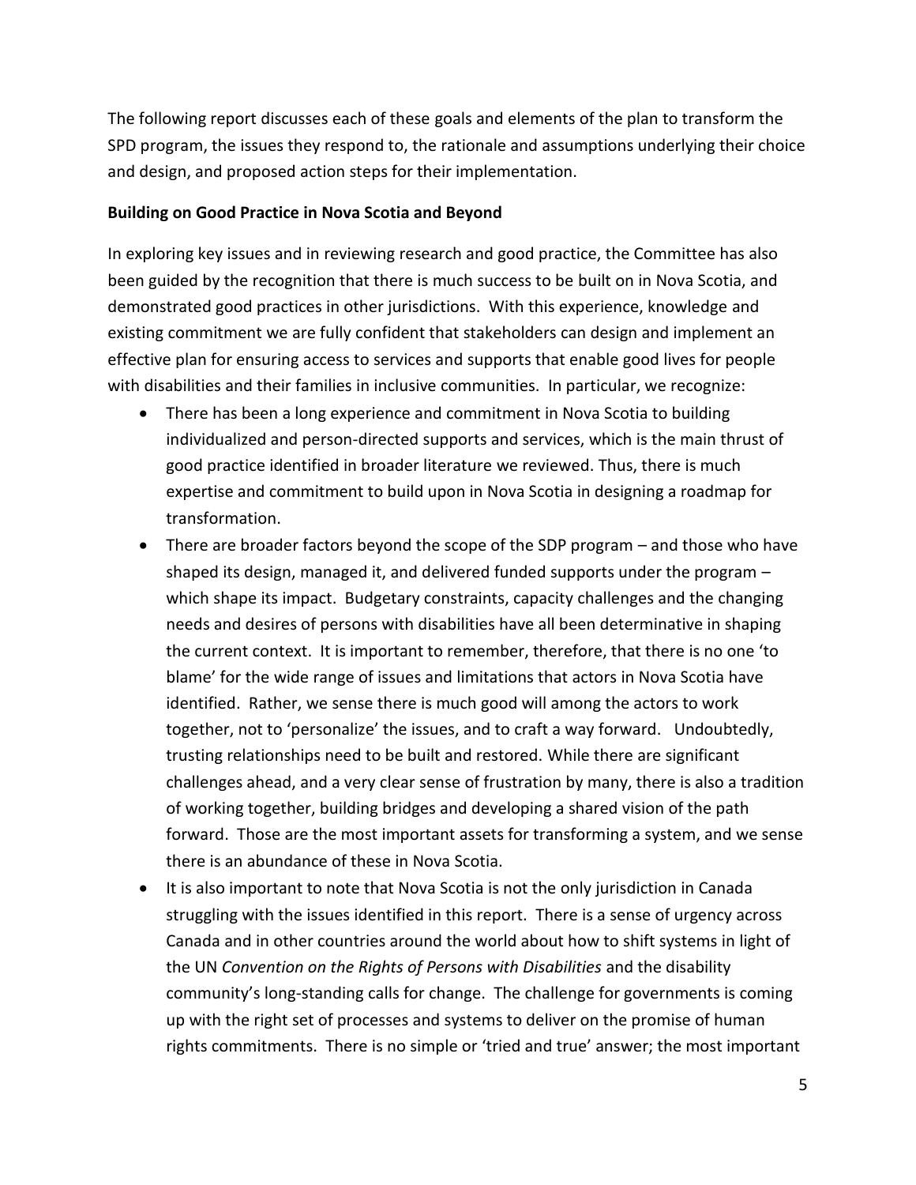The following report discusses each of these goals and elements of the plan to transform the SPD program, the issues they respond to, the rationale and assumptions underlying their choice and design, and proposed action steps for their implementation.

**Building on Good Practice in Nova Scotia and Beyond**

In exploring key issues and in reviewing research and good practice, the Committee has also been guided by the recognition that there is much success to be built on in Nova Scotia, and demonstrated good practices in other jurisdictions. With this experience, knowledge and existing commitment we are fully confident that stakeholders can design and implement an effective plan for ensuring access to services and supports that enable good lives for people with disabilities and their families in inclusive communities. In particular, we recognize:

- There has been a long experience and commitment in Nova Scotia to building individualized and person-directed supports and services, which is the main thrust of good practice identified in broader literature we reviewed. Thus, there is much expertise and commitment to build upon in Nova Scotia in designing a roadmap for transformation.
- There are broader factors beyond the scope of the SDP program – and those who have shaped its design, managed it, and delivered funded supports under the program – which shape its impact. Budgetary constraints, capacity challenges and the changing needs and desires of persons with disabilities have all been determinative in shaping the current context. It is important to remember, therefore, that there is no one 'to blame' for the wide range of issues and limitations that actors in Nova Scotia have identified. Rather, we sense there is much good will among the actors to work together, not to 'personalize' the issues, and to craft a way forward. Undoubtedly, trusting relationships need to be built and restored. While there are significant challenges ahead, and a very clear sense of frustration by many, there is also a tradition of working together, building bridges and developing a shared vision of the path forward. Those are the most important assets for transforming a system, and we sense there is an abundance of these in Nova Scotia.
- It is also important to note that Nova Scotia is not the only jurisdiction in Canada struggling with the issues identified in this report. There is a sense of urgency across Canada and in other countries around the world about how to shift systems in light of the UN *Convention on the Rights of Persons with Disabilities* and the disability community's long-standing calls for change. The challenge for governments is coming up with the right set of processes and systems to deliver on the promise of human rights commitments. There is no simple or 'tried and true' answer; the most important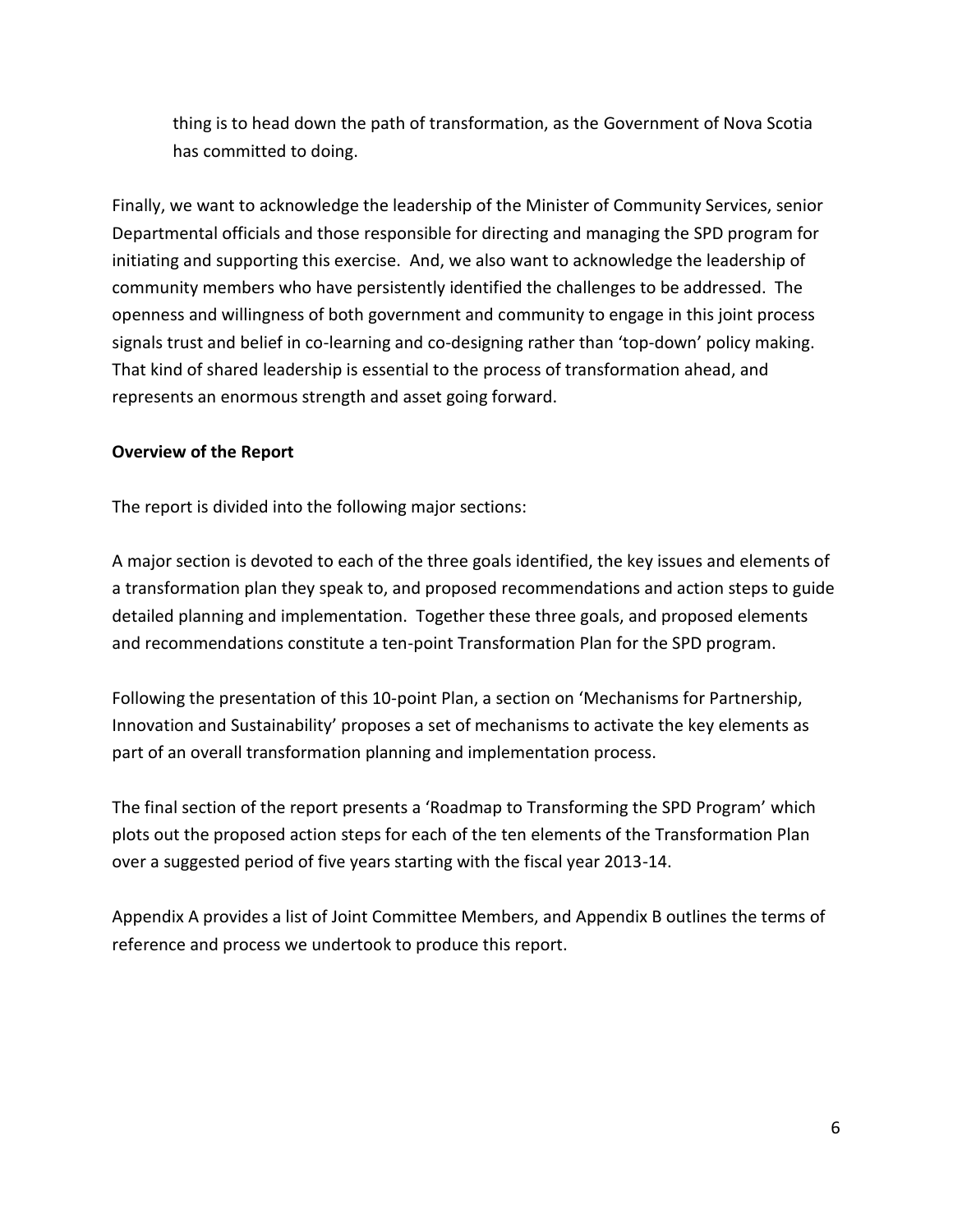thing is to head down the path of transformation, as the Government of Nova Scotia has committed to doing.

Finally, we want to acknowledge the leadership of the Minister of Community Services, senior Departmental officials and those responsible for directing and managing the SPD program for initiating and supporting this exercise. And, we also want to acknowledge the leadership of community members who have persistently identified the challenges to be addressed. The openness and willingness of both government and community to engage in this joint process signals trust and belief in co-learning and co-designing rather than 'top-down' policy making. That kind of shared leadership is essential to the process of transformation ahead, and represents an enormous strength and asset going forward.

**Overview of the Report**

The report is divided into the following major sections:

A major section is devoted to each of the three goals identified, the key issues and elements of a transformation plan they speak to, and proposed recommendations and action steps to guide detailed planning and implementation. Together these three goals, and proposed elements and recommendations constitute a ten-point Transformation Plan for the SPD program.

Following the presentation of this 10-point Plan, a section on 'Mechanisms for Partnership, Innovation and Sustainability' proposes a set of mechanisms to activate the key elements as part of an overall transformation planning and implementation process.

The final section of the report presents a 'Roadmap to Transforming the SPD Program' which plots out the proposed action steps for each of the ten elements of the Transformation Plan over a suggested period of five years starting with the fiscal year 2013-14.

Appendix A provides a list of Joint Committee Members, and Appendix B outlines the terms of reference and process we undertook to produce this report.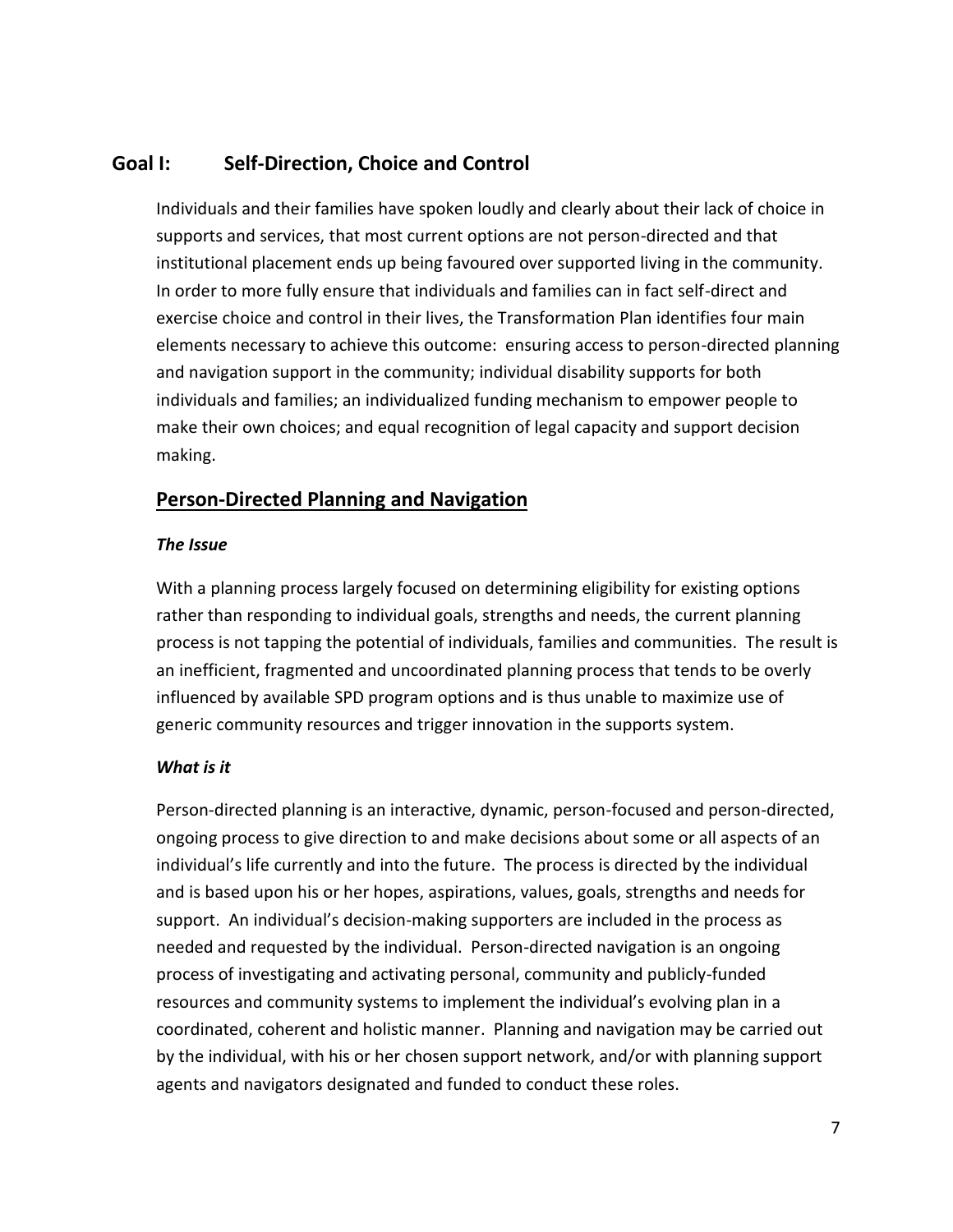## Goal I: Self-Direction, Choice and Control

Individuals and their families have spoken loudly and clearly about their lack of choice in supports and services, that most current options are not person-directed and that institutional placement ends up being favoured over supported living in the community. In order to more fully ensure that individuals and families can in fact self-direct and exercise choice and control in their lives, the Transformation Plan identifies four main elements necessary to achieve this outcome: ensuring access to person-directed planning and navigation support in the community; individual disability supports for both individuals and families; an individualized funding mechanism to empower people to make their own choices; and equal recognition of legal capacity and support decision making.

### Person-Directed Planning and Navigation

#### *The Issue*

With a planning process largely focused on determining eligibility for existing options rather than responding to individual goals, strengths and needs, the current planning process is not tapping the potential of individuals, families and communities. The result is an inefficient, fragmented and uncoordinated planning process that tends to be overly influenced by available SPD program options and is thus unable to maximize use of generic community resources and trigger innovation in the supports system.

#### *What is it*

Person-directed planning is an interactive, dynamic, person-focused and person-directed, ongoing process to give direction to and make decisions about some or all aspects of an individual's life currently and into the future. The process is directed by the individual and is based upon his or her hopes, aspirations, values, goals, strengths and needs for support. An individual's decision-making supporters are included in the process as needed and requested by the individual. Person-directed navigation is an ongoing process of investigating and activating personal, community and publicly-funded resources and community systems to implement the individual's evolving plan in a coordinated, coherent and holistic manner. Planning and navigation may be carried out by the individual, with his or her chosen support network, and/or with planning support agents and navigators designated and funded to conduct these roles.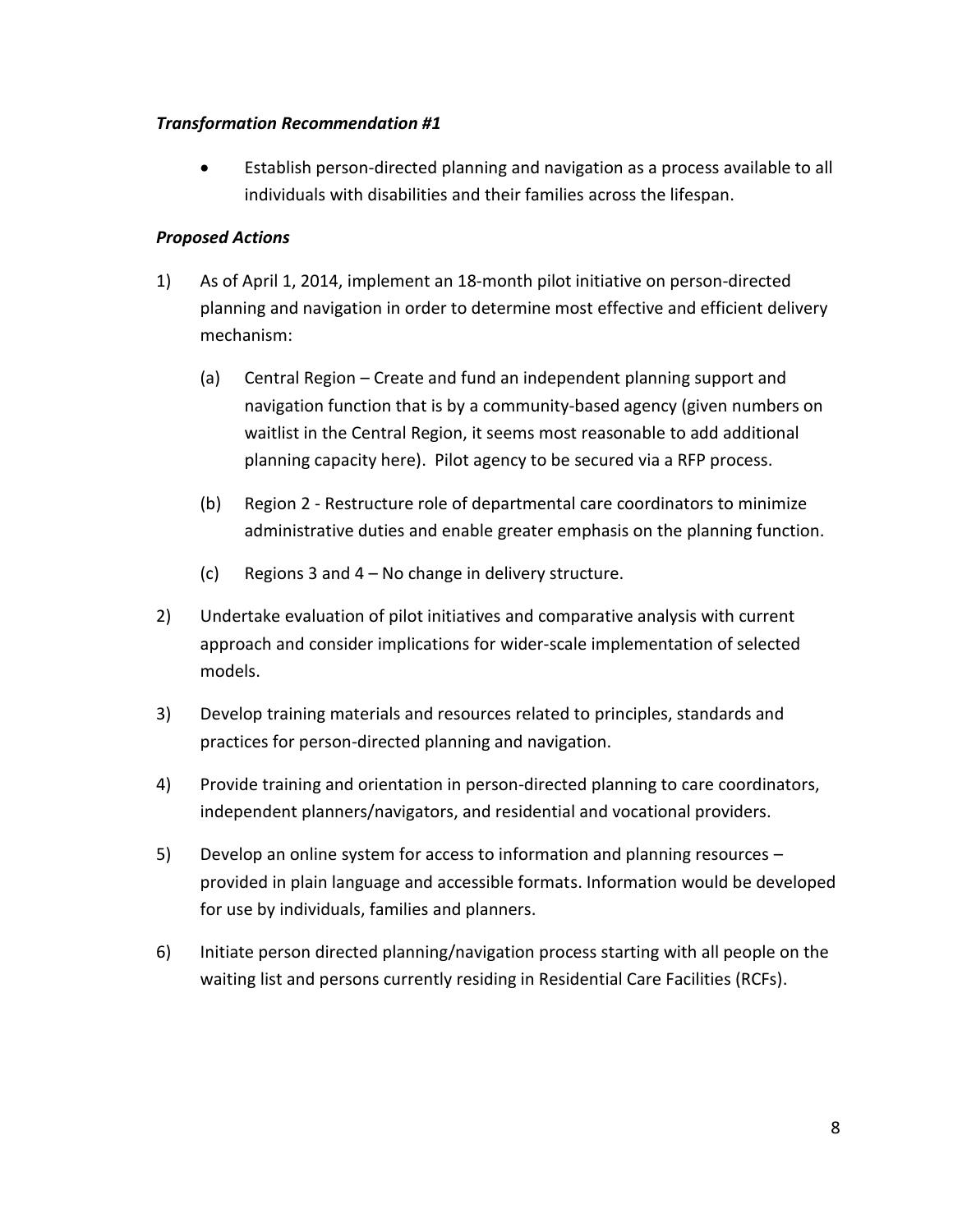***Transformation Recommendation #1***

- Establish person-directed planning and navigation as a process available to all individuals with disabilities and their families across the lifespan.

***Proposed Actions***

1) As of April 1, 2014, implement an 18-month pilot initiative on person-directed planning and navigation in order to determine most effective and efficient delivery mechanism:

   (a) Central Region – Create and fund an independent planning support and navigation function that is by a community-based agency (given numbers on waitlist in the Central Region, it seems most reasonable to add additional planning capacity here). Pilot agency to be secured via a RFP process.

   (b) Region 2 - Restructure role of departmental care coordinators to minimize administrative duties and enable greater emphasis on the planning function.

   (c) Regions 3 and 4 – No change in delivery structure.

2) Undertake evaluation of pilot initiatives and comparative analysis with current approach and consider implications for wider-scale implementation of selected models.

3) Develop training materials and resources related to principles, standards and practices for person-directed planning and navigation.

4) Provide training and orientation in person-directed planning to care coordinators, independent planners/navigators, and residential and vocational providers.

5) Develop an online system for access to information and planning resources – provided in plain language and accessible formats. Information would be developed for use by individuals, families and planners.

6) Initiate person directed planning/navigation process starting with all people on the waiting list and persons currently residing in Residential Care Facilities (RCFs).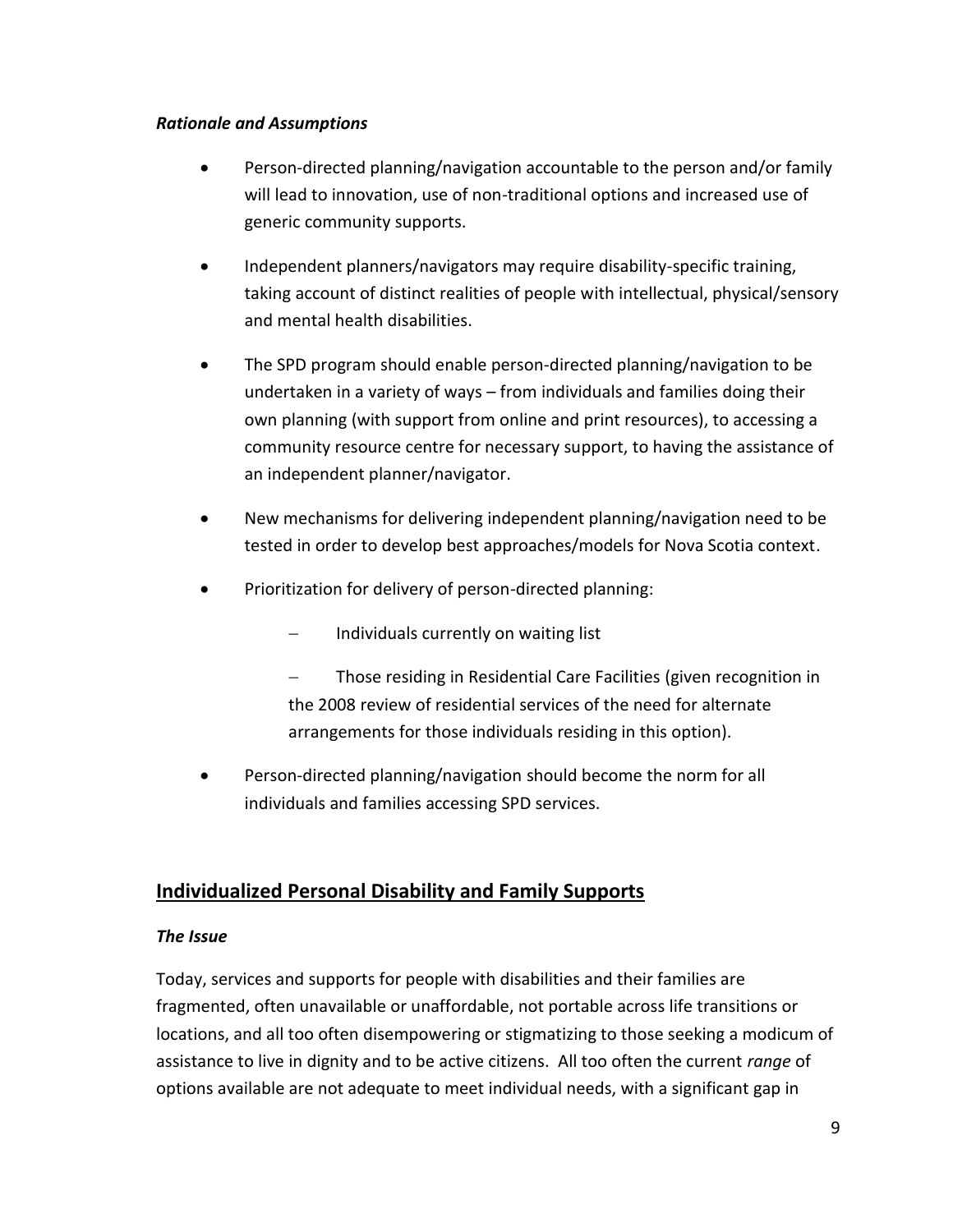### *Rationale and Assumptions*

- Person-directed planning/navigation accountable to the person and/or family will lead to innovation, use of non-traditional options and increased use of generic community supports.
- Independent planners/navigators may require disability-specific training, taking account of distinct realities of people with intellectual, physical/sensory and mental health disabilities.
- The SPD program should enable person-directed planning/navigation to be undertaken in a variety of ways – from individuals and families doing their own planning (with support from online and print resources), to accessing a community resource centre for necessary support, to having the assistance of an independent planner/navigator.
- New mechanisms for delivering independent planning/navigation need to be tested in order to develop best approaches/models for Nova Scotia context.
- Prioritization for delivery of person-directed planning:
  - Individuals currently on waiting list
  - Those residing in Residential Care Facilities (given recognition in the 2008 review of residential services of the need for alternate arrangements for those individuals residing in this option).
- Person-directed planning/navigation should become the norm for all individuals and families accessing SPD services.

## Individualized Personal Disability and Family Supports

### *The Issue*

Today, services and supports for people with disabilities and their families are fragmented, often unavailable or unaffordable, not portable across life transitions or locations, and all too often disempowering or stigmatizing to those seeking a modicum of assistance to live in dignity and to be active citizens. All too often the current *range* of options available are not adequate to meet individual needs, with a significant gap in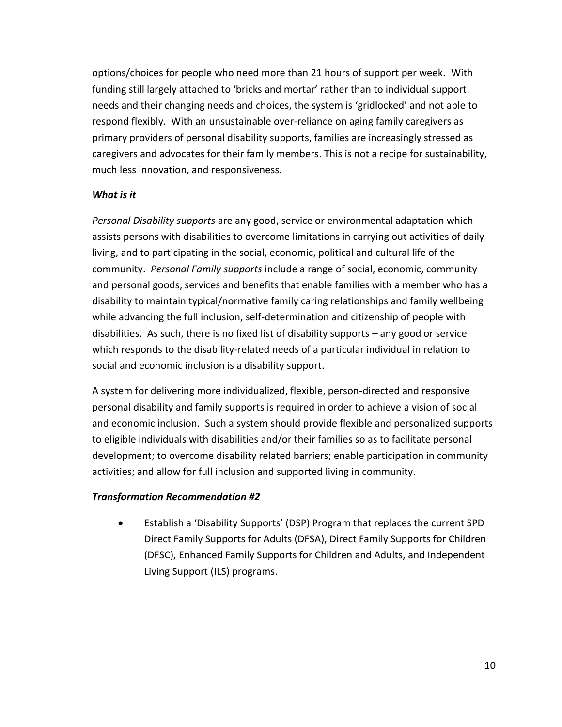options/choices for people who need more than 21 hours of support per week. With funding still largely attached to 'bricks and mortar' rather than to individual support needs and their changing needs and choices, the system is 'gridlocked' and not able to respond flexibly. With an unsustainable over-reliance on aging family caregivers as primary providers of personal disability supports, families are increasingly stressed as caregivers and advocates for their family members. This is not a recipe for sustainability, much less innovation, and responsiveness.

***What is it***

*Personal Disability supports* are any good, service or environmental adaptation which assists persons with disabilities to overcome limitations in carrying out activities of daily living, and to participating in the social, economic, political and cultural life of the community. *Personal Family supports* include a range of social, economic, community and personal goods, services and benefits that enable families with a member who has a disability to maintain typical/normative family caring relationships and family wellbeing while advancing the full inclusion, self-determination and citizenship of people with disabilities. As such, there is no fixed list of disability supports – any good or service which responds to the disability-related needs of a particular individual in relation to social and economic inclusion is a disability support.

A system for delivering more individualized, flexible, person-directed and responsive personal disability and family supports is required in order to achieve a vision of social and economic inclusion. Such a system should provide flexible and personalized supports to eligible individuals with disabilities and/or their families so as to facilitate personal development; to overcome disability related barriers; enable participation in community activities; and allow for full inclusion and supported living in community.

***Transformation Recommendation #2***

- Establish a 'Disability Supports' (DSP) Program that replaces the current SPD Direct Family Supports for Adults (DFSA), Direct Family Supports for Children (DFSC), Enhanced Family Supports for Children and Adults, and Independent Living Support (ILS) programs.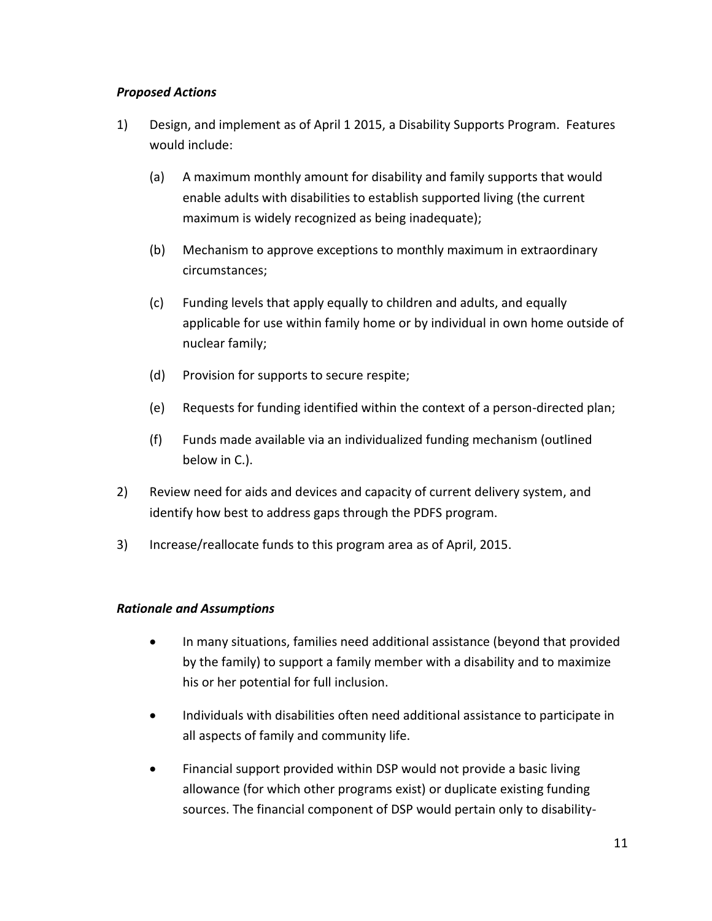***Proposed Actions***

1) Design, and implement as of April 1 2015, a Disability Supports Program. Features would include:

   (a) A maximum monthly amount for disability and family supports that would enable adults with disabilities to establish supported living (the current maximum is widely recognized as being inadequate);

   (b) Mechanism to approve exceptions to monthly maximum in extraordinary circumstances;

   (c) Funding levels that apply equally to children and adults, and equally applicable for use within family home or by individual in own home outside of nuclear family;

   (d) Provision for supports to secure respite;

   (e) Requests for funding identified within the context of a person-directed plan;

   (f) Funds made available via an individualized funding mechanism (outlined below in C.).

2) Review need for aids and devices and capacity of current delivery system, and identify how best to address gaps through the PDFS program.

3) Increase/reallocate funds to this program area as of April, 2015.

***Rationale and Assumptions***

- In many situations, families need additional assistance (beyond that provided by the family) to support a family member with a disability and to maximize his or her potential for full inclusion.
- Individuals with disabilities often need additional assistance to participate in all aspects of family and community life.
- Financial support provided within DSP would not provide a basic living allowance (for which other programs exist) or duplicate existing funding sources. The financial component of DSP would pertain only to disability-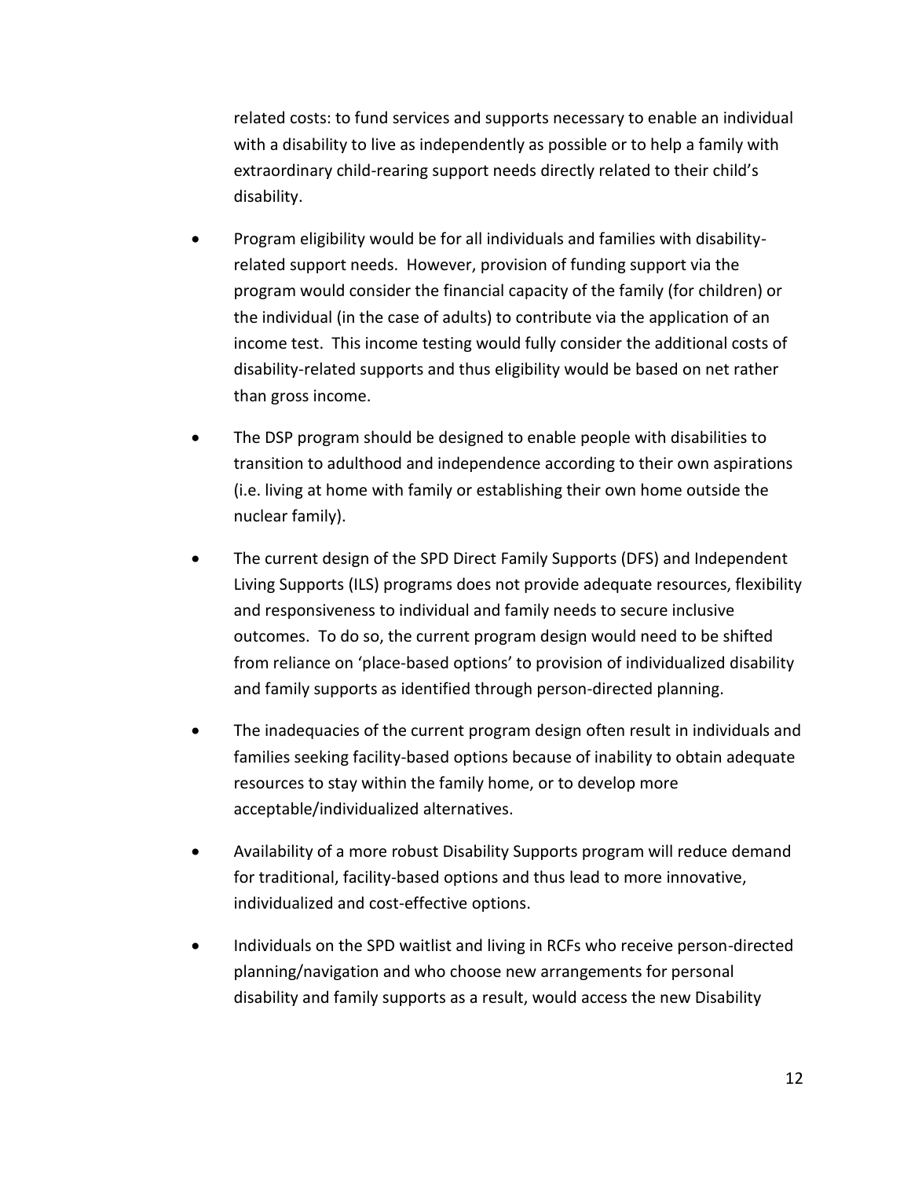related costs: to fund services and supports necessary to enable an individual with a disability to live as independently as possible or to help a family with extraordinary child-rearing support needs directly related to their child's disability.

- Program eligibility would be for all individuals and families with disability-related support needs. However, provision of funding support via the program would consider the financial capacity of the family (for children) or the individual (in the case of adults) to contribute via the application of an income test. This income testing would fully consider the additional costs of disability-related supports and thus eligibility would be based on net rather than gross income.
- The DSP program should be designed to enable people with disabilities to transition to adulthood and independence according to their own aspirations (i.e. living at home with family or establishing their own home outside the nuclear family).
- The current design of the SPD Direct Family Supports (DFS) and Independent Living Supports (ILS) programs does not provide adequate resources, flexibility and responsiveness to individual and family needs to secure inclusive outcomes. To do so, the current program design would need to be shifted from reliance on 'place-based options' to provision of individualized disability and family supports as identified through person-directed planning.
- The inadequacies of the current program design often result in individuals and families seeking facility-based options because of inability to obtain adequate resources to stay within the family home, or to develop more acceptable/individualized alternatives.
- Availability of a more robust Disability Supports program will reduce demand for traditional, facility-based options and thus lead to more innovative, individualized and cost-effective options.
- Individuals on the SPD waitlist and living in RCFs who receive person-directed planning/navigation and who choose new arrangements for personal disability and family supports as a result, would access the new Disability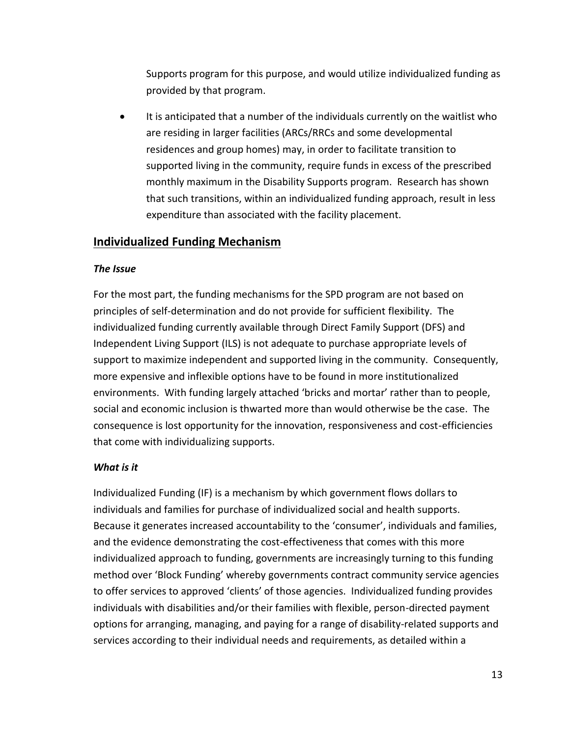Supports program for this purpose, and would utilize individualized funding as provided by that program.

- It is anticipated that a number of the individuals currently on the waitlist who are residing in larger facilities (ARCs/RRCs and some developmental residences and group homes) may, in order to facilitate transition to supported living in the community, require funds in excess of the prescribed monthly maximum in the Disability Supports program. Research has shown that such transitions, within an individualized funding approach, result in less expenditure than associated with the facility placement.

## Individualized Funding Mechanism

### *The Issue*

For the most part, the funding mechanisms for the SPD program are not based on principles of self-determination and do not provide for sufficient flexibility. The individualized funding currently available through Direct Family Support (DFS) and Independent Living Support (ILS) is not adequate to purchase appropriate levels of support to maximize independent and supported living in the community. Consequently, more expensive and inflexible options have to be found in more institutionalized environments. With funding largely attached 'bricks and mortar' rather than to people, social and economic inclusion is thwarted more than would otherwise be the case. The consequence is lost opportunity for the innovation, responsiveness and cost-efficiencies that come with individualizing supports.

### *What is it*

Individualized Funding (IF) is a mechanism by which government flows dollars to individuals and families for purchase of individualized social and health supports. Because it generates increased accountability to the 'consumer', individuals and families, and the evidence demonstrating the cost-effectiveness that comes with this more individualized approach to funding, governments are increasingly turning to this funding method over 'Block Funding' whereby governments contract community service agencies to offer services to approved 'clients' of those agencies. Individualized funding provides individuals with disabilities and/or their families with flexible, person-directed payment options for arranging, managing, and paying for a range of disability-related supports and services according to their individual needs and requirements, as detailed within a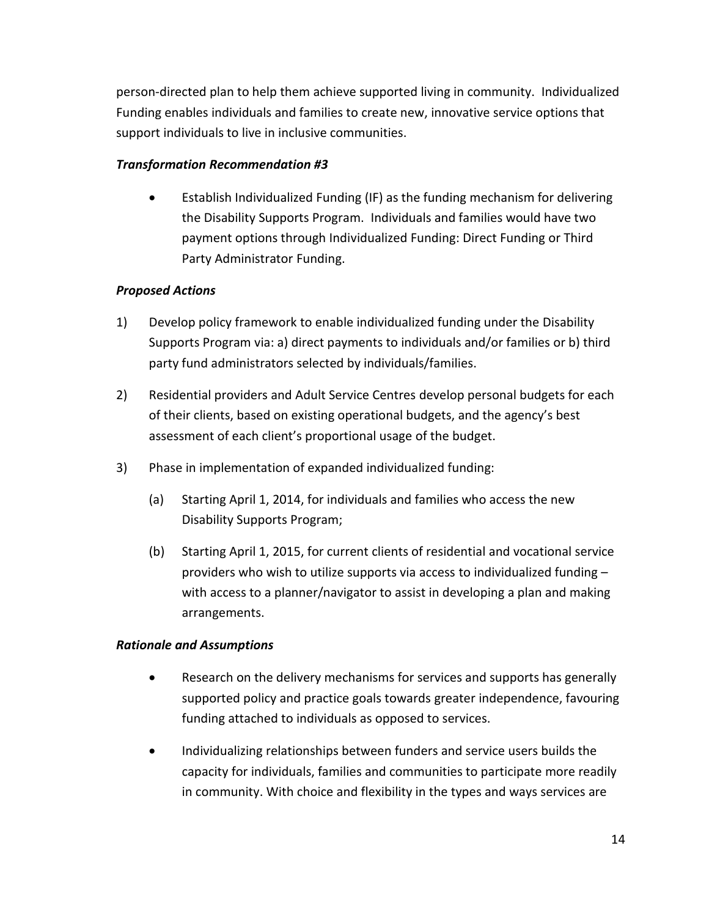person-directed plan to help them achieve supported living in community. Individualized Funding enables individuals and families to create new, innovative service options that support individuals to live in inclusive communities.

***Transformation Recommendation #3***

- Establish Individualized Funding (IF) as the funding mechanism for delivering the Disability Supports Program. Individuals and families would have two payment options through Individualized Funding: Direct Funding or Third Party Administrator Funding.

***Proposed Actions***

1) Develop policy framework to enable individualized funding under the Disability Supports Program via: a) direct payments to individuals and/or families or b) third party fund administrators selected by individuals/families.

2) Residential providers and Adult Service Centres develop personal budgets for each of their clients, based on existing operational budgets, and the agency's best assessment of each client's proportional usage of the budget.

3) Phase in implementation of expanded individualized funding:

   (a) Starting April 1, 2014, for individuals and families who access the new Disability Supports Program;

   (b) Starting April 1, 2015, for current clients of residential and vocational service providers who wish to utilize supports via access to individualized funding – with access to a planner/navigator to assist in developing a plan and making arrangements.

***Rationale and Assumptions***

- Research on the delivery mechanisms for services and supports has generally supported policy and practice goals towards greater independence, favouring funding attached to individuals as opposed to services.

- Individualizing relationships between funders and service users builds the capacity for individuals, families and communities to participate more readily in community. With choice and flexibility in the types and ways services are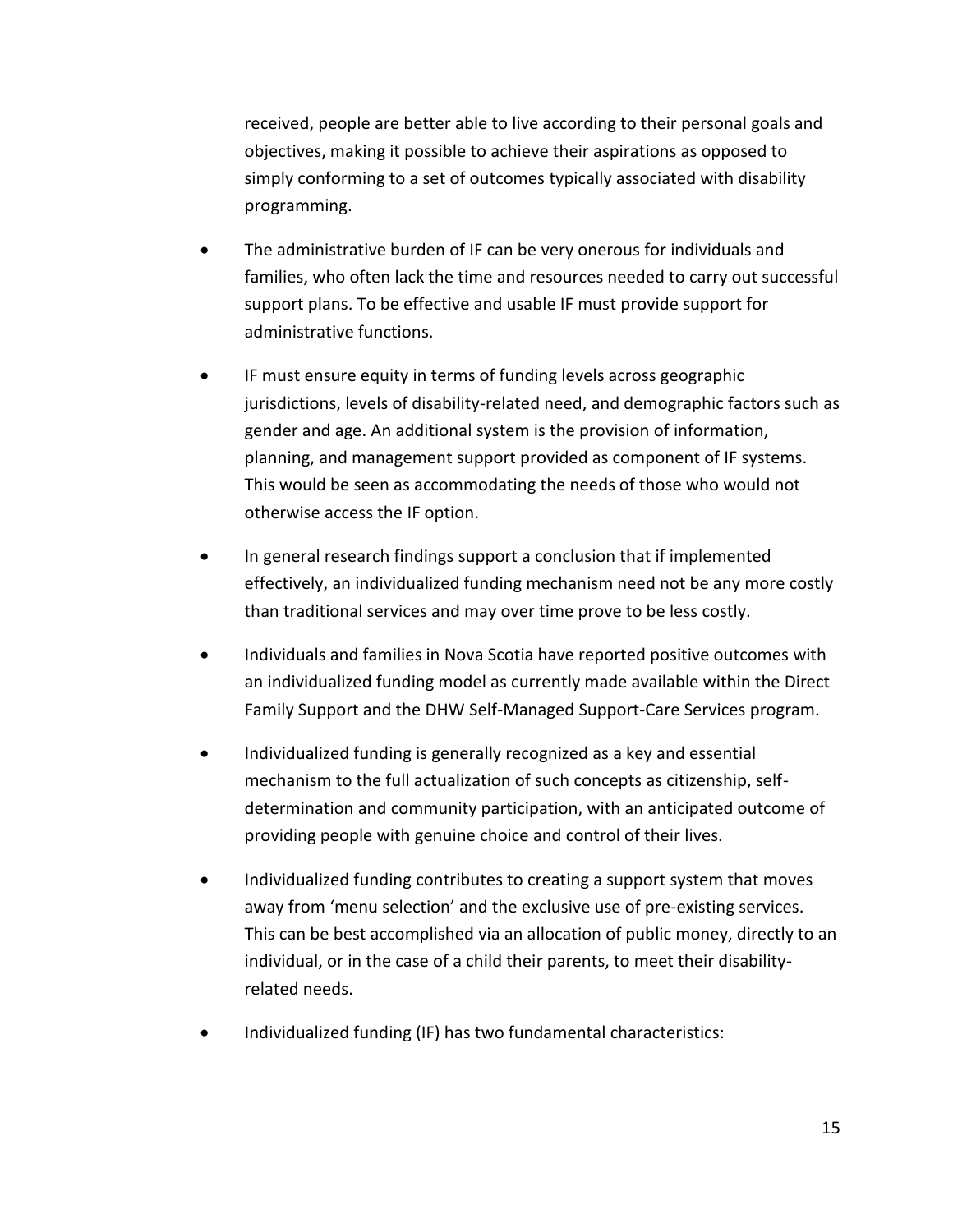received, people are better able to live according to their personal goals and objectives, making it possible to achieve their aspirations as opposed to simply conforming to a set of outcomes typically associated with disability programming.

- The administrative burden of IF can be very onerous for individuals and families, who often lack the time and resources needed to carry out successful support plans. To be effective and usable IF must provide support for administrative functions.
- IF must ensure equity in terms of funding levels across geographic jurisdictions, levels of disability-related need, and demographic factors such as gender and age. An additional system is the provision of information, planning, and management support provided as component of IF systems. This would be seen as accommodating the needs of those who would not otherwise access the IF option.
- In general research findings support a conclusion that if implemented effectively, an individualized funding mechanism need not be any more costly than traditional services and may over time prove to be less costly.
- Individuals and families in Nova Scotia have reported positive outcomes with an individualized funding model as currently made available within the Direct Family Support and the DHW Self-Managed Support-Care Services program.
- Individualized funding is generally recognized as a key and essential mechanism to the full actualization of such concepts as citizenship, self-determination and community participation, with an anticipated outcome of providing people with genuine choice and control of their lives.
- Individualized funding contributes to creating a support system that moves away from 'menu selection' and the exclusive use of pre-existing services. This can be best accomplished via an allocation of public money, directly to an individual, or in the case of a child their parents, to meet their disability-related needs.
- Individualized funding (IF) has two fundamental characteristics: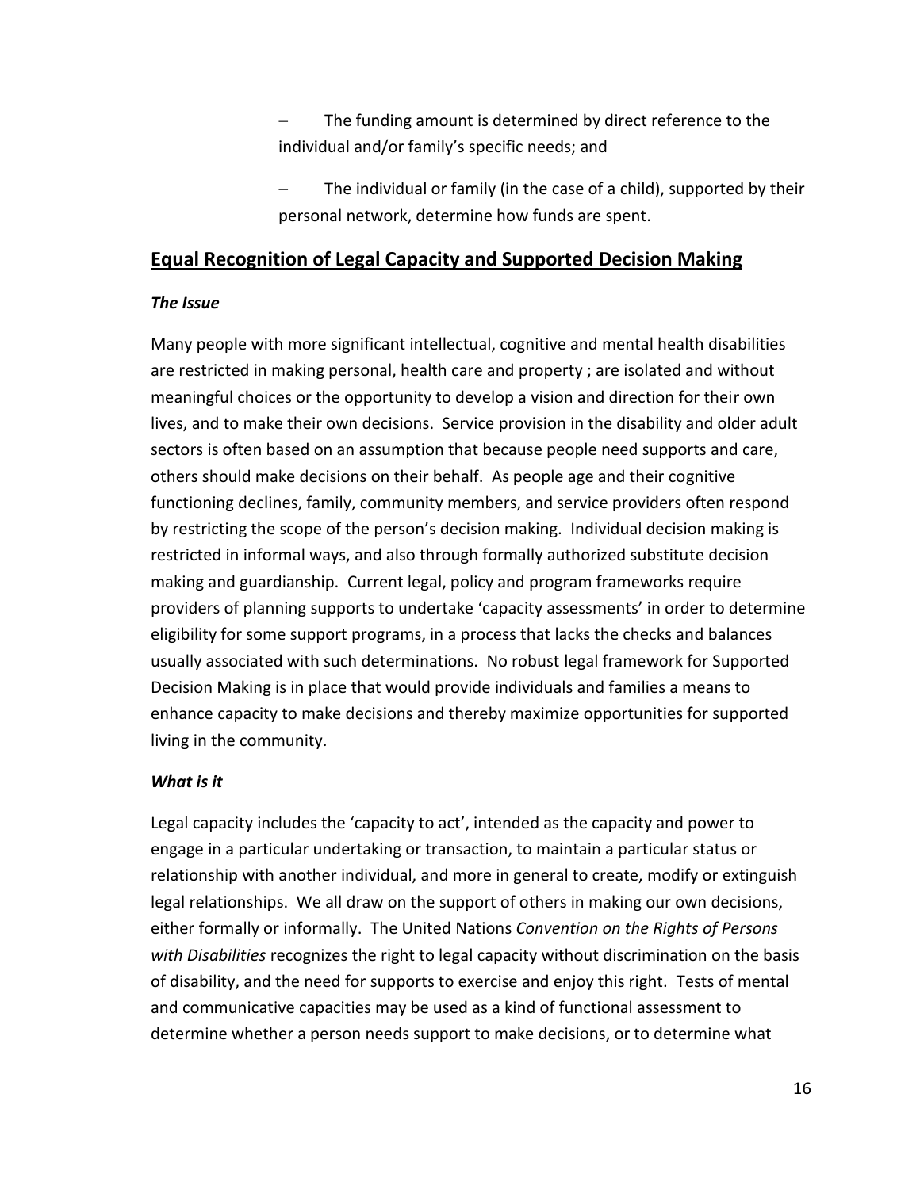- The funding amount is determined by direct reference to the individual and/or family's specific needs; and

- The individual or family (in the case of a child), supported by their personal network, determine how funds are spent.

## Equal Recognition of Legal Capacity and Supported Decision Making

***The Issue***

Many people with more significant intellectual, cognitive and mental health disabilities are restricted in making personal, health care and property ; are isolated and without meaningful choices or the opportunity to develop a vision and direction for their own lives, and to make their own decisions. Service provision in the disability and older adult sectors is often based on an assumption that because people need supports and care, others should make decisions on their behalf. As people age and their cognitive functioning declines, family, community members, and service providers often respond by restricting the scope of the person's decision making. Individual decision making is restricted in informal ways, and also through formally authorized substitute decision making and guardianship. Current legal, policy and program frameworks require providers of planning supports to undertake 'capacity assessments' in order to determine eligibility for some support programs, in a process that lacks the checks and balances usually associated with such determinations. No robust legal framework for Supported Decision Making is in place that would provide individuals and families a means to enhance capacity to make decisions and thereby maximize opportunities for supported living in the community.

***What is it***

Legal capacity includes the 'capacity to act', intended as the capacity and power to engage in a particular undertaking or transaction, to maintain a particular status or relationship with another individual, and more in general to create, modify or extinguish legal relationships. We all draw on the support of others in making our own decisions, either formally or informally. The United Nations *Convention on the Rights of Persons with Disabilities* recognizes the right to legal capacity without discrimination on the basis of disability, and the need for supports to exercise and enjoy this right. Tests of mental and communicative capacities may be used as a kind of functional assessment to determine whether a person needs support to make decisions, or to determine what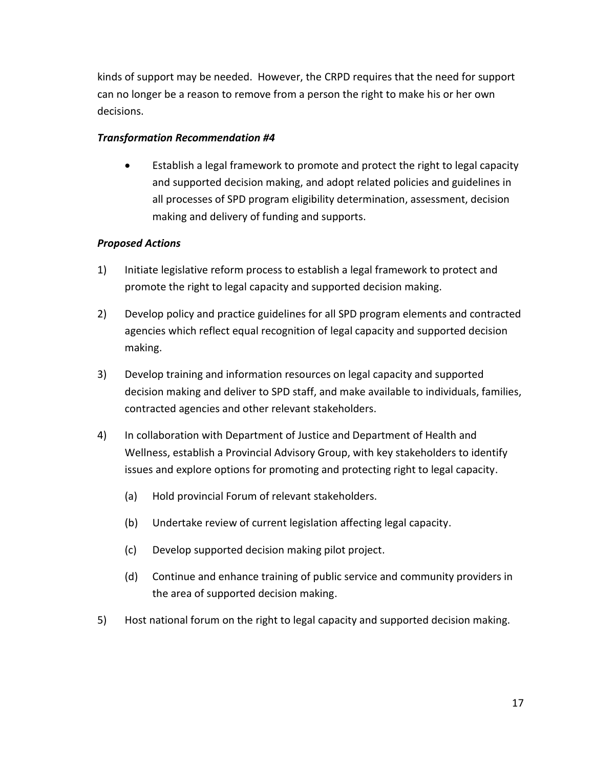kinds of support may be needed. However, the CRPD requires that the need for support can no longer be a reason to remove from a person the right to make his or her own decisions.

***Transformation Recommendation #4***

- Establish a legal framework to promote and protect the right to legal capacity and supported decision making, and adopt related policies and guidelines in all processes of SPD program eligibility determination, assessment, decision making and delivery of funding and supports.

***Proposed Actions***

1) Initiate legislative reform process to establish a legal framework to protect and promote the right to legal capacity and supported decision making.

2) Develop policy and practice guidelines for all SPD program elements and contracted agencies which reflect equal recognition of legal capacity and supported decision making.

3) Develop training and information resources on legal capacity and supported decision making and deliver to SPD staff, and make available to individuals, families, contracted agencies and other relevant stakeholders.

4) In collaboration with Department of Justice and Department of Health and Wellness, establish a Provincial Advisory Group, with key stakeholders to identify issues and explore options for promoting and protecting right to legal capacity.

   (a) Hold provincial Forum of relevant stakeholders.

   (b) Undertake review of current legislation affecting legal capacity.

   (c) Develop supported decision making pilot project.

   (d) Continue and enhance training of public service and community providers in the area of supported decision making.

5) Host national forum on the right to legal capacity and supported decision making.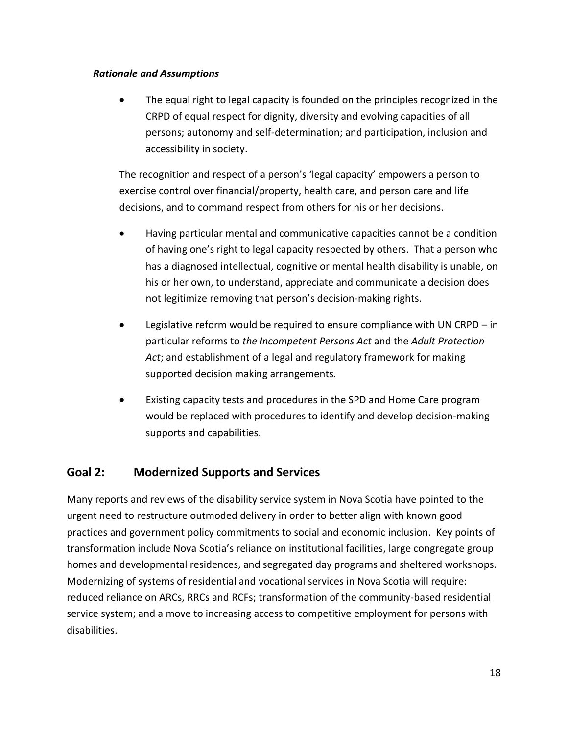***Rationale and Assumptions***

- The equal right to legal capacity is founded on the principles recognized in the CRPD of equal respect for dignity, diversity and evolving capacities of all persons; autonomy and self-determination; and participation, inclusion and accessibility in society.

  The recognition and respect of a person's 'legal capacity' empowers a person to exercise control over financial/property, health care, and person care and life decisions, and to command respect from others for his or her decisions.

- Having particular mental and communicative capacities cannot be a condition of having one's right to legal capacity respected by others. That a person who has a diagnosed intellectual, cognitive or mental health disability is unable, on his or her own, to understand, appreciate and communicate a decision does not legitimize removing that person's decision-making rights.

- Legislative reform would be required to ensure compliance with UN CRPD – in particular reforms to *the Incompetent Persons Act* and the *Adult Protection Act*; and establishment of a legal and regulatory framework for making supported decision making arrangements.

- Existing capacity tests and procedures in the SPD and Home Care program would be replaced with procedures to identify and develop decision-making supports and capabilities.

## Goal 2: Modernized Supports and Services

Many reports and reviews of the disability service system in Nova Scotia have pointed to the urgent need to restructure outmoded delivery in order to better align with known good practices and government policy commitments to social and economic inclusion. Key points of transformation include Nova Scotia's reliance on institutional facilities, large congregate group homes and developmental residences, and segregated day programs and sheltered workshops. Modernizing of systems of residential and vocational services in Nova Scotia will require: reduced reliance on ARCs, RRCs and RCFs; transformation of the community-based residential service system; and a move to increasing access to competitive employment for persons with disabilities.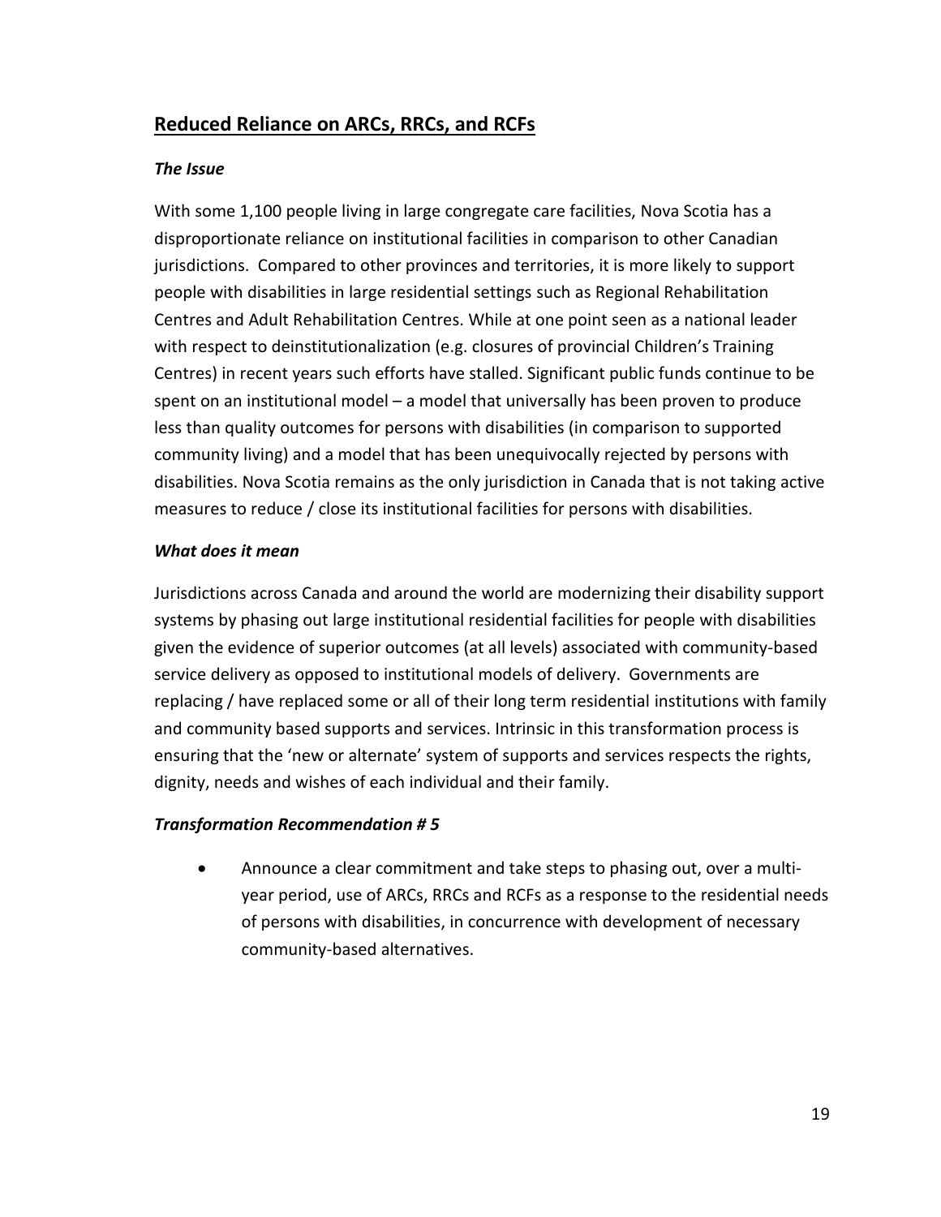## Reduced Reliance on ARCs, RRCs, and RCFs

### *The Issue*

With some 1,100 people living in large congregate care facilities, Nova Scotia has a disproportionate reliance on institutional facilities in comparison to other Canadian jurisdictions. Compared to other provinces and territories, it is more likely to support people with disabilities in large residential settings such as Regional Rehabilitation Centres and Adult Rehabilitation Centres. While at one point seen as a national leader with respect to deinstitutionalization (e.g. closures of provincial Children's Training Centres) in recent years such efforts have stalled. Significant public funds continue to be spent on an institutional model – a model that universally has been proven to produce less than quality outcomes for persons with disabilities (in comparison to supported community living) and a model that has been unequivocally rejected by persons with disabilities. Nova Scotia remains as the only jurisdiction in Canada that is not taking active measures to reduce / close its institutional facilities for persons with disabilities.

### *What does it mean*

Jurisdictions across Canada and around the world are modernizing their disability support systems by phasing out large institutional residential facilities for people with disabilities given the evidence of superior outcomes (at all levels) associated with community-based service delivery as opposed to institutional models of delivery. Governments are replacing / have replaced some or all of their long term residential institutions with family and community based supports and services. Intrinsic in this transformation process is ensuring that the 'new or alternate' system of supports and services respects the rights, dignity, needs and wishes of each individual and their family.

### *Transformation Recommendation # 5*

- Announce a clear commitment and take steps to phasing out, over a multi-year period, use of ARCs, RRCs and RCFs as a response to the residential needs of persons with disabilities, in concurrence with development of necessary community-based alternatives.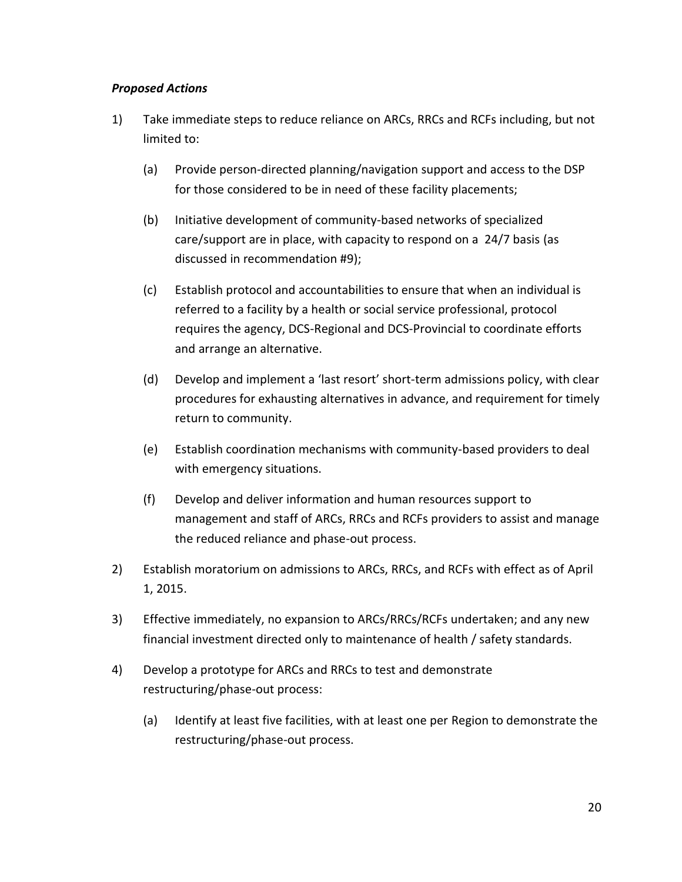***Proposed Actions***

1) Take immediate steps to reduce reliance on ARCs, RRCs and RCFs including, but not limited to:

   (a) Provide person-directed planning/navigation support and access to the DSP for those considered to be in need of these facility placements;

   (b) Initiative development of community-based networks of specialized care/support are in place, with capacity to respond on a 24/7 basis (as discussed in recommendation #9);

   (c) Establish protocol and accountabilities to ensure that when an individual is referred to a facility by a health or social service professional, protocol requires the agency, DCS-Regional and DCS-Provincial to coordinate efforts and arrange an alternative.

   (d) Develop and implement a 'last resort' short-term admissions policy, with clear procedures for exhausting alternatives in advance, and requirement for timely return to community.

   (e) Establish coordination mechanisms with community-based providers to deal with emergency situations.

   (f) Develop and deliver information and human resources support to management and staff of ARCs, RRCs and RCFs providers to assist and manage the reduced reliance and phase-out process.

2) Establish moratorium on admissions to ARCs, RRCs, and RCFs with effect as of April 1, 2015.

3) Effective immediately, no expansion to ARCs/RRCs/RCFs undertaken; and any new financial investment directed only to maintenance of health / safety standards.

4) Develop a prototype for ARCs and RRCs to test and demonstrate restructuring/phase-out process:

   (a) Identify at least five facilities, with at least one per Region to demonstrate the restructuring/phase-out process.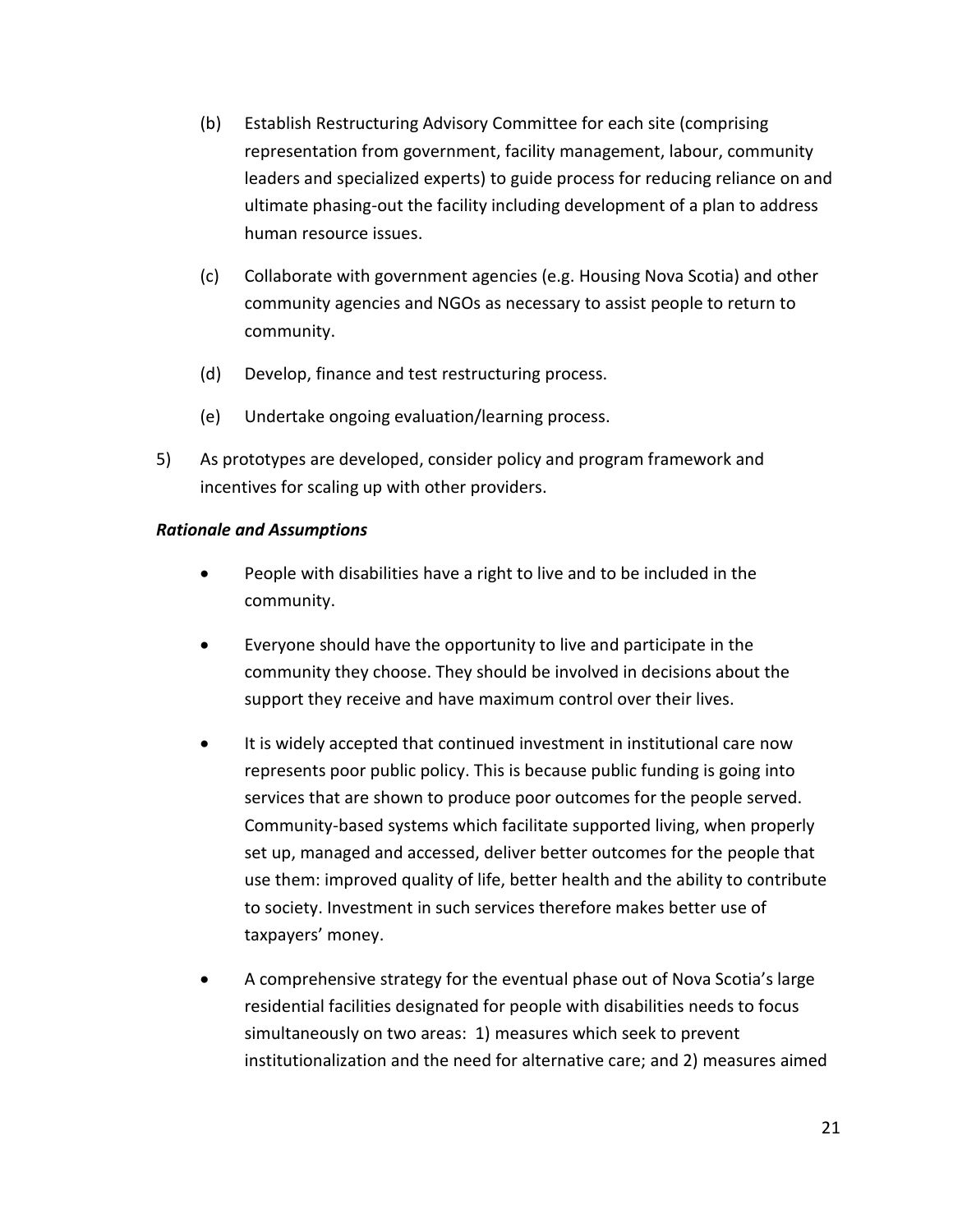(b) Establish Restructuring Advisory Committee for each site (comprising representation from government, facility management, labour, community leaders and specialized experts) to guide process for reducing reliance on and ultimate phasing-out the facility including development of a plan to address human resource issues.

(c) Collaborate with government agencies (e.g. Housing Nova Scotia) and other community agencies and NGOs as necessary to assist people to return to community.

(d) Develop, finance and test restructuring process.

(e) Undertake ongoing evaluation/learning process.

5) As prototypes are developed, consider policy and program framework and incentives for scaling up with other providers.

***Rationale and Assumptions***

- People with disabilities have a right to live and to be included in the community.
- Everyone should have the opportunity to live and participate in the community they choose. They should be involved in decisions about the support they receive and have maximum control over their lives.
- It is widely accepted that continued investment in institutional care now represents poor public policy. This is because public funding is going into services that are shown to produce poor outcomes for the people served. Community-based systems which facilitate supported living, when properly set up, managed and accessed, deliver better outcomes for the people that use them: improved quality of life, better health and the ability to contribute to society. Investment in such services therefore makes better use of taxpayers' money.
- A comprehensive strategy for the eventual phase out of Nova Scotia's large residential facilities designated for people with disabilities needs to focus simultaneously on two areas: 1) measures which seek to prevent institutionalization and the need for alternative care; and 2) measures aimed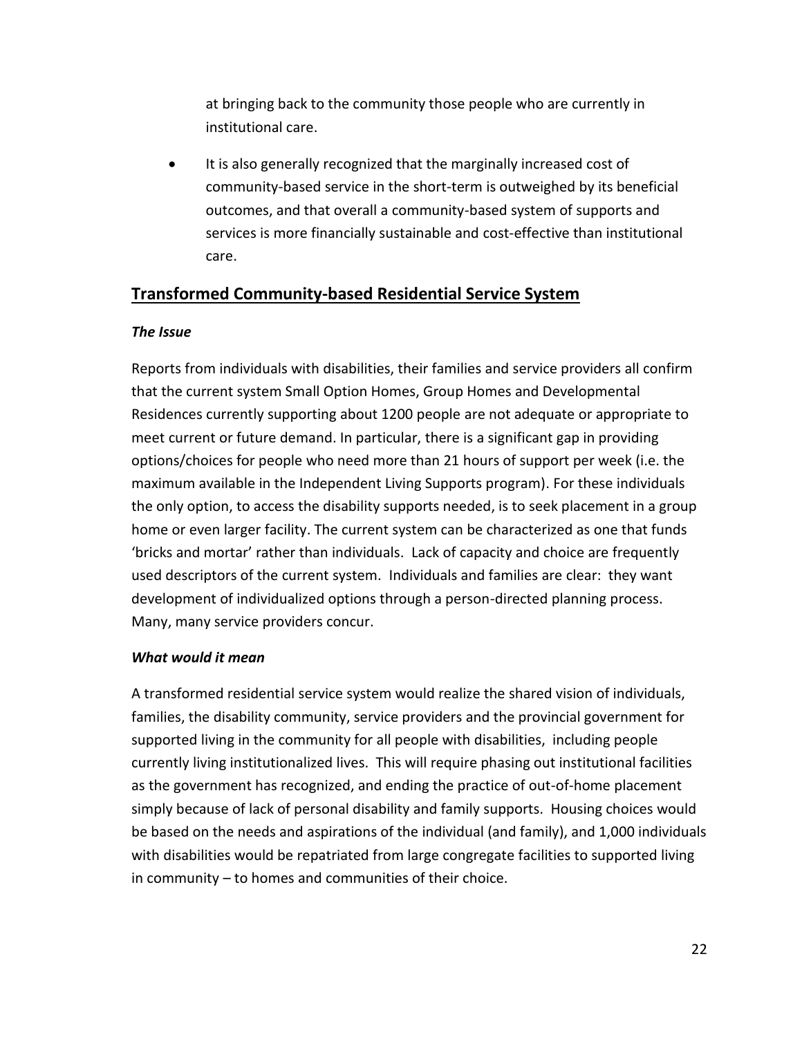at bringing back to the community those people who are currently in institutional care.

- It is also generally recognized that the marginally increased cost of community-based service in the short-term is outweighed by its beneficial outcomes, and that overall a community-based system of supports and services is more financially sustainable and cost-effective than institutional care.

## Transformed Community-based Residential Service System

***The Issue***

Reports from individuals with disabilities, their families and service providers all confirm that the current system Small Option Homes, Group Homes and Developmental Residences currently supporting about 1200 people are not adequate or appropriate to meet current or future demand. In particular, there is a significant gap in providing options/choices for people who need more than 21 hours of support per week (i.e. the maximum available in the Independent Living Supports program). For these individuals the only option, to access the disability supports needed, is to seek placement in a group home or even larger facility. The current system can be characterized as one that funds 'bricks and mortar' rather than individuals. Lack of capacity and choice are frequently used descriptors of the current system. Individuals and families are clear: they want development of individualized options through a person-directed planning process. Many, many service providers concur.

***What would it mean***

A transformed residential service system would realize the shared vision of individuals, families, the disability community, service providers and the provincial government for supported living in the community for all people with disabilities, including people currently living institutionalized lives. This will require phasing out institutional facilities as the government has recognized, and ending the practice of out-of-home placement simply because of lack of personal disability and family supports. Housing choices would be based on the needs and aspirations of the individual (and family), and 1,000 individuals with disabilities would be repatriated from large congregate facilities to supported living in community – to homes and communities of their choice.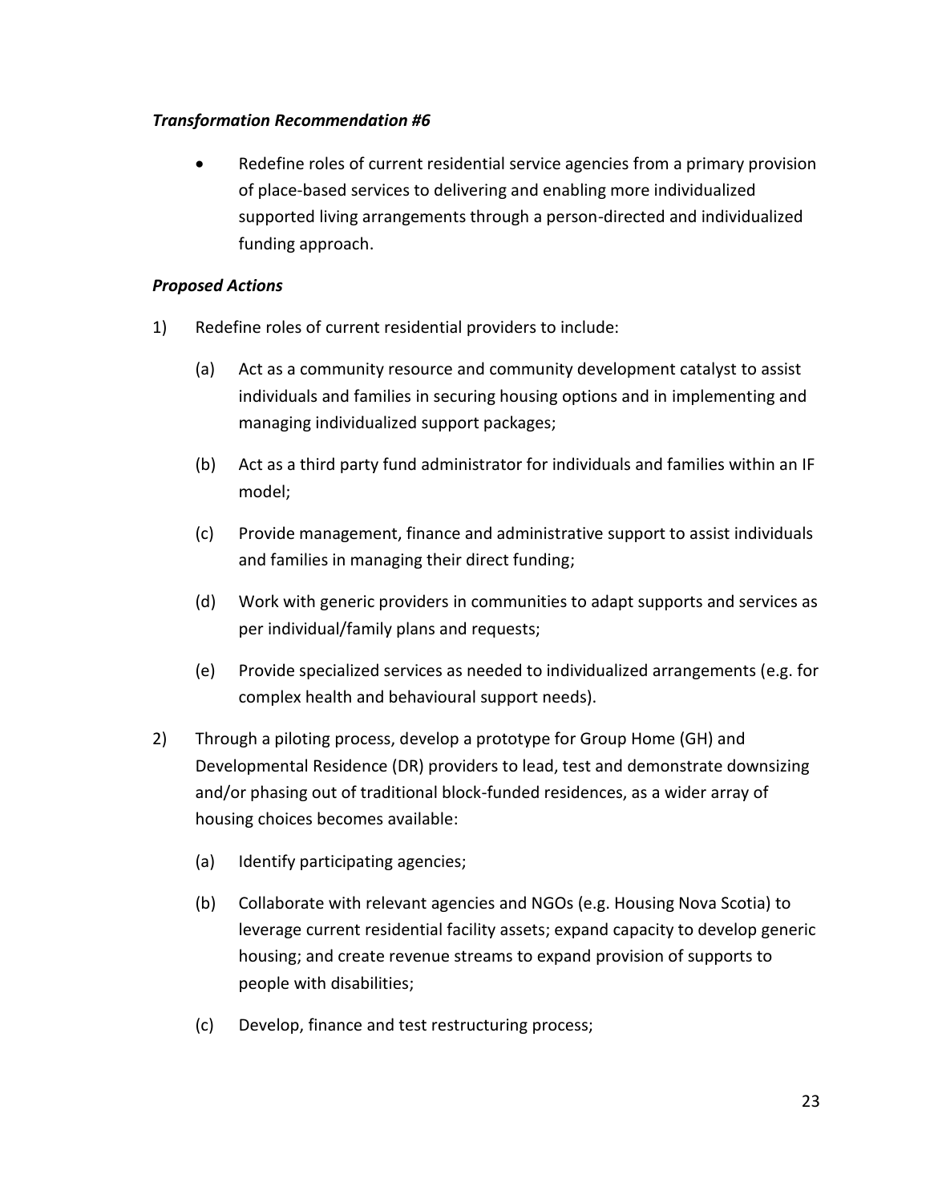***Transformation Recommendation #6***

- Redefine roles of current residential service agencies from a primary provision of place-based services to delivering and enabling more individualized supported living arrangements through a person-directed and individualized funding approach.

***Proposed Actions***

1) Redefine roles of current residential providers to include:

    (a) Act as a community resource and community development catalyst to assist individuals and families in securing housing options and in implementing and managing individualized support packages;

    (b) Act as a third party fund administrator for individuals and families within an IF model;

    (c) Provide management, finance and administrative support to assist individuals and families in managing their direct funding;

    (d) Work with generic providers in communities to adapt supports and services as per individual/family plans and requests;

    (e) Provide specialized services as needed to individualized arrangements (e.g. for complex health and behavioural support needs).

2) Through a piloting process, develop a prototype for Group Home (GH) and Developmental Residence (DR) providers to lead, test and demonstrate downsizing and/or phasing out of traditional block-funded residences, as a wider array of housing choices becomes available:

    (a) Identify participating agencies;

    (b) Collaborate with relevant agencies and NGOs (e.g. Housing Nova Scotia) to leverage current residential facility assets; expand capacity to develop generic housing; and create revenue streams to expand provision of supports to people with disabilities;

    (c) Develop, finance and test restructuring process;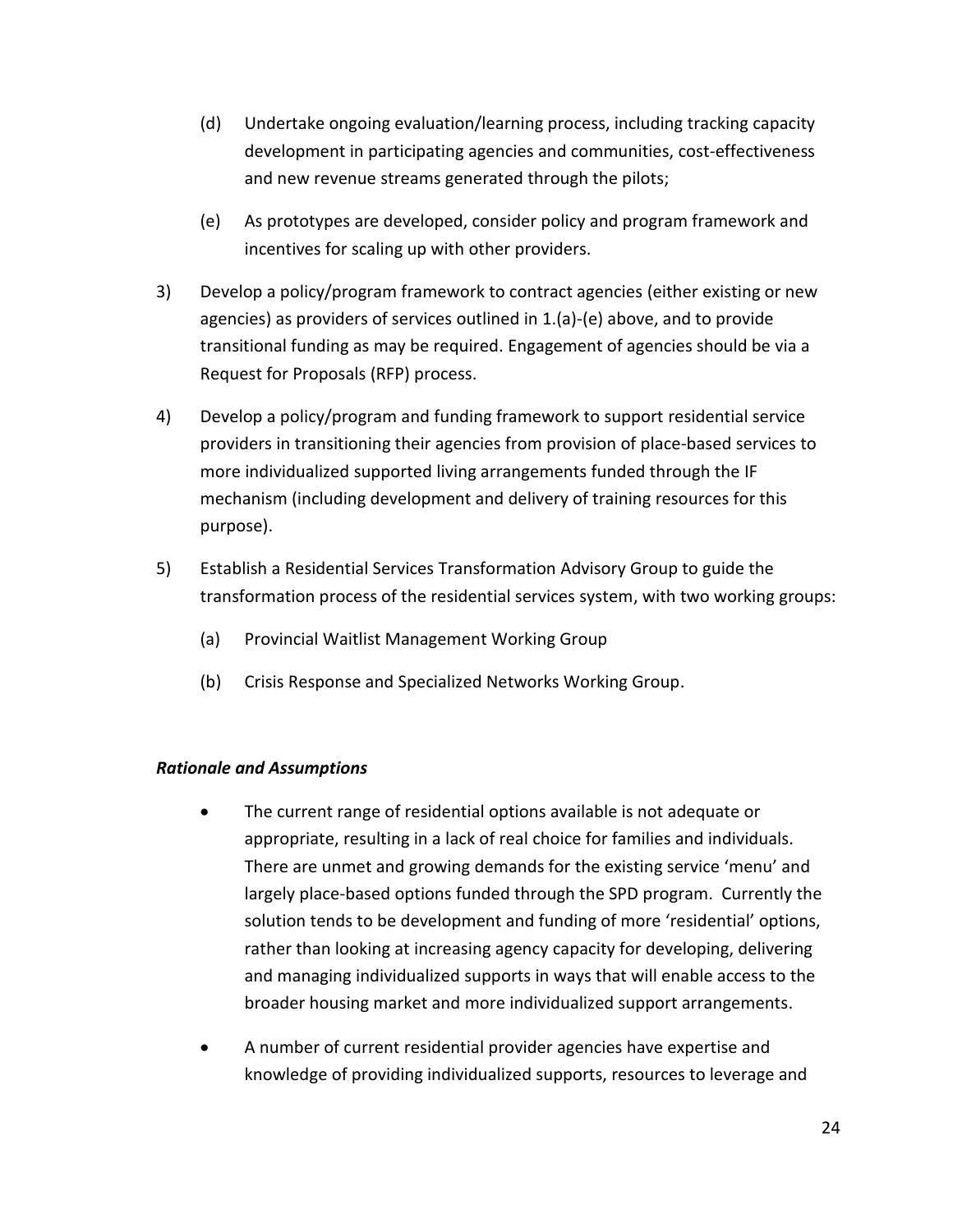(d) Undertake ongoing evaluation/learning process, including tracking capacity development in participating agencies and communities, cost-effectiveness and new revenue streams generated through the pilots;

(e) As prototypes are developed, consider policy and program framework and incentives for scaling up with other providers.

3) Develop a policy/program framework to contract agencies (either existing or new agencies) as providers of services outlined in 1.(a)-(e) above, and to provide transitional funding as may be required. Engagement of agencies should be via a Request for Proposals (RFP) process.

4) Develop a policy/program and funding framework to support residential service providers in transitioning their agencies from provision of place-based services to more individualized supported living arrangements funded through the IF mechanism (including development and delivery of training resources for this purpose).

5) Establish a Residential Services Transformation Advisory Group to guide the transformation process of the residential services system, with two working groups:

   (a) Provincial Waitlist Management Working Group

   (b) Crisis Response and Specialized Networks Working Group.

***Rationale and Assumptions***

- The current range of residential options available is not adequate or appropriate, resulting in a lack of real choice for families and individuals. There are unmet and growing demands for the existing service 'menu' and largely place-based options funded through the SPD program. Currently the solution tends to be development and funding of more 'residential' options, rather than looking at increasing agency capacity for developing, delivering and managing individualized supports in ways that will enable access to the broader housing market and more individualized support arrangements.

- A number of current residential provider agencies have expertise and knowledge of providing individualized supports, resources to leverage and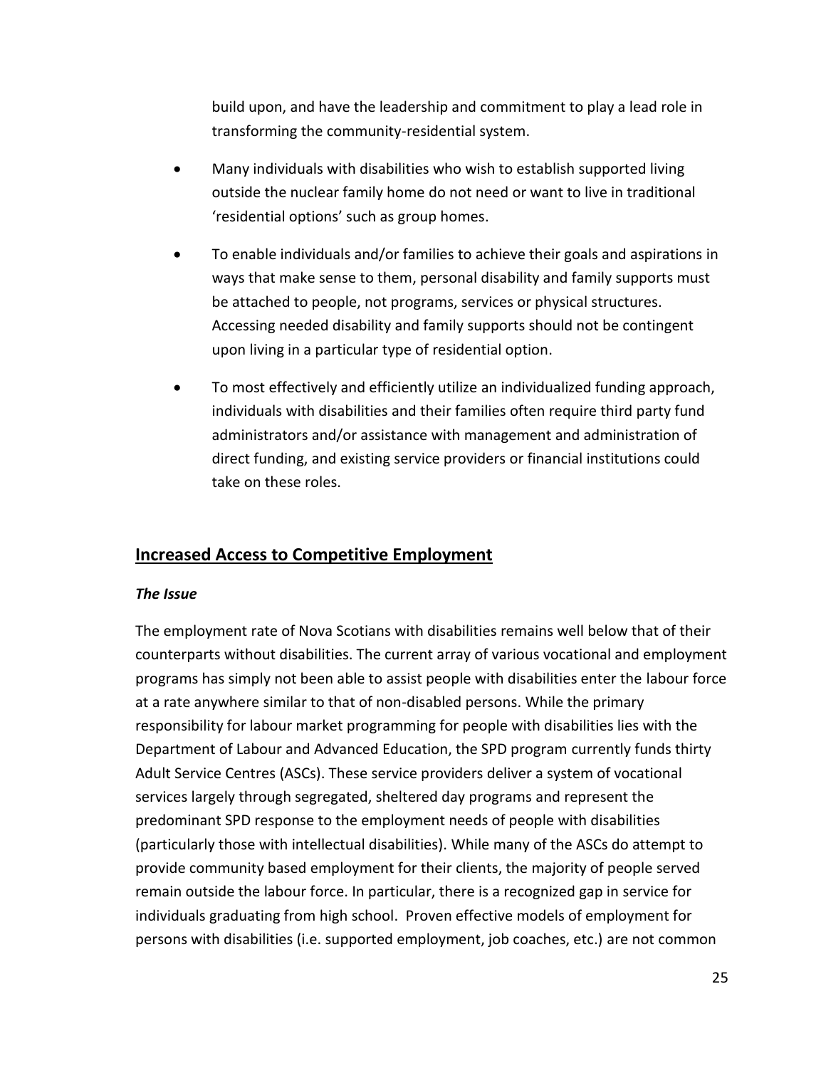build upon, and have the leadership and commitment to play a lead role in transforming the community-residential system.

- Many individuals with disabilities who wish to establish supported living outside the nuclear family home do not need or want to live in traditional 'residential options' such as group homes.

- To enable individuals and/or families to achieve their goals and aspirations in ways that make sense to them, personal disability and family supports must be attached to people, not programs, services or physical structures. Accessing needed disability and family supports should not be contingent upon living in a particular type of residential option.

- To most effectively and efficiently utilize an individualized funding approach, individuals with disabilities and their families often require third party fund administrators and/or assistance with management and administration of direct funding, and existing service providers or financial institutions could take on these roles.

## Increased Access to Competitive Employment

***The Issue***

The employment rate of Nova Scotians with disabilities remains well below that of their counterparts without disabilities. The current array of various vocational and employment programs has simply not been able to assist people with disabilities enter the labour force at a rate anywhere similar to that of non-disabled persons. While the primary responsibility for labour market programming for people with disabilities lies with the Department of Labour and Advanced Education, the SPD program currently funds thirty Adult Service Centres (ASCs). These service providers deliver a system of vocational services largely through segregated, sheltered day programs and represent the predominant SPD response to the employment needs of people with disabilities (particularly those with intellectual disabilities). While many of the ASCs do attempt to provide community based employment for their clients, the majority of people served remain outside the labour force. In particular, there is a recognized gap in service for individuals graduating from high school. Proven effective models of employment for persons with disabilities (i.e. supported employment, job coaches, etc.) are not common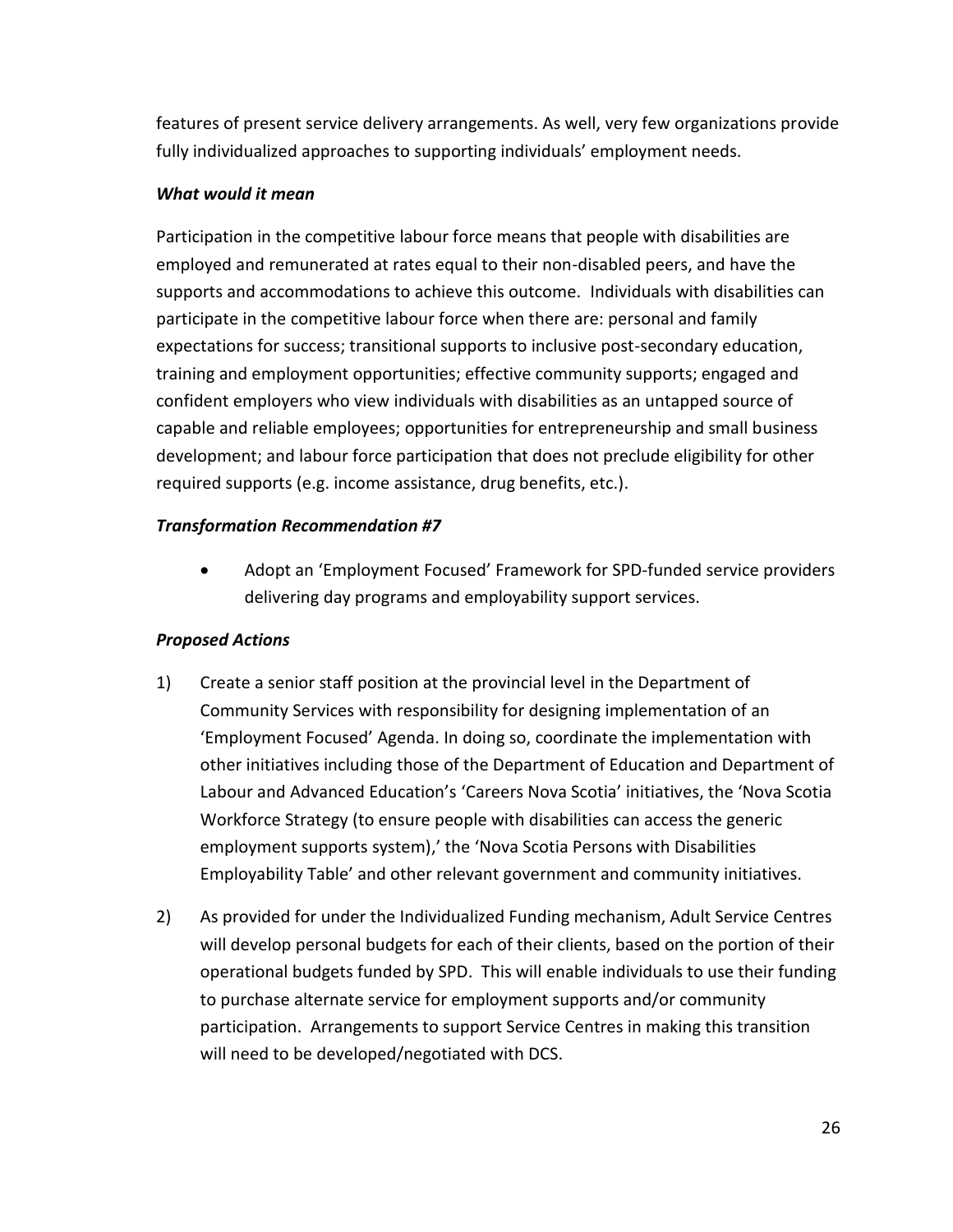features of present service delivery arrangements. As well, very few organizations provide fully individualized approaches to supporting individuals' employment needs.

***What would it mean***

Participation in the competitive labour force means that people with disabilities are employed and remunerated at rates equal to their non-disabled peers, and have the supports and accommodations to achieve this outcome. Individuals with disabilities can participate in the competitive labour force when there are: personal and family expectations for success; transitional supports to inclusive post-secondary education, training and employment opportunities; effective community supports; engaged and confident employers who view individuals with disabilities as an untapped source of capable and reliable employees; opportunities for entrepreneurship and small business development; and labour force participation that does not preclude eligibility for other required supports (e.g. income assistance, drug benefits, etc.).

***Transformation Recommendation #7***

- Adopt an 'Employment Focused' Framework for SPD-funded service providers delivering day programs and employability support services.

***Proposed Actions***

1) Create a senior staff position at the provincial level in the Department of Community Services with responsibility for designing implementation of an 'Employment Focused' Agenda. In doing so, coordinate the implementation with other initiatives including those of the Department of Education and Department of Labour and Advanced Education's 'Careers Nova Scotia' initiatives, the 'Nova Scotia Workforce Strategy (to ensure people with disabilities can access the generic employment supports system),' the 'Nova Scotia Persons with Disabilities Employability Table' and other relevant government and community initiatives.

2) As provided for under the Individualized Funding mechanism, Adult Service Centres will develop personal budgets for each of their clients, based on the portion of their operational budgets funded by SPD. This will enable individuals to use their funding to purchase alternate service for employment supports and/or community participation. Arrangements to support Service Centres in making this transition will need to be developed/negotiated with DCS.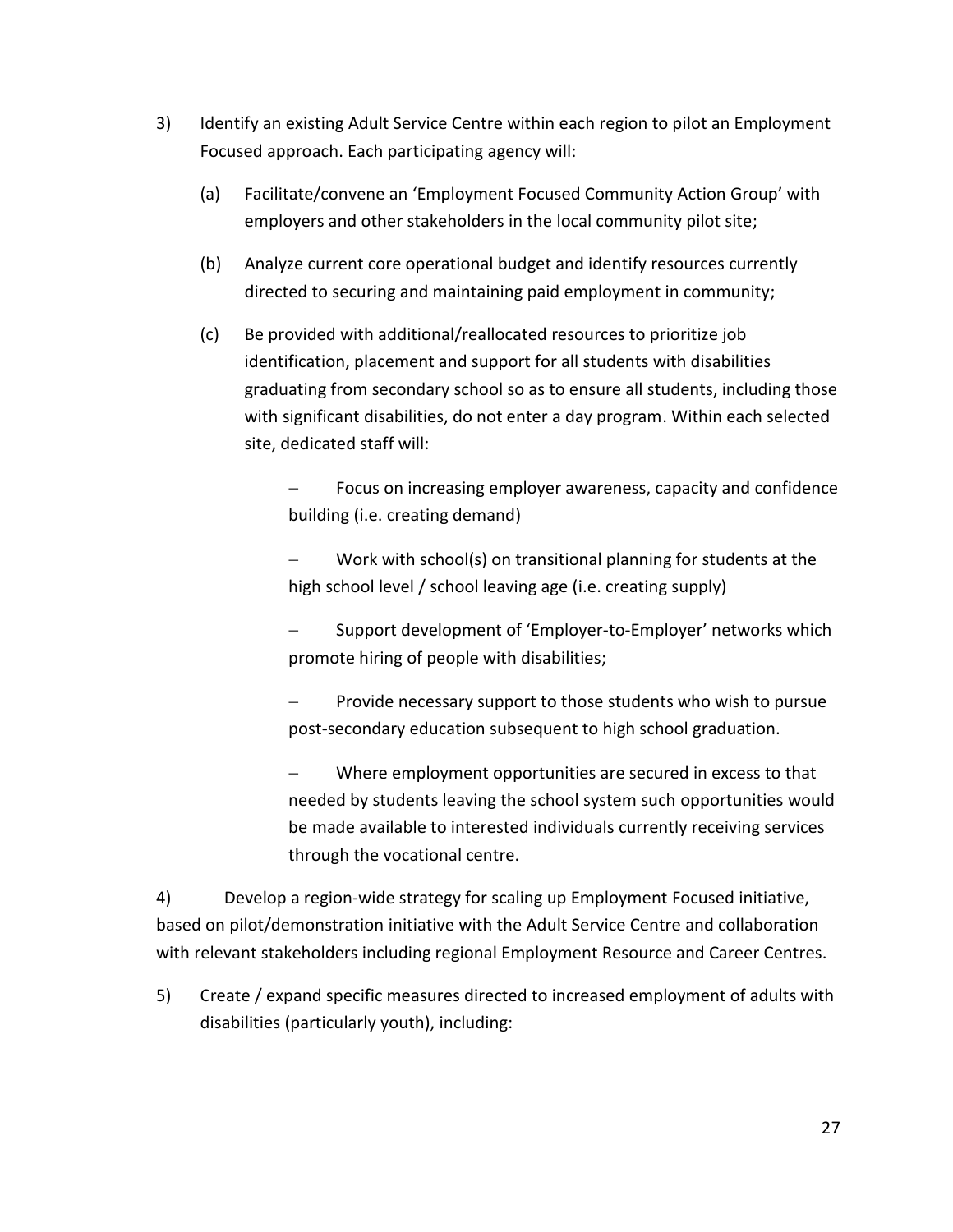3) Identify an existing Adult Service Centre within each region to pilot an Employment Focused approach. Each participating agency will:

   (a) Facilitate/convene an 'Employment Focused Community Action Group' with employers and other stakeholders in the local community pilot site;

   (b) Analyze current core operational budget and identify resources currently directed to securing and maintaining paid employment in community;

   (c) Be provided with additional/reallocated resources to prioritize job identification, placement and support for all students with disabilities graduating from secondary school so as to ensure all students, including those with significant disabilities, do not enter a day program. Within each selected site, dedicated staff will:

      - Focus on increasing employer awareness, capacity and confidence building (i.e. creating demand)

      - Work with school(s) on transitional planning for students at the high school level / school leaving age (i.e. creating supply)

      - Support development of 'Employer-to-Employer' networks which promote hiring of people with disabilities;

      - Provide necessary support to those students who wish to pursue post-secondary education subsequent to high school graduation.

      - Where employment opportunities are secured in excess to that needed by students leaving the school system such opportunities would be made available to interested individuals currently receiving services through the vocational centre.

4) Develop a region-wide strategy for scaling up Employment Focused initiative, based on pilot/demonstration initiative with the Adult Service Centre and collaboration with relevant stakeholders including regional Employment Resource and Career Centres.

5) Create / expand specific measures directed to increased employment of adults with disabilities (particularly youth), including: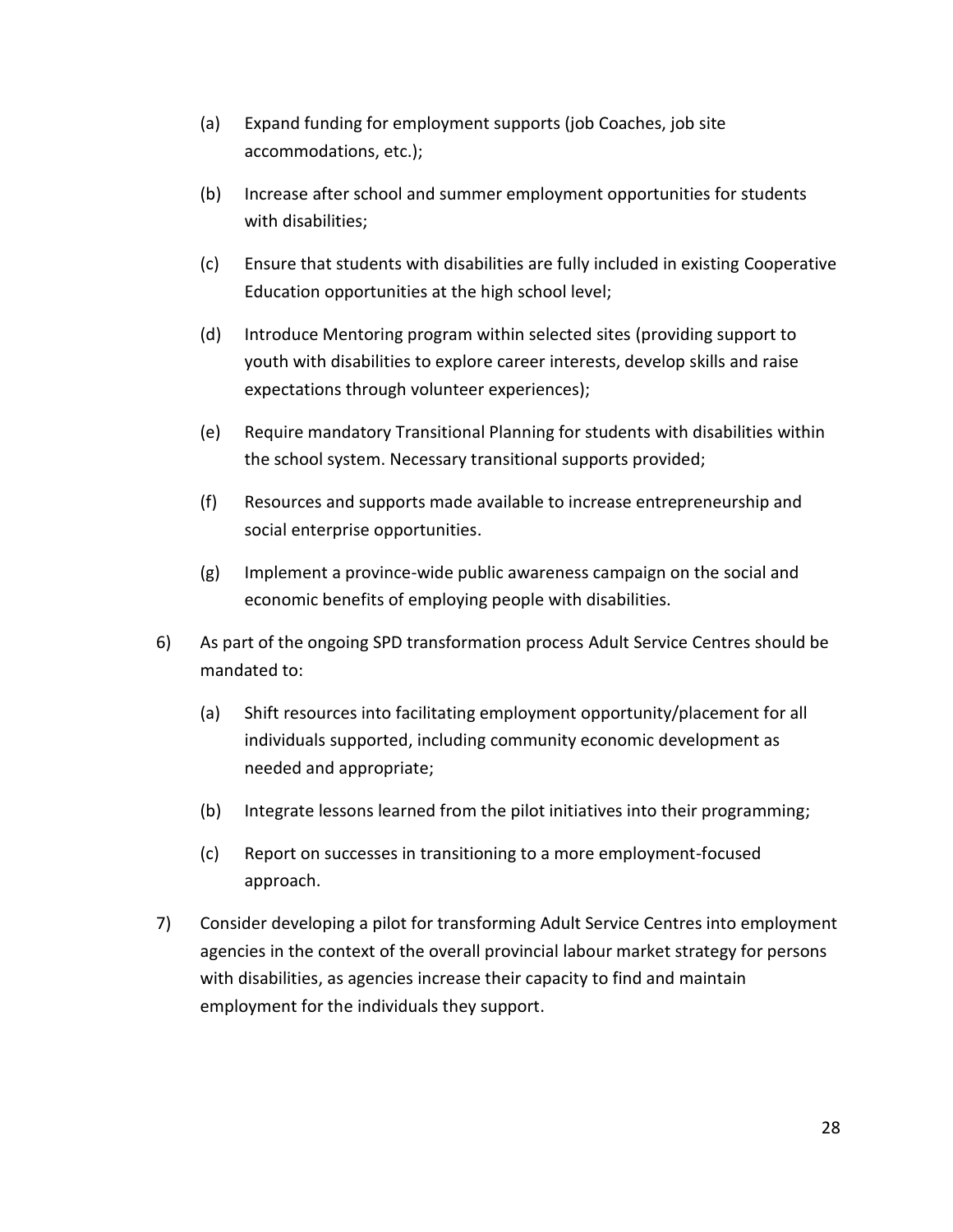(a) Expand funding for employment supports (job Coaches, job site accommodations, etc.);

(b) Increase after school and summer employment opportunities for students with disabilities;

(c) Ensure that students with disabilities are fully included in existing Cooperative Education opportunities at the high school level;

(d) Introduce Mentoring program within selected sites (providing support to youth with disabilities to explore career interests, develop skills and raise expectations through volunteer experiences);

(e) Require mandatory Transitional Planning for students with disabilities within the school system. Necessary transitional supports provided;

(f) Resources and supports made available to increase entrepreneurship and social enterprise opportunities.

(g) Implement a province-wide public awareness campaign on the social and economic benefits of employing people with disabilities.

6) As part of the ongoing SPD transformation process Adult Service Centres should be mandated to:

   (a) Shift resources into facilitating employment opportunity/placement for all individuals supported, including community economic development as needed and appropriate;

   (b) Integrate lessons learned from the pilot initiatives into their programming;

   (c) Report on successes in transitioning to a more employment-focused approach.

7) Consider developing a pilot for transforming Adult Service Centres into employment agencies in the context of the overall provincial labour market strategy for persons with disabilities, as agencies increase their capacity to find and maintain employment for the individuals they support.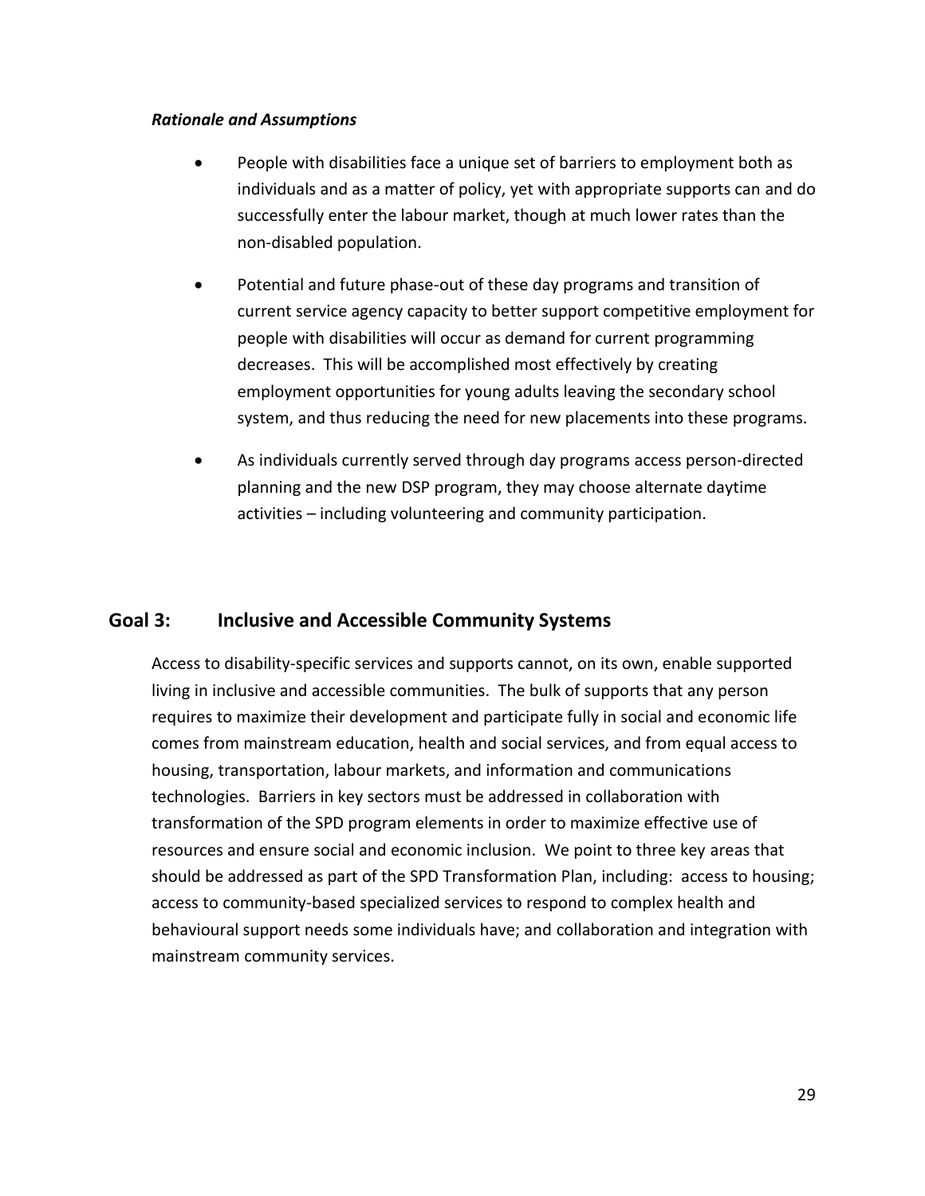***Rationale and Assumptions***

- People with disabilities face a unique set of barriers to employment both as individuals and as a matter of policy, yet with appropriate supports can and do successfully enter the labour market, though at much lower rates than the non-disabled population.
- Potential and future phase-out of these day programs and transition of current service agency capacity to better support competitive employment for people with disabilities will occur as demand for current programming decreases. This will be accomplished most effectively by creating employment opportunities for young adults leaving the secondary school system, and thus reducing the need for new placements into these programs.
- As individuals currently served through day programs access person-directed planning and the new DSP program, they may choose alternate daytime activities – including volunteering and community participation.

## Goal 3: Inclusive and Accessible Community Systems

Access to disability-specific services and supports cannot, on its own, enable supported living in inclusive and accessible communities. The bulk of supports that any person requires to maximize their development and participate fully in social and economic life comes from mainstream education, health and social services, and from equal access to housing, transportation, labour markets, and information and communications technologies. Barriers in key sectors must be addressed in collaboration with transformation of the SPD program elements in order to maximize effective use of resources and ensure social and economic inclusion. We point to three key areas that should be addressed as part of the SPD Transformation Plan, including: access to housing; access to community-based specialized services to respond to complex health and behavioural support needs some individuals have; and collaboration and integration with mainstream community services.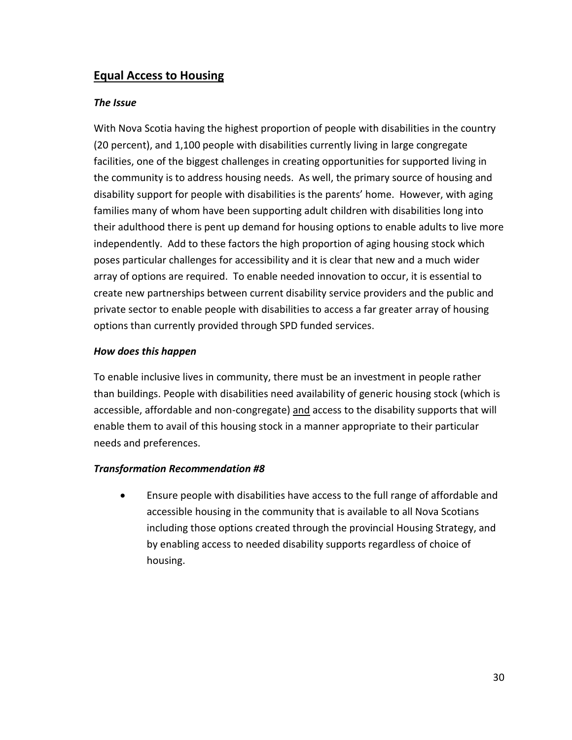## Equal Access to Housing

### *The Issue*

With Nova Scotia having the highest proportion of people with disabilities in the country (20 percent), and 1,100 people with disabilities currently living in large congregate facilities, one of the biggest challenges in creating opportunities for supported living in the community is to address housing needs. As well, the primary source of housing and disability support for people with disabilities is the parents' home. However, with aging families many of whom have been supporting adult children with disabilities long into their adulthood there is pent up demand for housing options to enable adults to live more independently. Add to these factors the high proportion of aging housing stock which poses particular challenges for accessibility and it is clear that new and a much wider array of options are required. To enable needed innovation to occur, it is essential to create new partnerships between current disability service providers and the public and private sector to enable people with disabilities to access a far greater array of housing options than currently provided through SPD funded services.

### *How does this happen*

To enable inclusive lives in community, there must be an investment in people rather than buildings. People with disabilities need availability of generic housing stock (which is accessible, affordable and non-congregate) <u>and</u> access to the disability supports that will enable them to avail of this housing stock in a manner appropriate to their particular needs and preferences.

### *Transformation Recommendation #8*

- Ensure people with disabilities have access to the full range of affordable and accessible housing in the community that is available to all Nova Scotians including those options created through the provincial Housing Strategy, and by enabling access to needed disability supports regardless of choice of housing.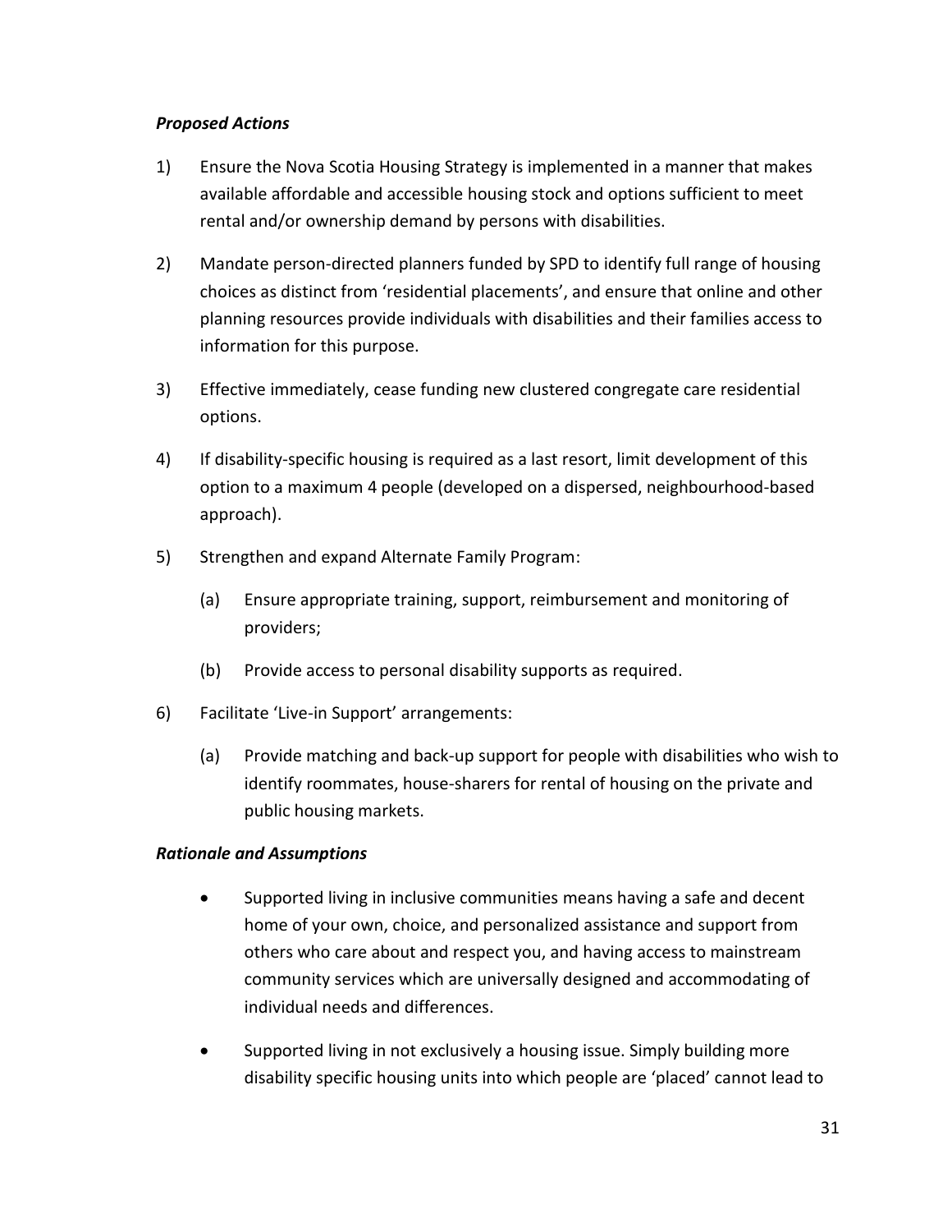***Proposed Actions***

1) Ensure the Nova Scotia Housing Strategy is implemented in a manner that makes available affordable and accessible housing stock and options sufficient to meet rental and/or ownership demand by persons with disabilities.

2) Mandate person-directed planners funded by SPD to identify full range of housing choices as distinct from 'residential placements', and ensure that online and other planning resources provide individuals with disabilities and their families access to information for this purpose.

3) Effective immediately, cease funding new clustered congregate care residential options.

4) If disability-specific housing is required as a last resort, limit development of this option to a maximum 4 people (developed on a dispersed, neighbourhood-based approach).

5) Strengthen and expand Alternate Family Program:

   (a) Ensure appropriate training, support, reimbursement and monitoring of providers;

   (b) Provide access to personal disability supports as required.

6) Facilitate 'Live-in Support' arrangements:

   (a) Provide matching and back-up support for people with disabilities who wish to identify roommates, house-sharers for rental of housing on the private and public housing markets.

***Rationale and Assumptions***

- Supported living in inclusive communities means having a safe and decent home of your own, choice, and personalized assistance and support from others who care about and respect you, and having access to mainstream community services which are universally designed and accommodating of individual needs and differences.

- Supported living in not exclusively a housing issue. Simply building more disability specific housing units into which people are 'placed' cannot lead to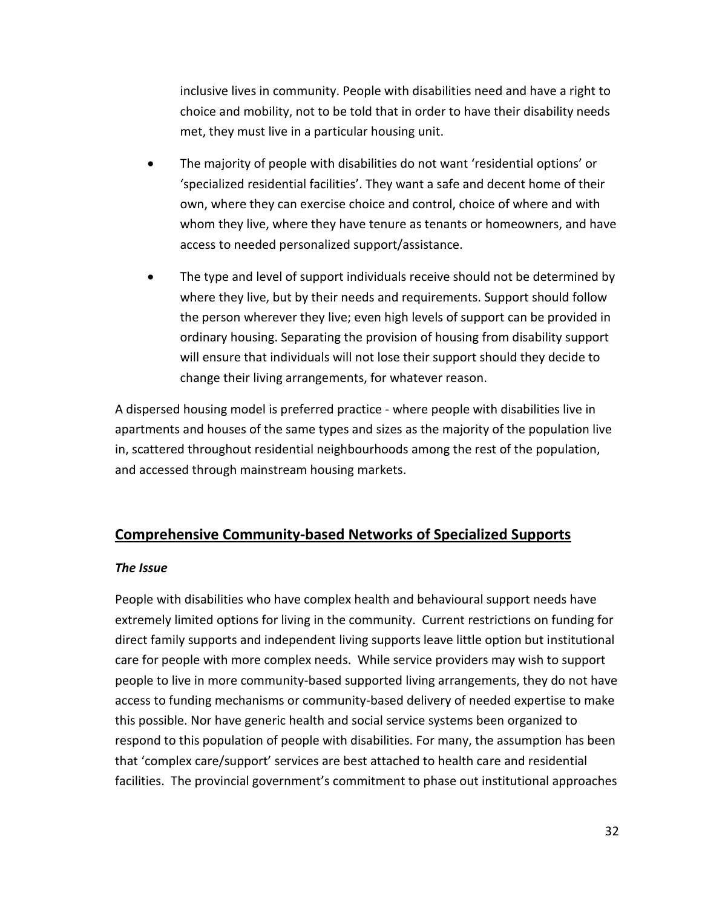inclusive lives in community. People with disabilities need and have a right to choice and mobility, not to be told that in order to have their disability needs met, they must live in a particular housing unit.

- The majority of people with disabilities do not want 'residential options' or 'specialized residential facilities'. They want a safe and decent home of their own, where they can exercise choice and control, choice of where and with whom they live, where they have tenure as tenants or homeowners, and have access to needed personalized support/assistance.
- The type and level of support individuals receive should not be determined by where they live, but by their needs and requirements. Support should follow the person wherever they live; even high levels of support can be provided in ordinary housing. Separating the provision of housing from disability support will ensure that individuals will not lose their support should they decide to change their living arrangements, for whatever reason.

A dispersed housing model is preferred practice - where people with disabilities live in apartments and houses of the same types and sizes as the majority of the population live in, scattered throughout residential neighbourhoods among the rest of the population, and accessed through mainstream housing markets.

## Comprehensive Community-based Networks of Specialized Supports

***The Issue***

People with disabilities who have complex health and behavioural support needs have extremely limited options for living in the community. Current restrictions on funding for direct family supports and independent living supports leave little option but institutional care for people with more complex needs. While service providers may wish to support people to live in more community-based supported living arrangements, they do not have access to funding mechanisms or community-based delivery of needed expertise to make this possible. Nor have generic health and social service systems been organized to respond to this population of people with disabilities. For many, the assumption has been that 'complex care/support' services are best attached to health care and residential facilities. The provincial government's commitment to phase out institutional approaches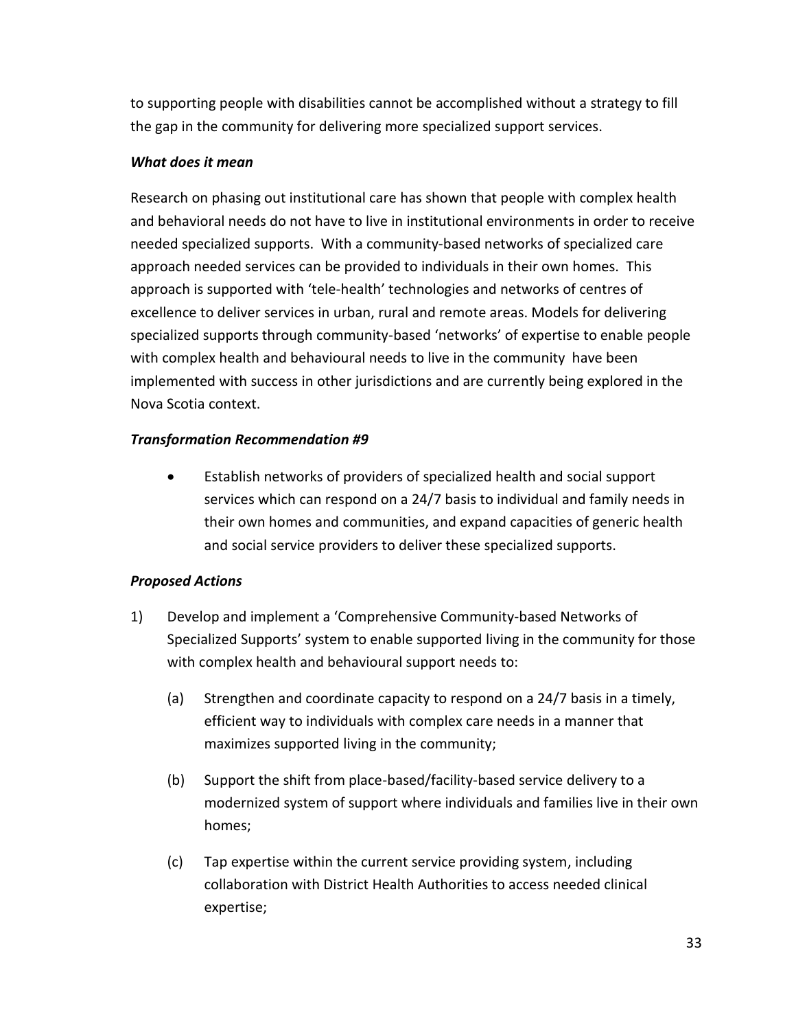to supporting people with disabilities cannot be accomplished without a strategy to fill the gap in the community for delivering more specialized support services.

***What does it mean***

Research on phasing out institutional care has shown that people with complex health and behavioral needs do not have to live in institutional environments in order to receive needed specialized supports. With a community-based networks of specialized care approach needed services can be provided to individuals in their own homes. This approach is supported with 'tele-health' technologies and networks of centres of excellence to deliver services in urban, rural and remote areas. Models for delivering specialized supports through community-based 'networks' of expertise to enable people with complex health and behavioural needs to live in the community have been implemented with success in other jurisdictions and are currently being explored in the Nova Scotia context.

***Transformation Recommendation #9***

- Establish networks of providers of specialized health and social support services which can respond on a 24/7 basis to individual and family needs in their own homes and communities, and expand capacities of generic health and social service providers to deliver these specialized supports.

***Proposed Actions***

1) Develop and implement a 'Comprehensive Community-based Networks of Specialized Supports' system to enable supported living in the community for those with complex health and behavioural support needs to:

   (a) Strengthen and coordinate capacity to respond on a 24/7 basis in a timely, efficient way to individuals with complex care needs in a manner that maximizes supported living in the community;

   (b) Support the shift from place-based/facility-based service delivery to a modernized system of support where individuals and families live in their own homes;

   (c) Tap expertise within the current service providing system, including collaboration with District Health Authorities to access needed clinical expertise;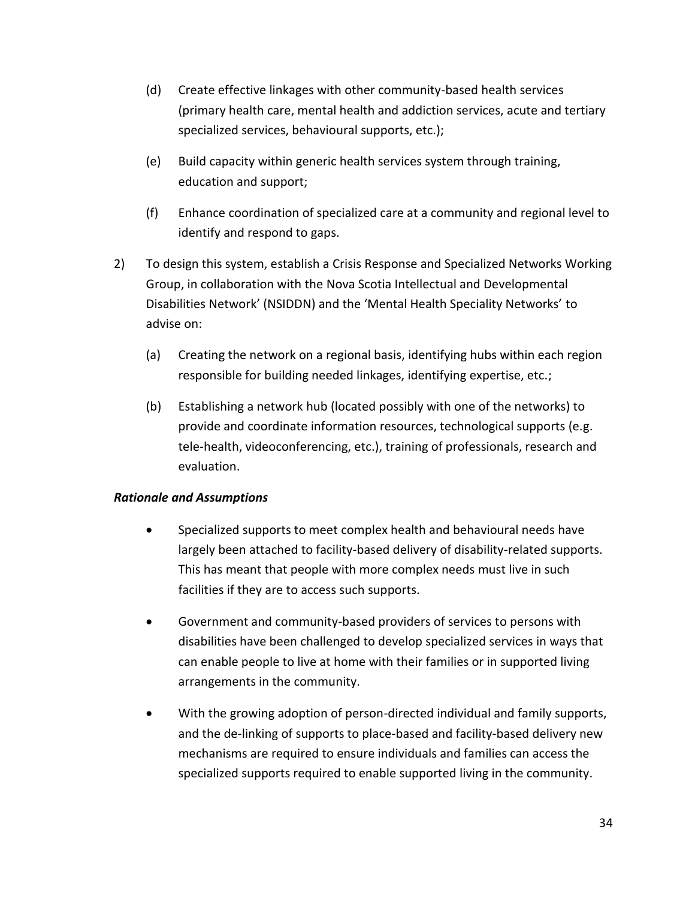(d) Create effective linkages with other community-based health services (primary health care, mental health and addiction services, acute and tertiary specialized services, behavioural supports, etc.);

(e) Build capacity within generic health services system through training, education and support;

(f) Enhance coordination of specialized care at a community and regional level to identify and respond to gaps.

2) To design this system, establish a Crisis Response and Specialized Networks Working Group, in collaboration with the Nova Scotia Intellectual and Developmental Disabilities Network' (NSIDDN) and the 'Mental Health Speciality Networks' to advise on:

(a) Creating the network on a regional basis, identifying hubs within each region responsible for building needed linkages, identifying expertise, etc.;

(b) Establishing a network hub (located possibly with one of the networks) to provide and coordinate information resources, technological supports (e.g. tele-health, videoconferencing, etc.), training of professionals, research and evaluation.

***Rationale and Assumptions***

- Specialized supports to meet complex health and behavioural needs have largely been attached to facility-based delivery of disability-related supports. This has meant that people with more complex needs must live in such facilities if they are to access such supports.
- Government and community-based providers of services to persons with disabilities have been challenged to develop specialized services in ways that can enable people to live at home with their families or in supported living arrangements in the community.
- With the growing adoption of person-directed individual and family supports, and the de-linking of supports to place-based and facility-based delivery new mechanisms are required to ensure individuals and families can access the specialized supports required to enable supported living in the community.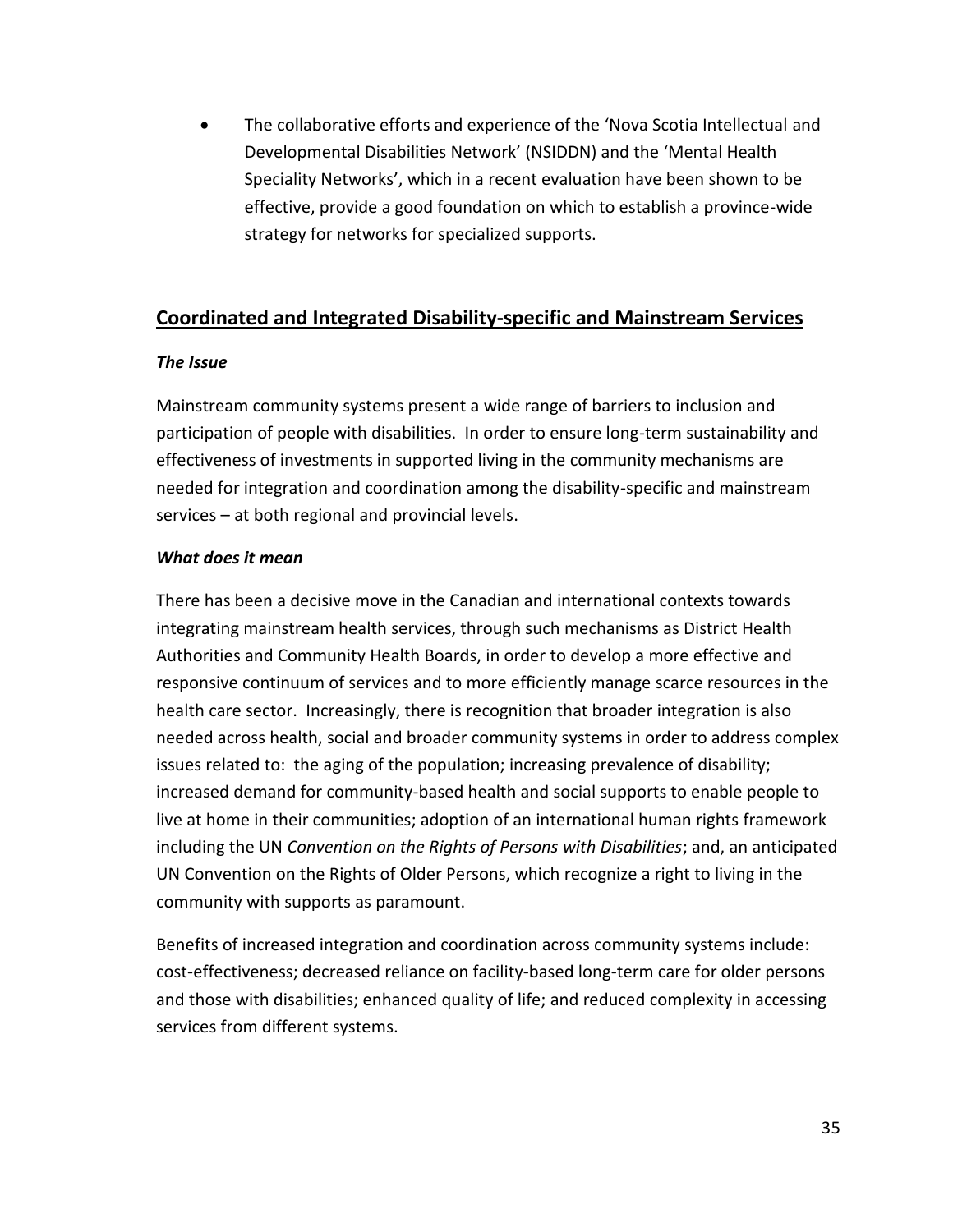- The collaborative efforts and experience of the 'Nova Scotia Intellectual and Developmental Disabilities Network' (NSIDDN) and the 'Mental Health Speciality Networks', which in a recent evaluation have been shown to be effective, provide a good foundation on which to establish a province-wide strategy for networks for specialized supports.

## Coordinated and Integrated Disability-specific and Mainstream Services

***The Issue***

Mainstream community systems present a wide range of barriers to inclusion and participation of people with disabilities. In order to ensure long-term sustainability and effectiveness of investments in supported living in the community mechanisms are needed for integration and coordination among the disability-specific and mainstream services – at both regional and provincial levels.

***What does it mean***

There has been a decisive move in the Canadian and international contexts towards integrating mainstream health services, through such mechanisms as District Health Authorities and Community Health Boards, in order to develop a more effective and responsive continuum of services and to more efficiently manage scarce resources in the health care sector. Increasingly, there is recognition that broader integration is also needed across health, social and broader community systems in order to address complex issues related to: the aging of the population; increasing prevalence of disability; increased demand for community-based health and social supports to enable people to live at home in their communities; adoption of an international human rights framework including the UN *Convention on the Rights of Persons with Disabilities*; and, an anticipated UN Convention on the Rights of Older Persons, which recognize a right to living in the community with supports as paramount.

Benefits of increased integration and coordination across community systems include: cost-effectiveness; decreased reliance on facility-based long-term care for older persons and those with disabilities; enhanced quality of life; and reduced complexity in accessing services from different systems.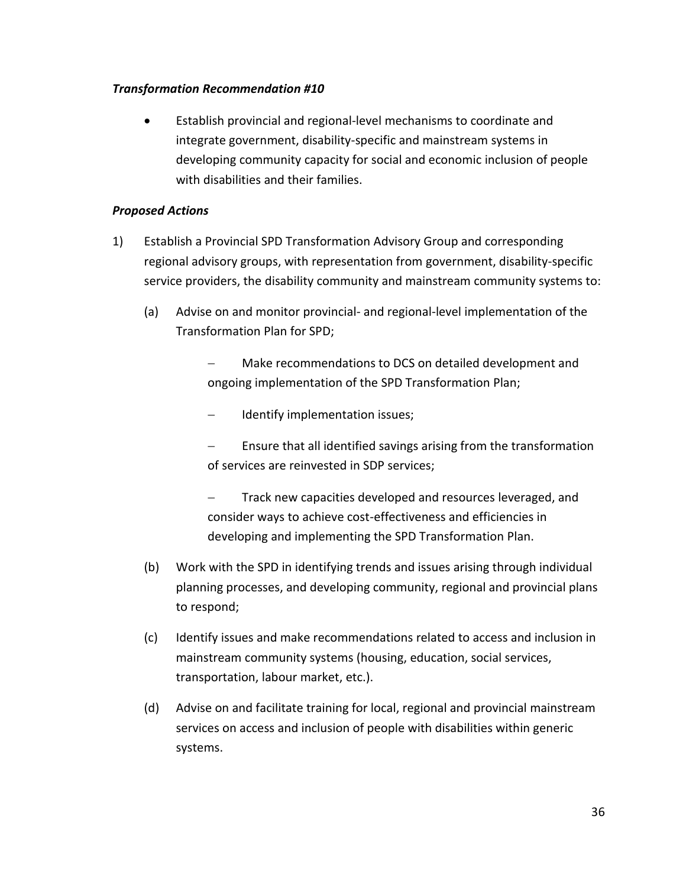***Transformation Recommendation #10***

- Establish provincial and regional-level mechanisms to coordinate and integrate government, disability-specific and mainstream systems in developing community capacity for social and economic inclusion of people with disabilities and their families.

***Proposed Actions***

1) Establish a Provincial SPD Transformation Advisory Group and corresponding regional advisory groups, with representation from government, disability-specific service providers, the disability community and mainstream community systems to:

   (a) Advise on and monitor provincial- and regional-level implementation of the Transformation Plan for SPD;

      – Make recommendations to DCS on detailed development and ongoing implementation of the SPD Transformation Plan;

      – Identify implementation issues;

      – Ensure that all identified savings arising from the transformation of services are reinvested in SDP services;

      – Track new capacities developed and resources leveraged, and consider ways to achieve cost-effectiveness and efficiencies in developing and implementing the SPD Transformation Plan.

   (b) Work with the SPD in identifying trends and issues arising through individual planning processes, and developing community, regional and provincial plans to respond;

   (c) Identify issues and make recommendations related to access and inclusion in mainstream community systems (housing, education, social services, transportation, labour market, etc.).

   (d) Advise on and facilitate training for local, regional and provincial mainstream services on access and inclusion of people with disabilities within generic systems.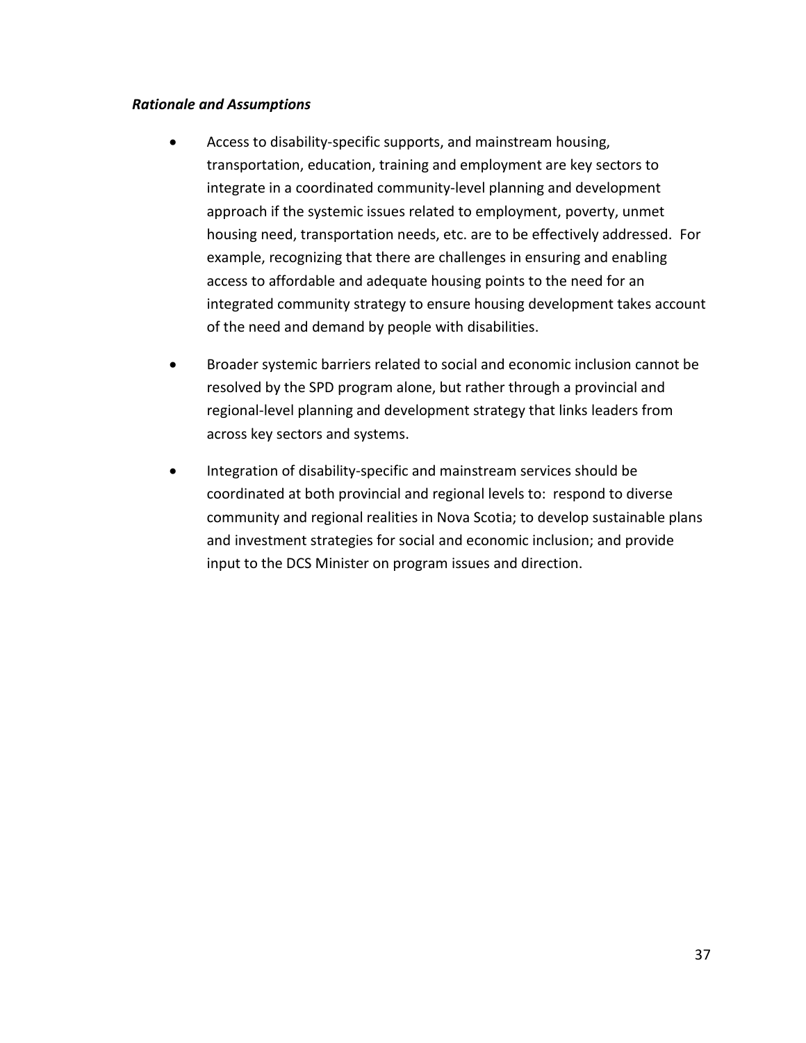***Rationale and Assumptions***

- Access to disability-specific supports, and mainstream housing, transportation, education, training and employment are key sectors to integrate in a coordinated community-level planning and development approach if the systemic issues related to employment, poverty, unmet housing need, transportation needs, etc. are to be effectively addressed. For example, recognizing that there are challenges in ensuring and enabling access to affordable and adequate housing points to the need for an integrated community strategy to ensure housing development takes account of the need and demand by people with disabilities.

- Broader systemic barriers related to social and economic inclusion cannot be resolved by the SPD program alone, but rather through a provincial and regional-level planning and development strategy that links leaders from across key sectors and systems.

- Integration of disability-specific and mainstream services should be coordinated at both provincial and regional levels to: respond to diverse community and regional realities in Nova Scotia; to develop sustainable plans and investment strategies for social and economic inclusion; and provide input to the DCS Minister on program issues and direction.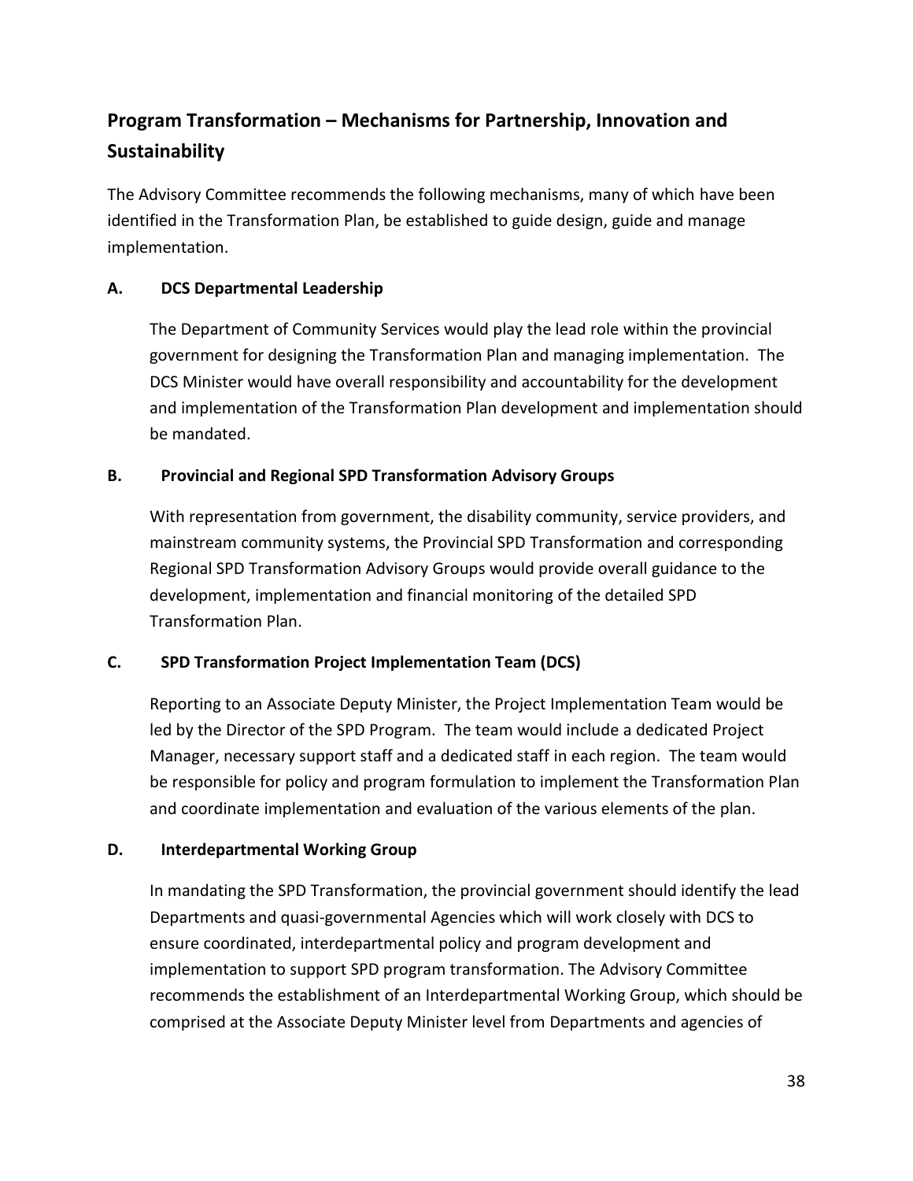## Program Transformation – Mechanisms for Partnership, Innovation and Sustainability

The Advisory Committee recommends the following mechanisms, many of which have been identified in the Transformation Plan, be established to guide design, guide and manage implementation.

### A. DCS Departmental Leadership

The Department of Community Services would play the lead role within the provincial government for designing the Transformation Plan and managing implementation. The DCS Minister would have overall responsibility and accountability for the development and implementation of the Transformation Plan development and implementation should be mandated.

### B. Provincial and Regional SPD Transformation Advisory Groups

With representation from government, the disability community, service providers, and mainstream community systems, the Provincial SPD Transformation and corresponding Regional SPD Transformation Advisory Groups would provide overall guidance to the development, implementation and financial monitoring of the detailed SPD Transformation Plan.

### C. SPD Transformation Project Implementation Team (DCS)

Reporting to an Associate Deputy Minister, the Project Implementation Team would be led by the Director of the SPD Program. The team would include a dedicated Project Manager, necessary support staff and a dedicated staff in each region. The team would be responsible for policy and program formulation to implement the Transformation Plan and coordinate implementation and evaluation of the various elements of the plan.

### D. Interdepartmental Working Group

In mandating the SPD Transformation, the provincial government should identify the lead Departments and quasi-governmental Agencies which will work closely with DCS to ensure coordinated, interdepartmental policy and program development and implementation to support SPD program transformation. The Advisory Committee recommends the establishment of an Interdepartmental Working Group, which should be comprised at the Associate Deputy Minister level from Departments and agencies of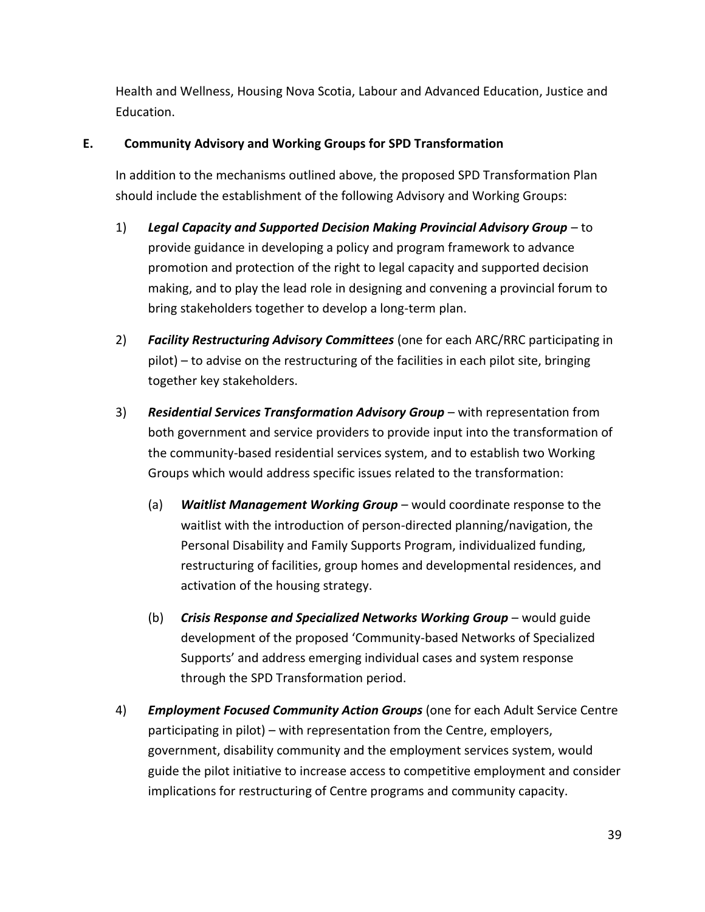Health and Wellness, Housing Nova Scotia, Labour and Advanced Education, Justice and Education.

### E. Community Advisory and Working Groups for SPD Transformation

In addition to the mechanisms outlined above, the proposed SPD Transformation Plan should include the establishment of the following Advisory and Working Groups:

1) ***Legal Capacity and Supported Decision Making Provincial Advisory Group*** – to provide guidance in developing a policy and program framework to advance promotion and protection of the right to legal capacity and supported decision making, and to play the lead role in designing and convening a provincial forum to bring stakeholders together to develop a long-term plan.

2) ***Facility Restructuring Advisory Committees*** (one for each ARC/RRC participating in pilot) – to advise on the restructuring of the facilities in each pilot site, bringing together key stakeholders.

3) ***Residential Services Transformation Advisory Group*** – with representation from both government and service providers to provide input into the transformation of the community-based residential services system, and to establish two Working Groups which would address specific issues related to the transformation:

   (a) ***Waitlist Management Working Group*** – would coordinate response to the waitlist with the introduction of person-directed planning/navigation, the Personal Disability and Family Supports Program, individualized funding, restructuring of facilities, group homes and developmental residences, and activation of the housing strategy.

   (b) ***Crisis Response and Specialized Networks Working Group*** – would guide development of the proposed 'Community-based Networks of Specialized Supports' and address emerging individual cases and system response through the SPD Transformation period.

4) ***Employment Focused Community Action Groups*** (one for each Adult Service Centre participating in pilot) – with representation from the Centre, employers, government, disability community and the employment services system, would guide the pilot initiative to increase access to competitive employment and consider implications for restructuring of Centre programs and community capacity.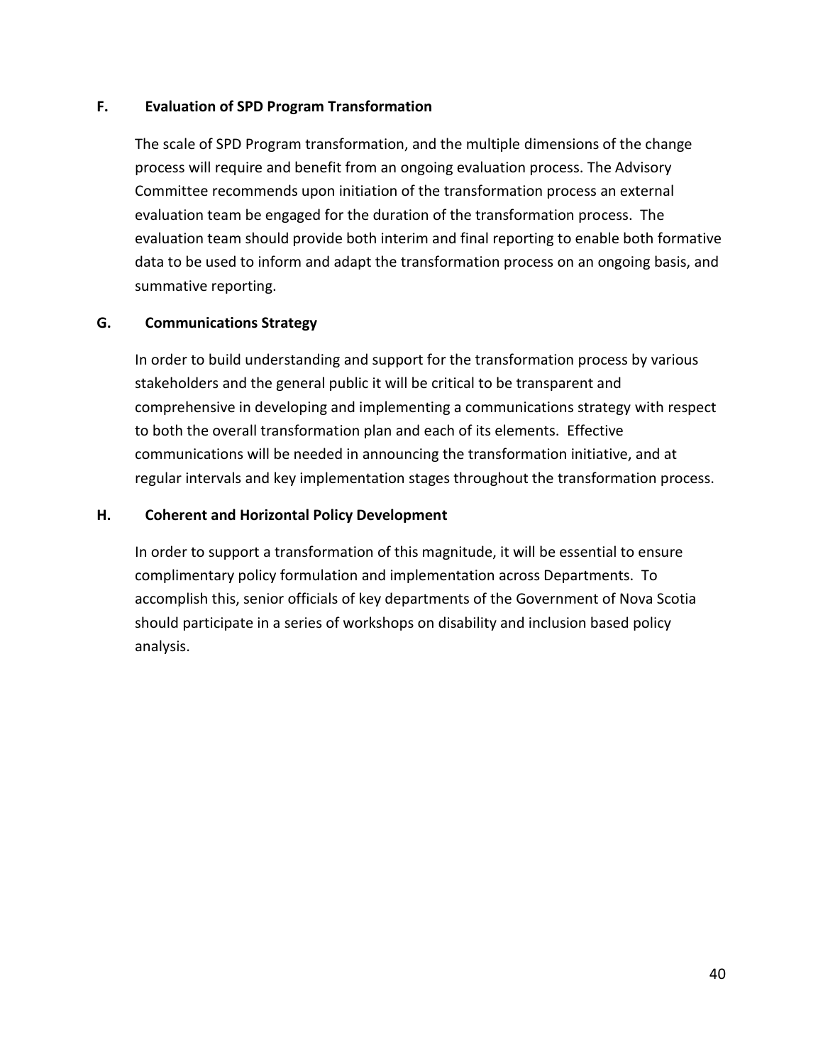### F. Evaluation of SPD Program Transformation

The scale of SPD Program transformation, and the multiple dimensions of the change process will require and benefit from an ongoing evaluation process. The Advisory Committee recommends upon initiation of the transformation process an external evaluation team be engaged for the duration of the transformation process. The evaluation team should provide both interim and final reporting to enable both formative data to be used to inform and adapt the transformation process on an ongoing basis, and summative reporting.

### G. Communications Strategy

In order to build understanding and support for the transformation process by various stakeholders and the general public it will be critical to be transparent and comprehensive in developing and implementing a communications strategy with respect to both the overall transformation plan and each of its elements. Effective communications will be needed in announcing the transformation initiative, and at regular intervals and key implementation stages throughout the transformation process.

### H. Coherent and Horizontal Policy Development

In order to support a transformation of this magnitude, it will be essential to ensure complimentary policy formulation and implementation across Departments. To accomplish this, senior officials of key departments of the Government of Nova Scotia should participate in a series of workshops on disability and inclusion based policy analysis.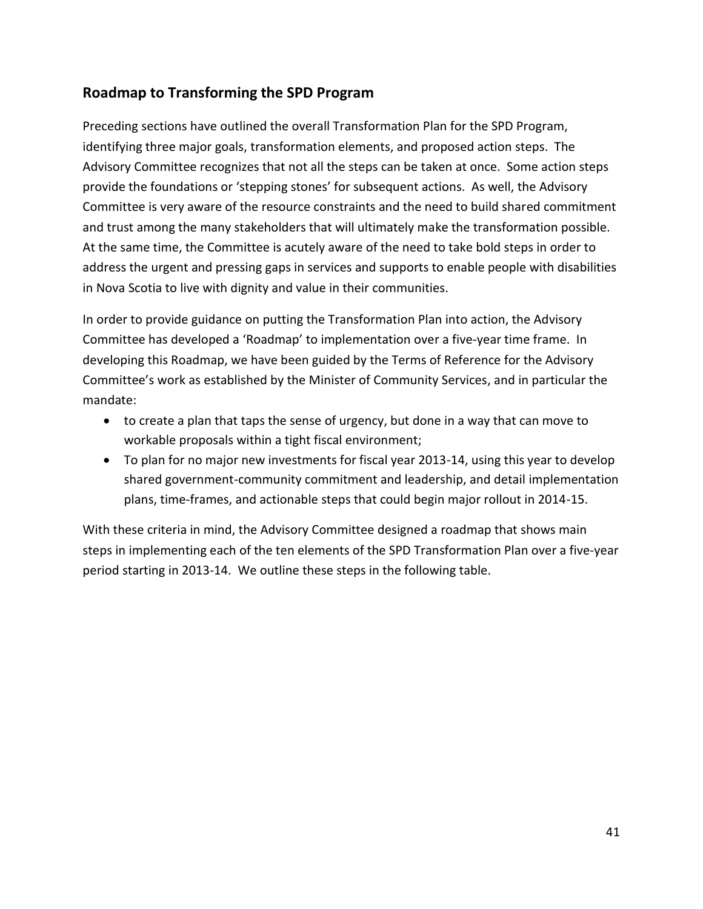## Roadmap to Transforming the SPD Program

Preceding sections have outlined the overall Transformation Plan for the SPD Program, identifying three major goals, transformation elements, and proposed action steps. The Advisory Committee recognizes that not all the steps can be taken at once. Some action steps provide the foundations or 'stepping stones' for subsequent actions. As well, the Advisory Committee is very aware of the resource constraints and the need to build shared commitment and trust among the many stakeholders that will ultimately make the transformation possible. At the same time, the Committee is acutely aware of the need to take bold steps in order to address the urgent and pressing gaps in services and supports to enable people with disabilities in Nova Scotia to live with dignity and value in their communities.

In order to provide guidance on putting the Transformation Plan into action, the Advisory Committee has developed a 'Roadmap' to implementation over a five-year time frame. In developing this Roadmap, we have been guided by the Terms of Reference for the Advisory Committee's work as established by the Minister of Community Services, and in particular the mandate:

- to create a plan that taps the sense of urgency, but done in a way that can move to workable proposals within a tight fiscal environment;
- To plan for no major new investments for fiscal year 2013-14, using this year to develop shared government-community commitment and leadership, and detail implementation plans, time-frames, and actionable steps that could begin major rollout in 2014-15.

With these criteria in mind, the Advisory Committee designed a roadmap that shows main steps in implementing each of the ten elements of the SPD Transformation Plan over a five-year period starting in 2013-14. We outline these steps in the following table.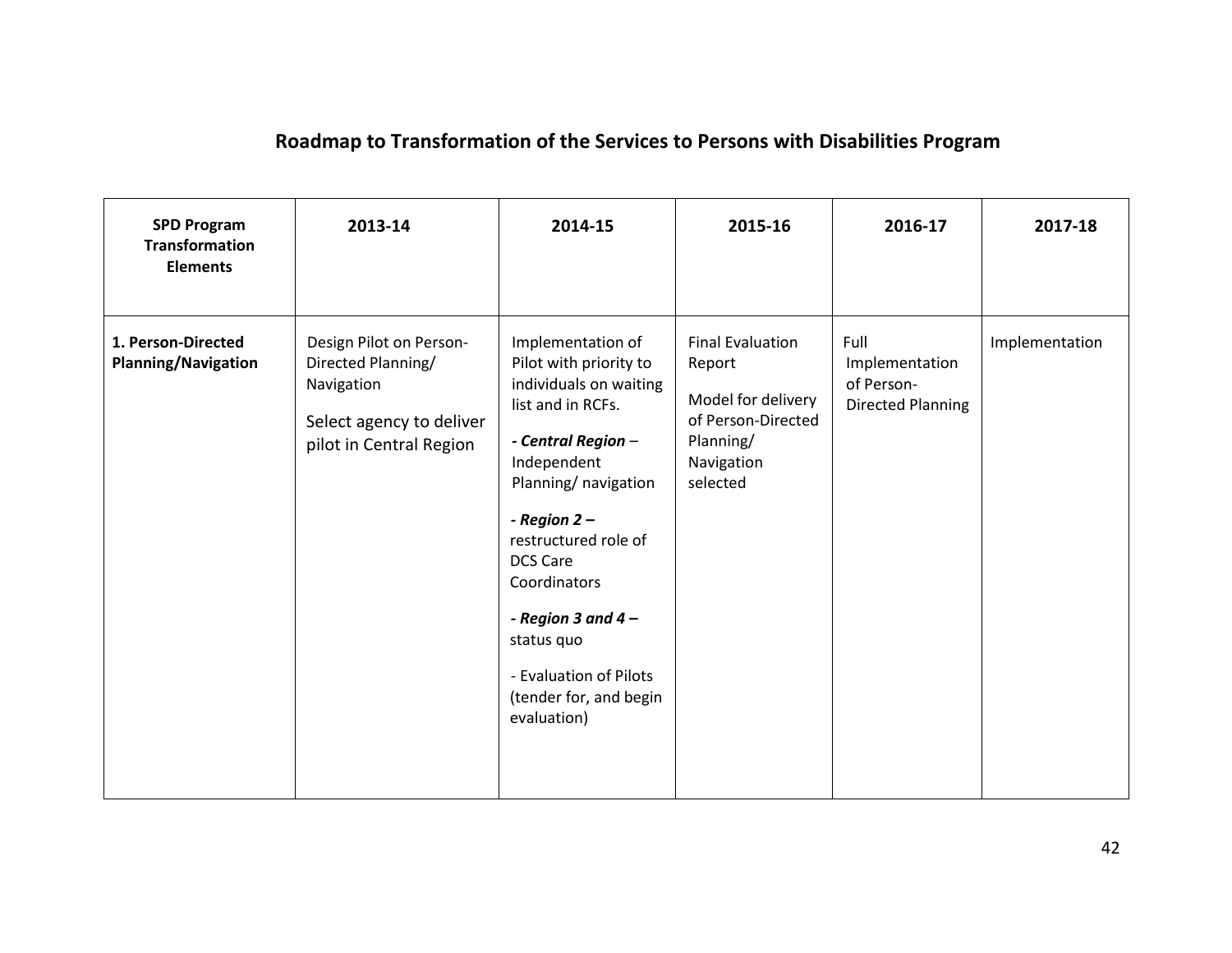## Roadmap to Transformation of the Services to Persons with Disabilities Program

| SPD Program Transformation Elements | 2013-14 | 2014-15 | 2015-16 | 2016-17 | 2017-18 |
|---|---|---|---|---|---|
| **1. Person-Directed Planning/Navigation** | Design Pilot on Person-Directed Planning/ Navigation<br><br>Select agency to deliver pilot in Central Region | Implementation of Pilot with priority to individuals on waiting list and in RCFs.<br><br>***- Central Region*** – Independent Planning/ navigation<br><br>***- Region 2 –*** restructured role of DCS Care Coordinators<br><br>***- Region 3 and 4 –*** status quo<br><br>- Evaluation of Pilots (tender for, and begin evaluation) | Final Evaluation Report<br><br>Model for delivery of Person-Directed Planning/ Navigation selected | Full Implementation of Person-Directed Planning | Implementation |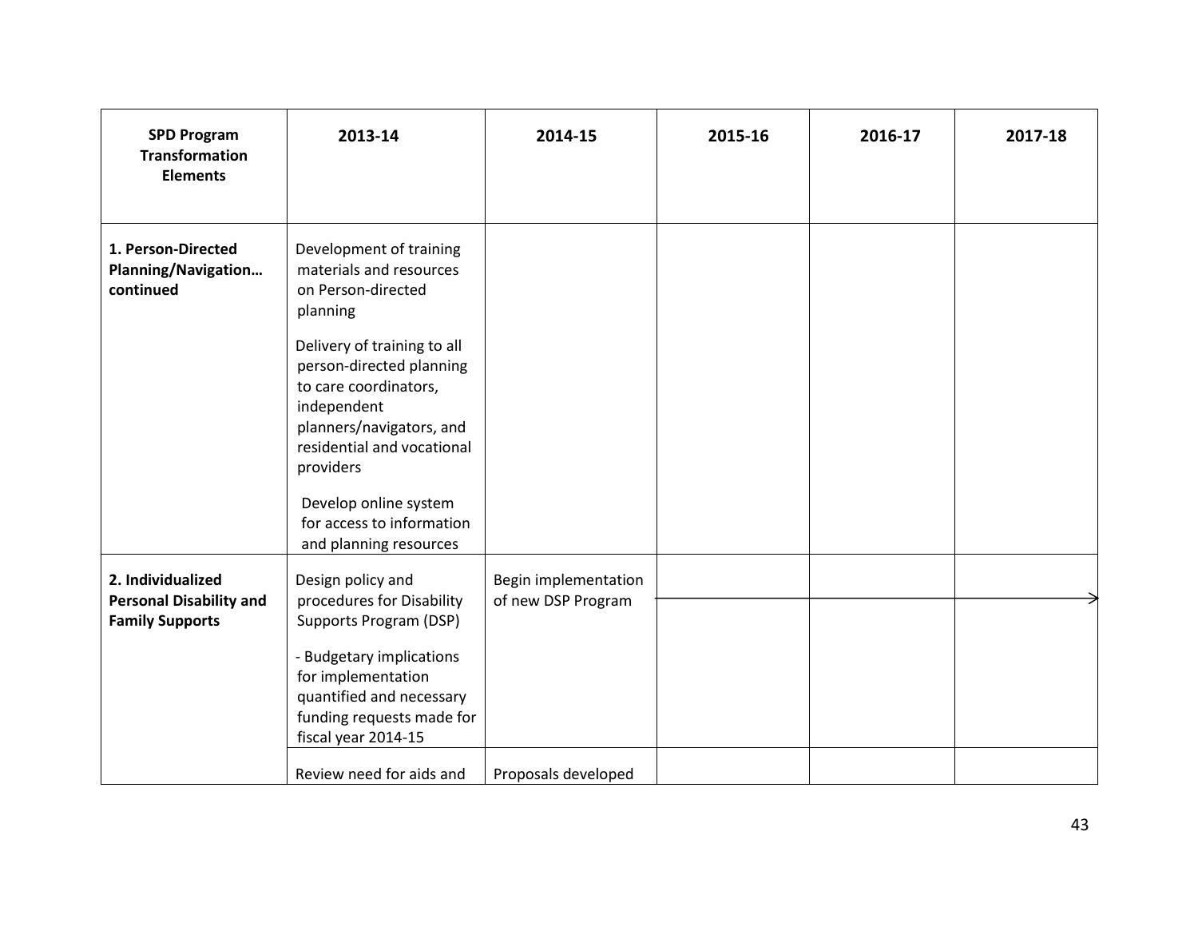| SPD Program Transformation Elements | 2013-14 | 2014-15 | 2015-16 | 2016-17 | 2017-18 |
|---|---|---|---|---|---|
| **1. Person-Directed Planning/Navigation… continued** | Development of training materials and resources on Person-directed planning<br><br>Delivery of training to all person-directed planning to care coordinators, independent planners/navigators, and residential and vocational providers<br><br>Develop online system for access to information and planning resources | | | | |
| **2. Individualized Personal Disability and Family Supports** | Design policy and procedures for Disability Supports Program (DSP)<br><br>- Budgetary implications for implementation quantified and necessary funding requests made for fiscal year 2014-15 | Begin implementation of new DSP Program | → | → | → |
| | Review need for aids and | Proposals developed | | | |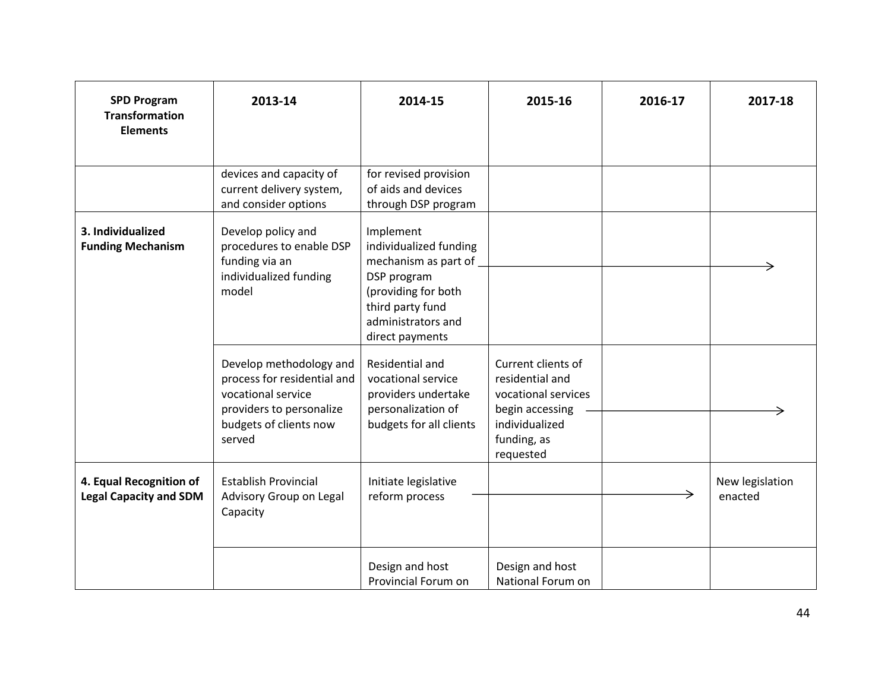| SPD Program Transformation Elements | 2013-14 | 2014-15 | 2015-16 | 2016-17 | 2017-18 |
|---|---|---|---|---|---|
| | devices and capacity of current delivery system, and consider options | for revised provision of aids and devices through DSP program | | | |
| **3. Individualized Funding Mechanism** | Develop policy and procedures to enable DSP funding via an individualized funding model | Implement individualized funding mechanism as part of DSP program (providing for both third party fund administrators and direct payments | → | → | → |
| | Develop methodology and process for residential and vocational service providers to personalize budgets of clients now served | Residential and vocational service providers undertake personalization of budgets for all clients | Current clients of residential and vocational services begin accessing individualized funding, as requested | → | → |
| **4. Equal Recognition of Legal Capacity and SDM** | Establish Provincial Advisory Group on Legal Capacity | Initiate legislative reform process | → | → | New legislation enacted |
| | | Design and host Provincial Forum on | Design and host National Forum on | | |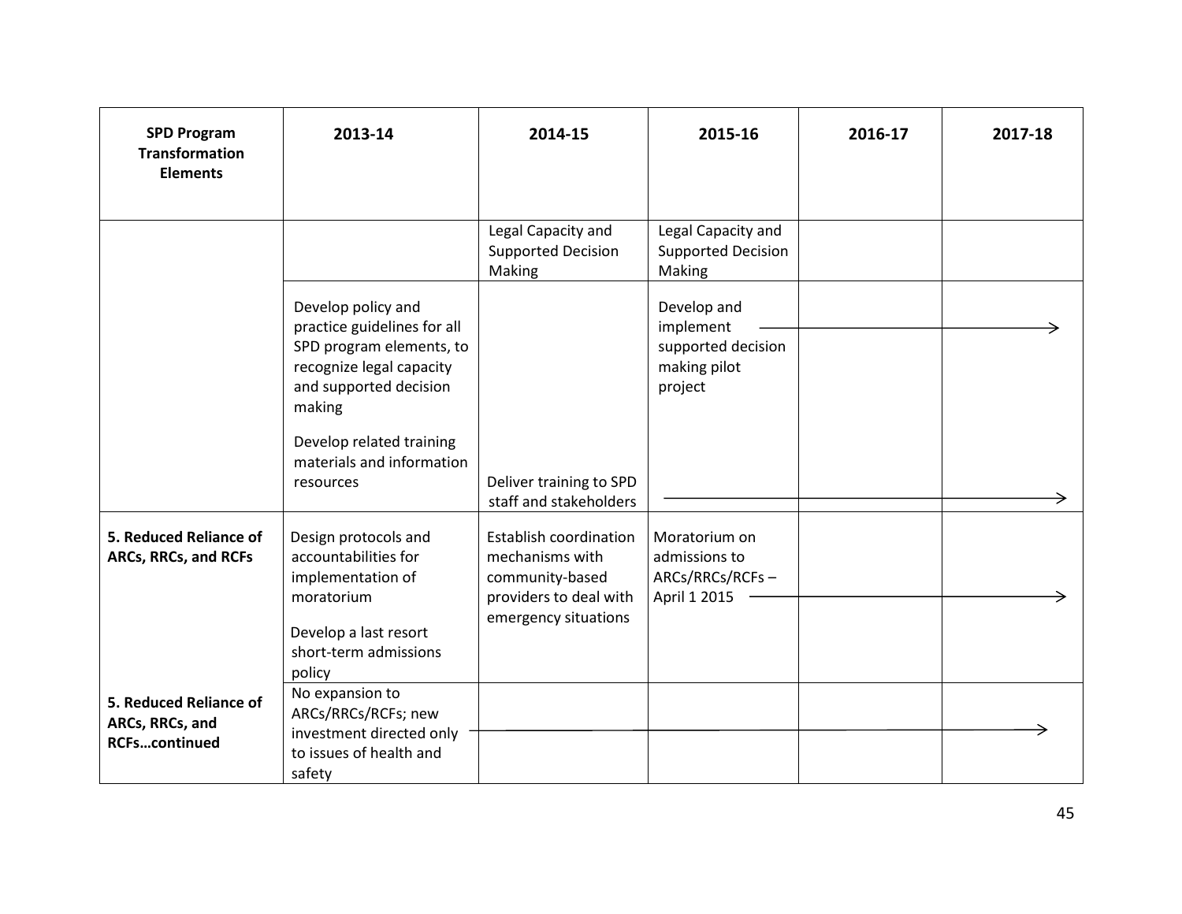| SPD Program Transformation Elements | 2013-14 | 2014-15 | 2015-16 | 2016-17 | 2017-18 |
|---|---|---|---|---|---|
| | | Legal Capacity and Supported Decision Making | Legal Capacity and Supported Decision Making | | |
| | Develop policy and practice guidelines for all SPD program elements, to recognize legal capacity and supported decision making<br><br>Develop related training materials and information resources | Deliver training to SPD staff and stakeholders | Develop and implement supported decision making pilot project → | → | → |
| **5. Reduced Reliance of ARCs, RRCs, and RCFs** | Design protocols and accountabilities for implementation of moratorium<br><br>Develop a last resort short-term admissions policy | Establish coordination mechanisms with community-based providers to deal with emergency situations | Moratorium on admissions to ARCs/RRCs/RCFs – April 1 2015 → | → | → |
| **5. Reduced Reliance of ARCs, RRCs, and RCFs…continued** | No expansion to ARCs/RRCs/RCFs; new investment directed only to issues of health and safety → | → | → | → | → |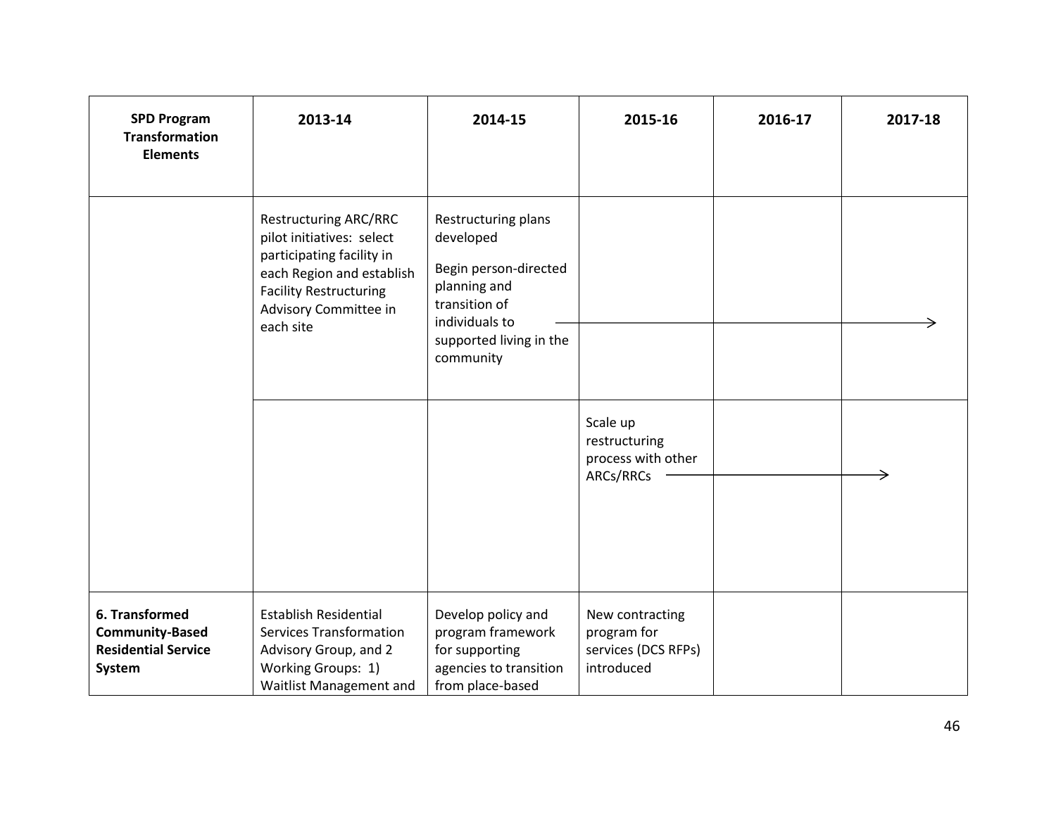| SPD Program Transformation Elements | 2013-14 | 2014-15 | 2015-16 | 2016-17 | 2017-18 |
|---|---|---|---|---|---|
| | Restructuring ARC/RRC pilot initiatives: select participating facility in each Region and establish Facility Restructuring Advisory Committee in each site | Restructuring plans developed<br><br>Begin person-directed planning and transition of individuals to supported living in the community → | → | → | → |
| | | | Scale up restructuring process with other ARCs/RRCs → | → | → |
| **6. Transformed Community-Based Residential Service System** | Establish Residential Services Transformation Advisory Group, and 2 Working Groups: 1) Waitlist Management and | Develop policy and program framework for supporting agencies to transition from place-based | New contracting program for services (DCS RFPs) introduced | | |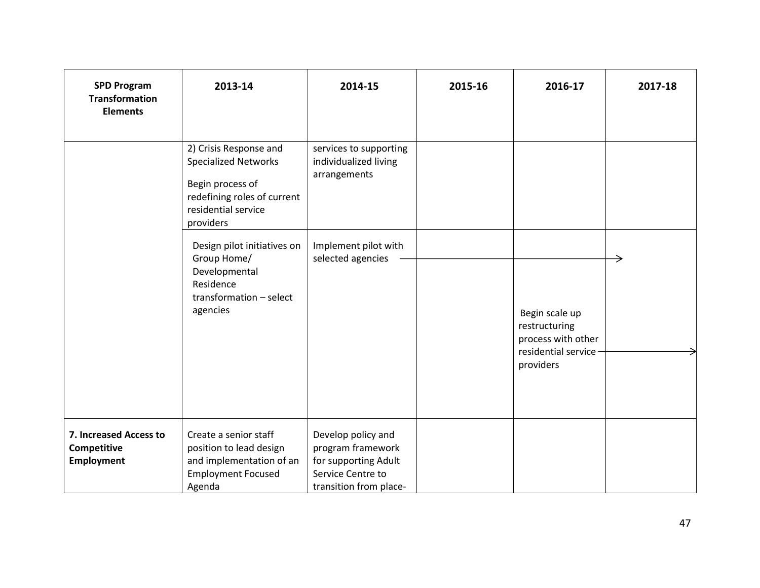| SPD Program Transformation Elements | 2013-14 | 2014-15 | 2015-16 | 2016-17 | 2017-18 |
|---|---|---|---|---|---|
| | 2) Crisis Response and Specialized Networks<br><br>Begin process of redefining roles of current residential service providers | services to supporting individualized living arrangements | | | |
| | Design pilot initiatives on Group Home/ Developmental Residence transformation – select agencies | Implement pilot with selected agencies → | → | → | |
| | | | | Begin scale up restructuring process with other residential service providers → | → |
| **7. Increased Access to Competitive Employment** | Create a senior staff position to lead design and implementation of an Employment Focused Agenda | Develop policy and program framework for supporting Adult Service Centre to transition from place- | | | |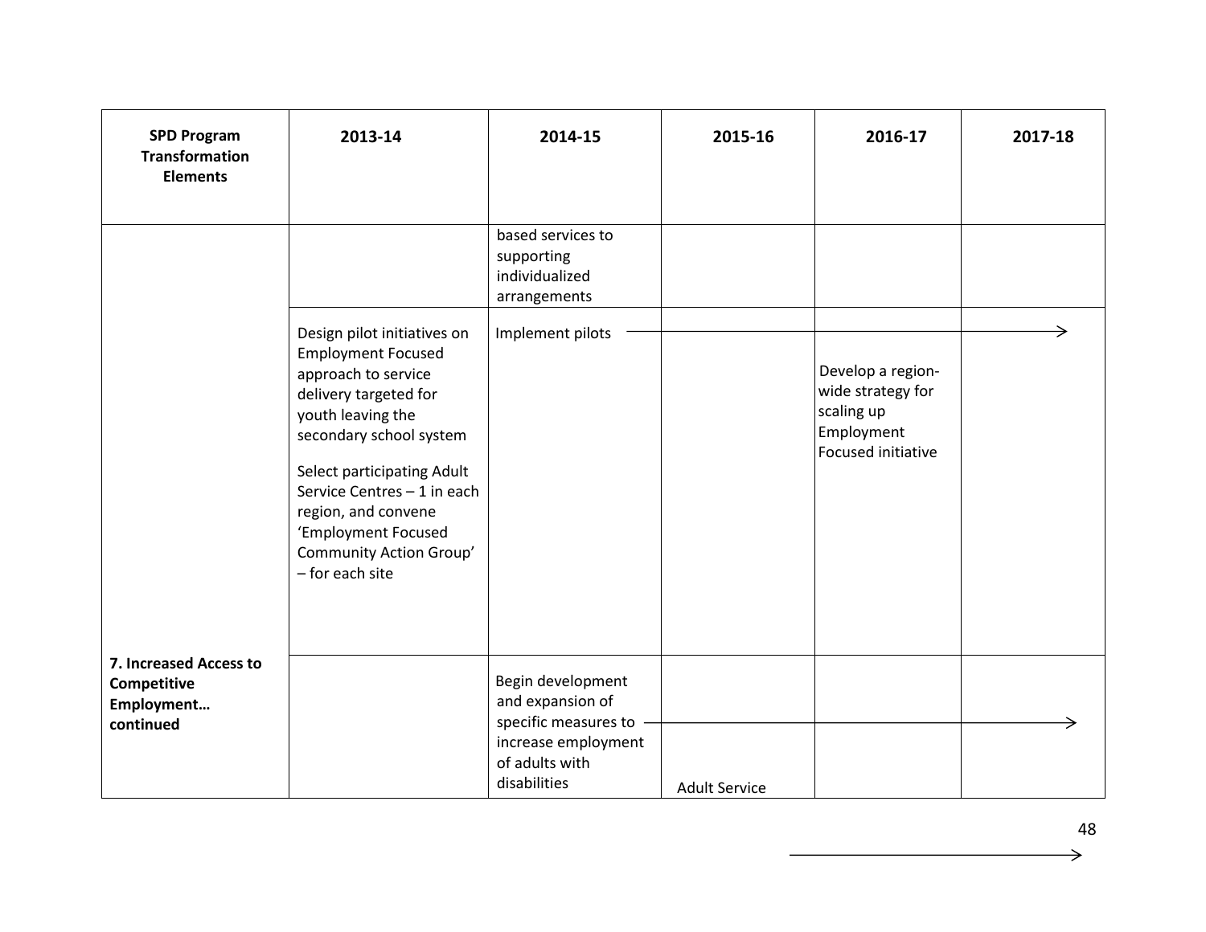| SPD Program Transformation Elements | 2013-14 | 2014-15 | 2015-16 | 2016-17 | 2017-18 |
|---|---|---|---|---|---|
| | | based services to supporting individualized arrangements | | | |
| | Design pilot initiatives on Employment Focused approach to service delivery targeted for youth leaving the secondary school system<br><br>Select participating Adult Service Centres – 1 in each region, and convene 'Employment Focused Community Action Group' – for each site | Implement pilots → | → | → Develop a region-wide strategy for scaling up Employment Focused initiative | → |
| 7. Increased Access to Competitive Employment… continued | | Begin development and expansion of specific measures to increase employment of adults with disabilities → | → Adult Service | → | → |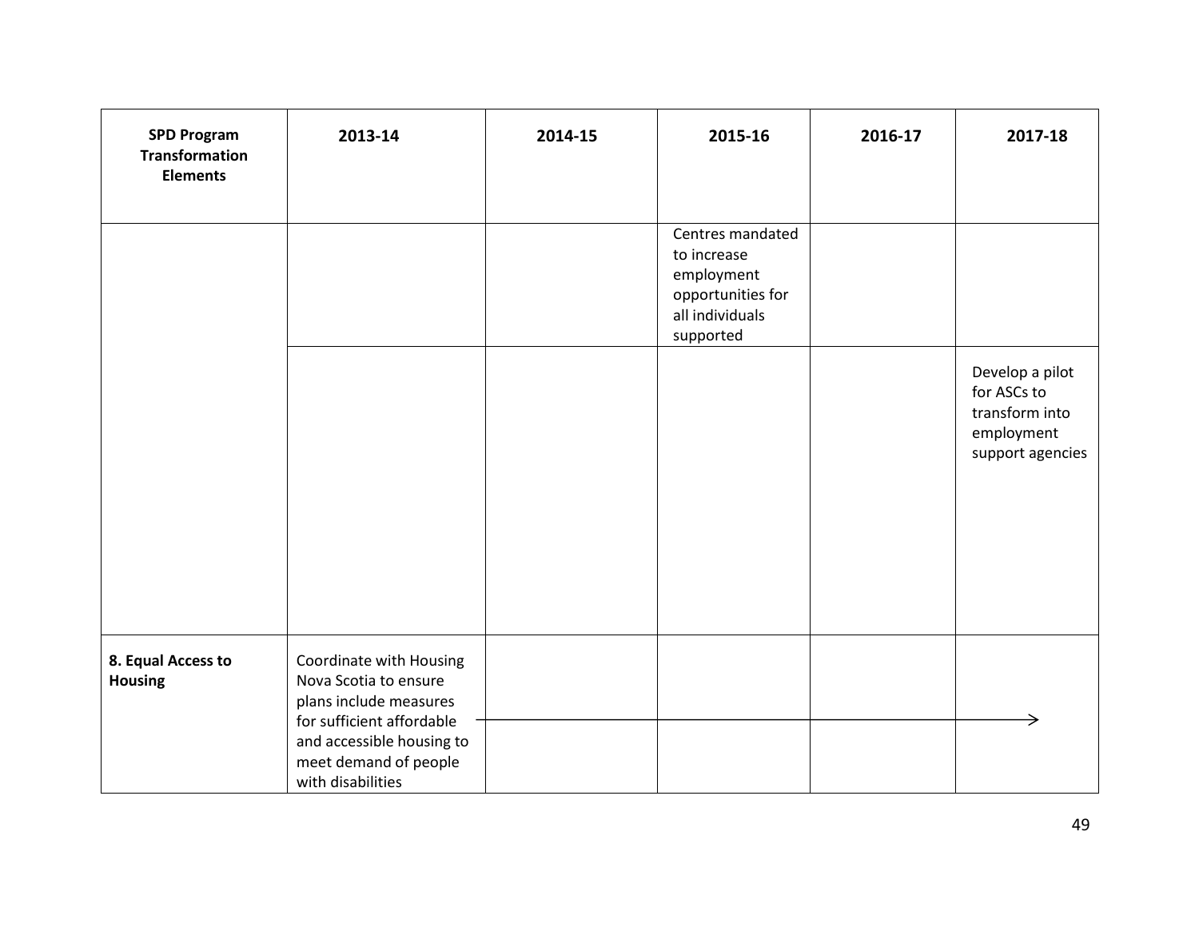| SPD Program Transformation Elements | 2013-14 | 2014-15 | 2015-16 | 2016-17 | 2017-18 |
|---|---|---|---|---|---|
| | | | Centres mandated to increase employment opportunities for all individuals supported | | |
| | | | | | Develop a pilot for ASCs to transform into employment support agencies |
| **8. Equal Access to Housing** | Coordinate with Housing Nova Scotia to ensure plans include measures for sufficient affordable and accessible housing to meet demand of people with disabilities → | → | → | → | → |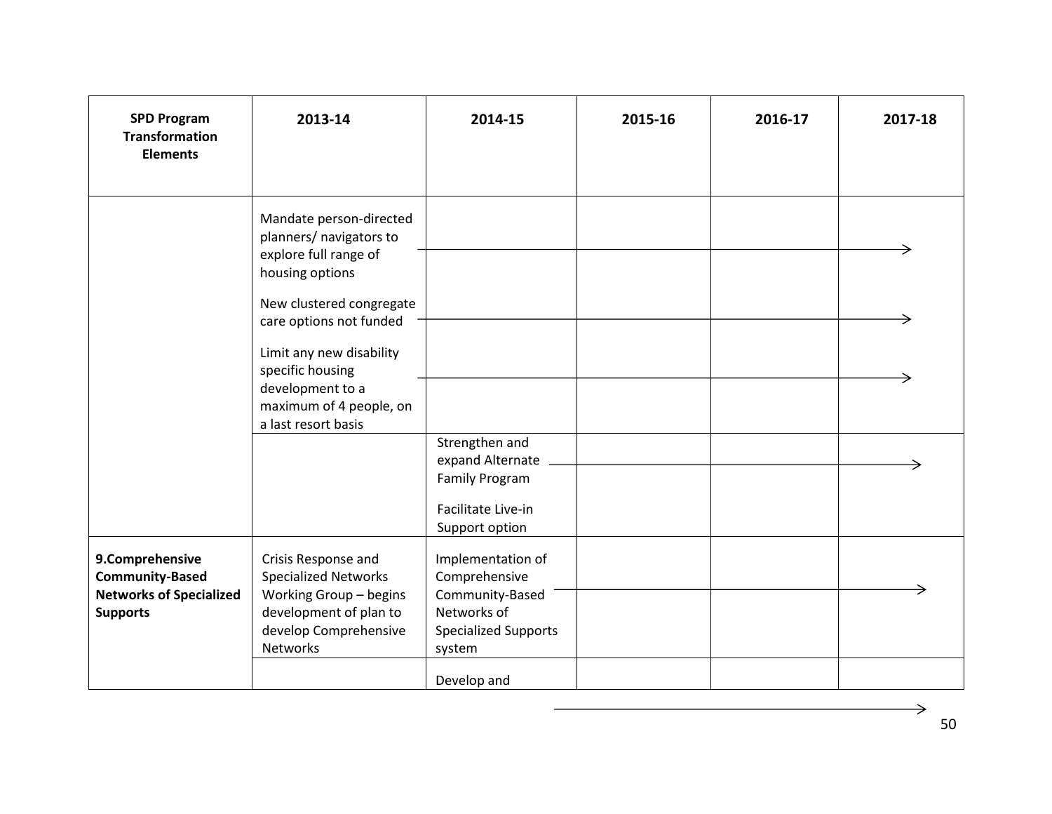| SPD Program Transformation Elements | 2013-14 | 2014-15 | 2015-16 | 2016-17 | 2017-18 |
|---|---|---|---|---|---|
| | Mandate person-directed planners/ navigators to explore full range of housing options → | → | → | → | → |
| | New clustered congregate care options not funded → | → | → | → | → |
| | Limit any new disability specific housing development to a maximum of 4 people, on a last resort basis → | → | → | → | → |
| | | Strengthen and expand Alternate Family Program → | → | → | → |
| | | Facilitate Live-in Support option | | | |
| **9.Comprehensive Community-Based Networks of Specialized Supports** | Crisis Response and Specialized Networks Working Group – begins development of plan to develop Comprehensive Networks | Implementation of Comprehensive Community-Based Networks of Specialized Supports system → | → | → | → |
| | | Develop and | | | |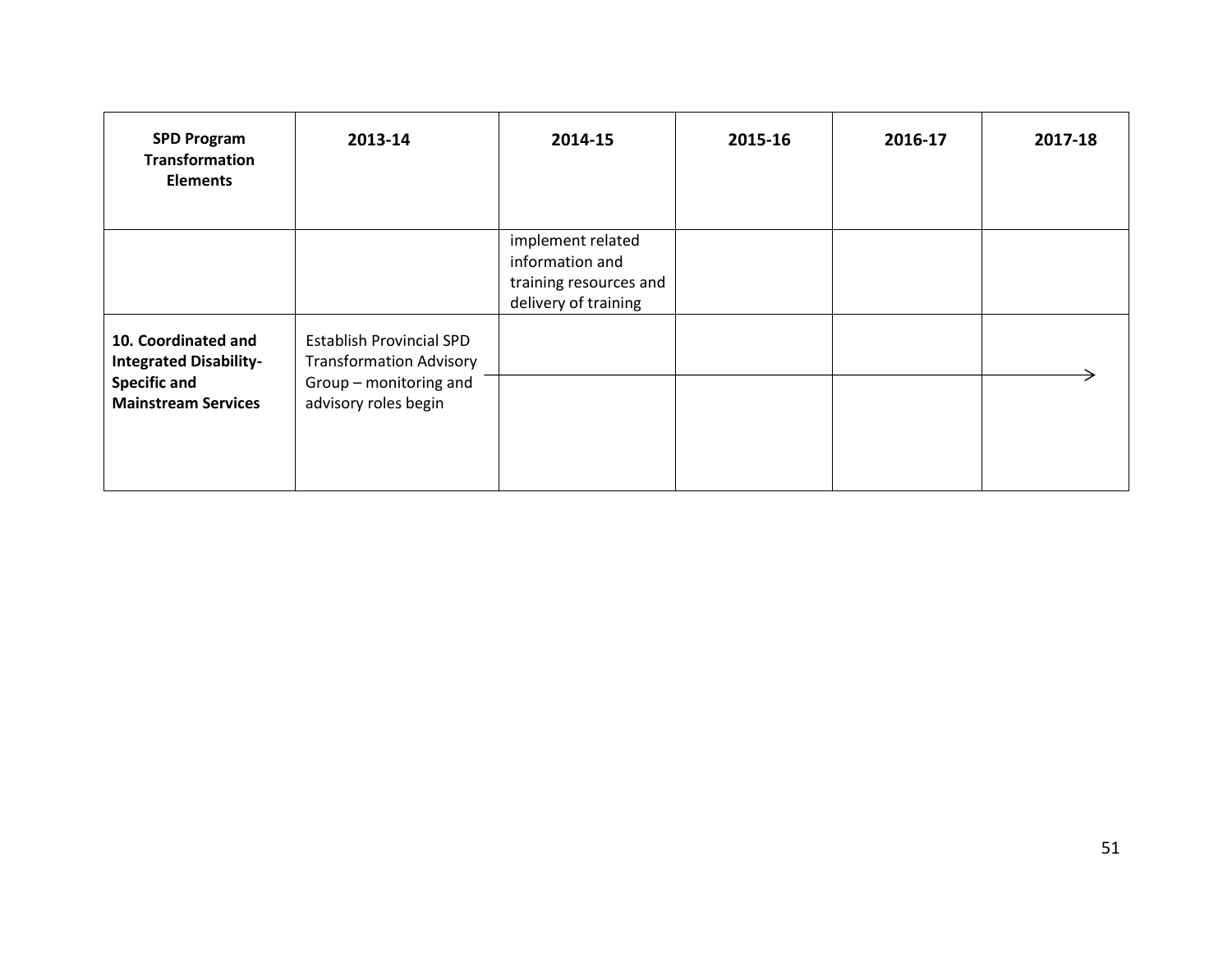| SPD Program Transformation Elements | 2013-14 | 2014-15 | 2015-16 | 2016-17 | 2017-18 |
|---|---|---|---|---|---|
| | | implement related information and training resources and delivery of training | | | |
| **10. Coordinated and Integrated Disability-Specific and Mainstream Services** | Establish Provincial SPD Transformation Advisory Group – monitoring and advisory roles begin → | → | → | → | → |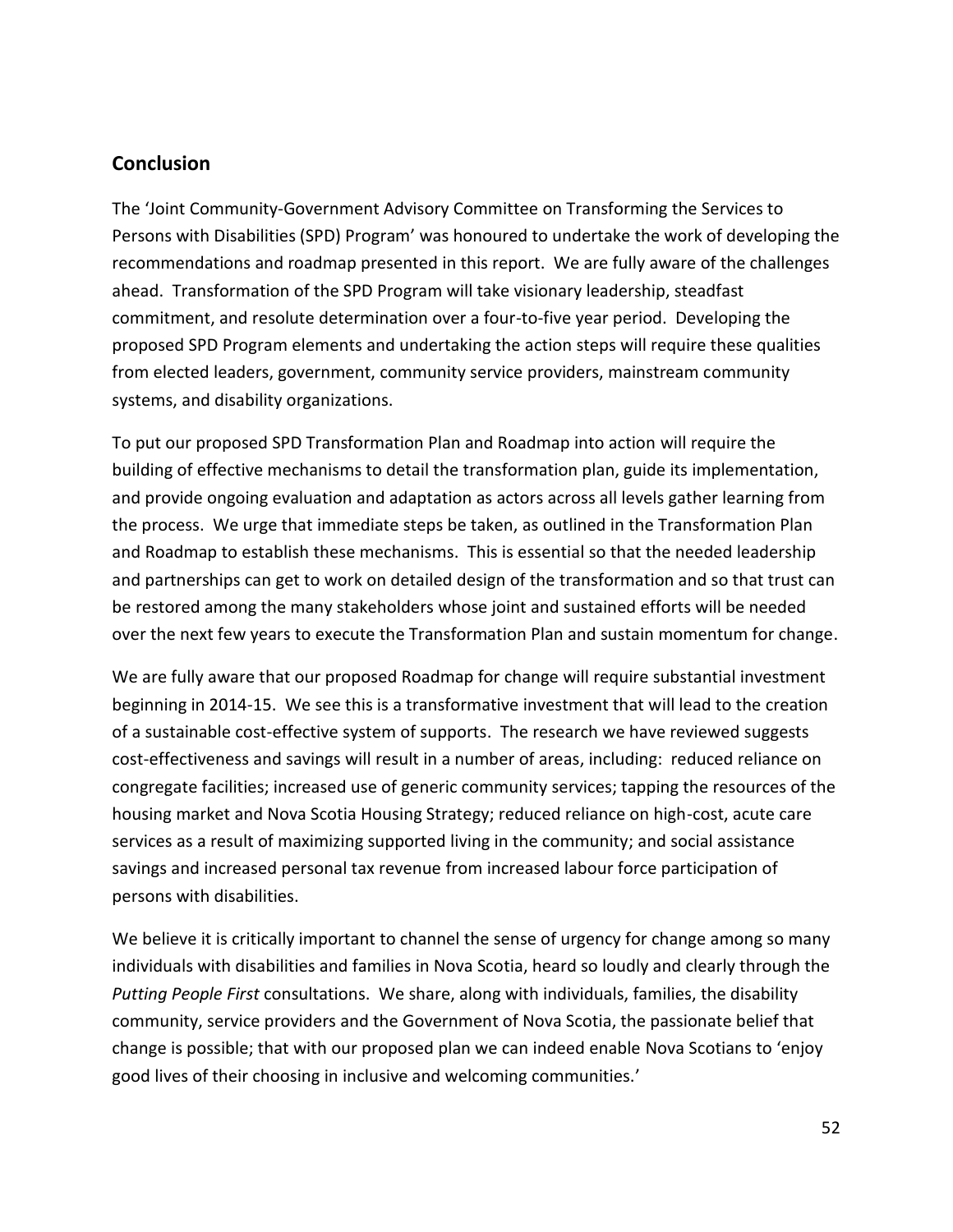## Conclusion

The 'Joint Community-Government Advisory Committee on Transforming the Services to Persons with Disabilities (SPD) Program' was honoured to undertake the work of developing the recommendations and roadmap presented in this report. We are fully aware of the challenges ahead. Transformation of the SPD Program will take visionary leadership, steadfast commitment, and resolute determination over a four-to-five year period. Developing the proposed SPD Program elements and undertaking the action steps will require these qualities from elected leaders, government, community service providers, mainstream community systems, and disability organizations.

To put our proposed SPD Transformation Plan and Roadmap into action will require the building of effective mechanisms to detail the transformation plan, guide its implementation, and provide ongoing evaluation and adaptation as actors across all levels gather learning from the process. We urge that immediate steps be taken, as outlined in the Transformation Plan and Roadmap to establish these mechanisms. This is essential so that the needed leadership and partnerships can get to work on detailed design of the transformation and so that trust can be restored among the many stakeholders whose joint and sustained efforts will be needed over the next few years to execute the Transformation Plan and sustain momentum for change.

We are fully aware that our proposed Roadmap for change will require substantial investment beginning in 2014-15. We see this is a transformative investment that will lead to the creation of a sustainable cost-effective system of supports. The research we have reviewed suggests cost-effectiveness and savings will result in a number of areas, including: reduced reliance on congregate facilities; increased use of generic community services; tapping the resources of the housing market and Nova Scotia Housing Strategy; reduced reliance on high-cost, acute care services as a result of maximizing supported living in the community; and social assistance savings and increased personal tax revenue from increased labour force participation of persons with disabilities.

We believe it is critically important to channel the sense of urgency for change among so many individuals with disabilities and families in Nova Scotia, heard so loudly and clearly through the *Putting People First* consultations. We share, along with individuals, families, the disability community, service providers and the Government of Nova Scotia, the passionate belief that change is possible; that with our proposed plan we can indeed enable Nova Scotians to 'enjoy good lives of their choosing in inclusive and welcoming communities.'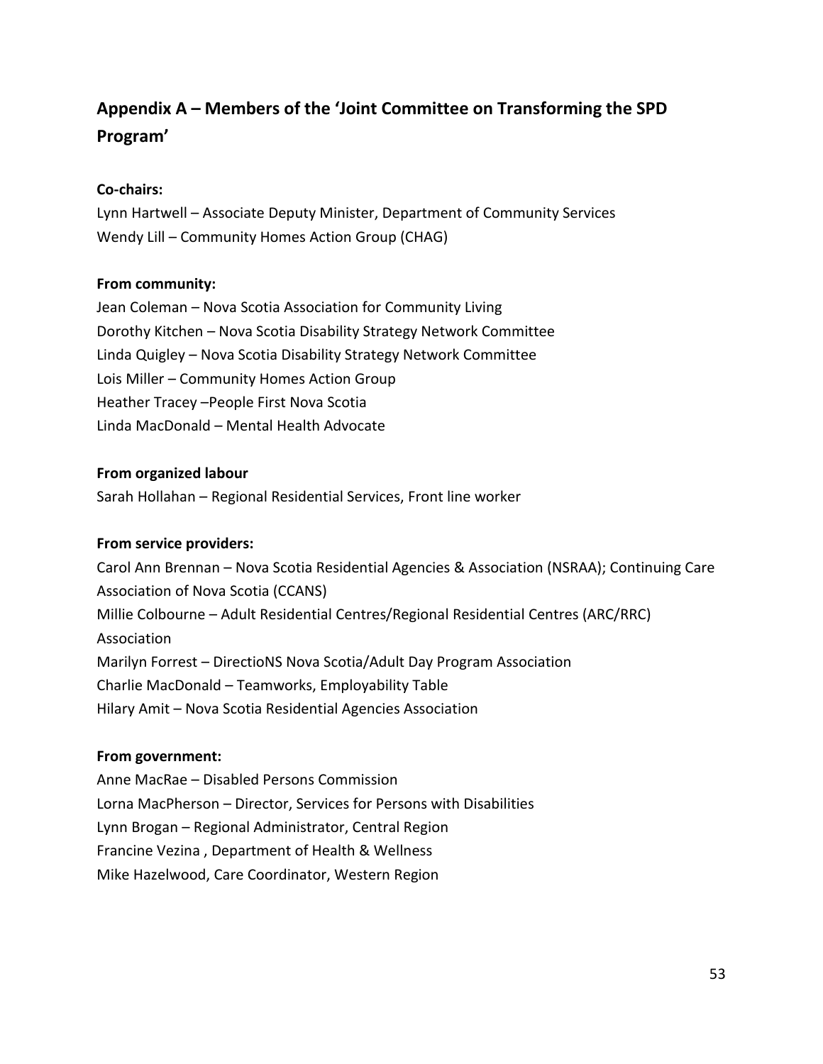## Appendix A – Members of the 'Joint Committee on Transforming the SPD Program'

**Co-chairs:**

Lynn Hartwell – Associate Deputy Minister, Department of Community Services
Wendy Lill – Community Homes Action Group (CHAG)

**From community:**

Jean Coleman – Nova Scotia Association for Community Living
Dorothy Kitchen – Nova Scotia Disability Strategy Network Committee
Linda Quigley – Nova Scotia Disability Strategy Network Committee
Lois Miller – Community Homes Action Group
Heather Tracey –People First Nova Scotia
Linda MacDonald – Mental Health Advocate

**From organized labour**

Sarah Hollahan – Regional Residential Services, Front line worker

**From service providers:**

Carol Ann Brennan – Nova Scotia Residential Agencies & Association (NSRAA); Continuing Care Association of Nova Scotia (CCANS)
Millie Colbourne – Adult Residential Centres/Regional Residential Centres (ARC/RRC) Association
Marilyn Forrest – DirectioNS Nova Scotia/Adult Day Program Association
Charlie MacDonald – Teamworks, Employability Table
Hilary Amit – Nova Scotia Residential Agencies Association

**From government:**

Anne MacRae – Disabled Persons Commission
Lorna MacPherson – Director, Services for Persons with Disabilities
Lynn Brogan – Regional Administrator, Central Region
Francine Vezina , Department of Health & Wellness
Mike Hazelwood, Care Coordinator, Western Region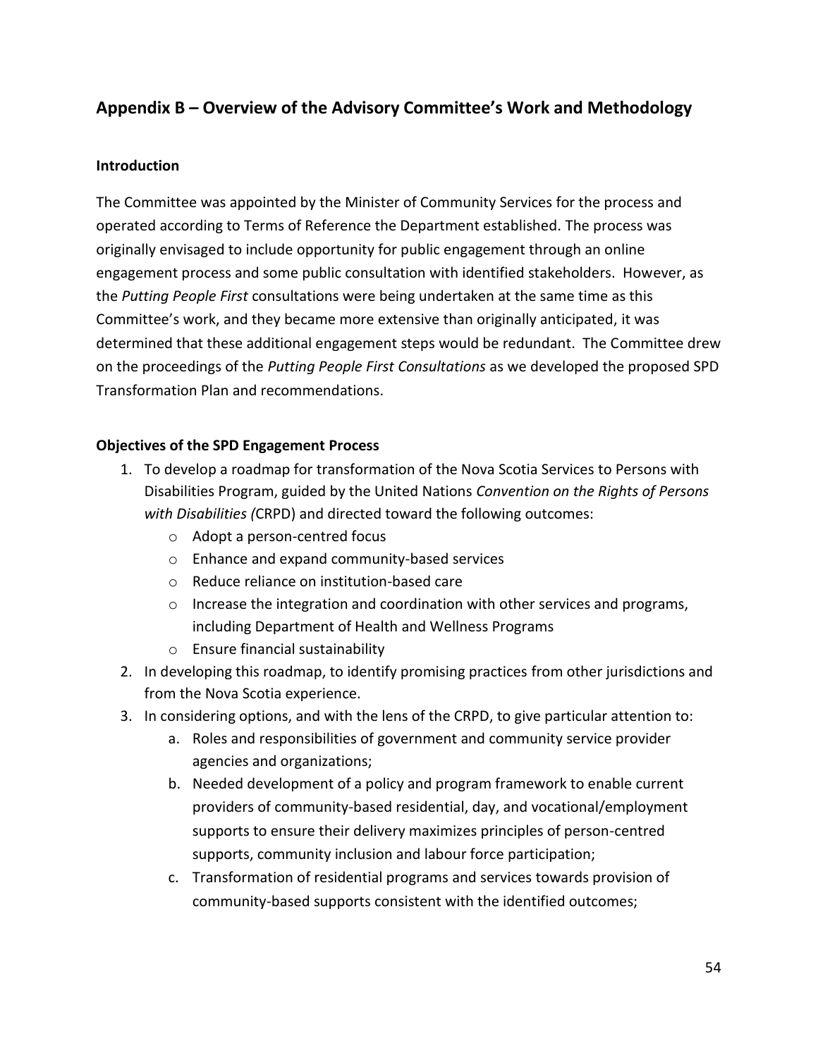## Appendix B – Overview of the Advisory Committee's Work and Methodology

### Introduction

The Committee was appointed by the Minister of Community Services for the process and operated according to Terms of Reference the Department established. The process was originally envisaged to include opportunity for public engagement through an online engagement process and some public consultation with identified stakeholders. However, as the *Putting People First* consultations were being undertaken at the same time as this Committee's work, and they became more extensive than originally anticipated, it was determined that these additional engagement steps would be redundant. The Committee drew on the proceedings of the *Putting People First Consultations* as we developed the proposed SPD Transformation Plan and recommendations.

### Objectives of the SPD Engagement Process

1. To develop a roadmap for transformation of the Nova Scotia Services to Persons with Disabilities Program, guided by the United Nations *Convention on the Rights of Persons with Disabilities (*CRPD) and directed toward the following outcomes:
   - Adopt a person-centred focus
   - Enhance and expand community-based services
   - Reduce reliance on institution-based care
   - Increase the integration and coordination with other services and programs, including Department of Health and Wellness Programs
   - Ensure financial sustainability
2. In developing this roadmap, to identify promising practices from other jurisdictions and from the Nova Scotia experience.
3. In considering options, and with the lens of the CRPD, to give particular attention to:
   a. Roles and responsibilities of government and community service provider agencies and organizations;
   b. Needed development of a policy and program framework to enable current providers of community-based residential, day, and vocational/employment supports to ensure their delivery maximizes principles of person-centred supports, community inclusion and labour force participation;
   c. Transformation of residential programs and services towards provision of community-based supports consistent with the identified outcomes;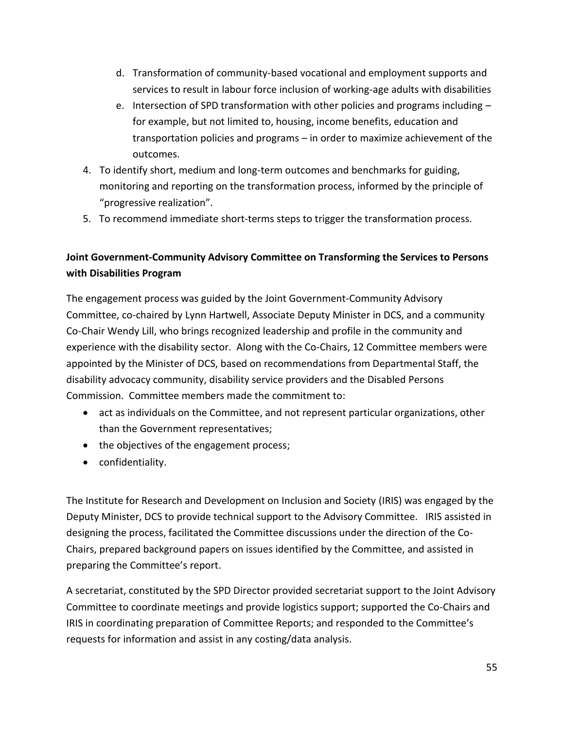d. Transformation of community-based vocational and employment supports and services to result in labour force inclusion of working-age adults with disabilities
e. Intersection of SPD transformation with other policies and programs including – for example, but not limited to, housing, income benefits, education and transportation policies and programs – in order to maximize achievement of the outcomes.

4. To identify short, medium and long-term outcomes and benchmarks for guiding, monitoring and reporting on the transformation process, informed by the principle of "progressive realization".
5. To recommend immediate short-terms steps to trigger the transformation process.

**Joint Government-Community Advisory Committee on Transforming the Services to Persons with Disabilities Program**

The engagement process was guided by the Joint Government-Community Advisory Committee, co-chaired by Lynn Hartwell, Associate Deputy Minister in DCS, and a community Co-Chair Wendy Lill, who brings recognized leadership and profile in the community and experience with the disability sector. Along with the Co-Chairs, 12 Committee members were appointed by the Minister of DCS, based on recommendations from Departmental Staff, the disability advocacy community, disability service providers and the Disabled Persons Commission. Committee members made the commitment to:

- act as individuals on the Committee, and not represent particular organizations, other than the Government representatives;
- the objectives of the engagement process;
- confidentiality.

The Institute for Research and Development on Inclusion and Society (IRIS) was engaged by the Deputy Minister, DCS to provide technical support to the Advisory Committee. IRIS assisted in designing the process, facilitated the Committee discussions under the direction of the Co-Chairs, prepared background papers on issues identified by the Committee, and assisted in preparing the Committee's report.

A secretariat, constituted by the SPD Director provided secretariat support to the Joint Advisory Committee to coordinate meetings and provide logistics support; supported the Co-Chairs and IRIS in coordinating preparation of Committee Reports; and responded to the Committee's requests for information and assist in any costing/data analysis.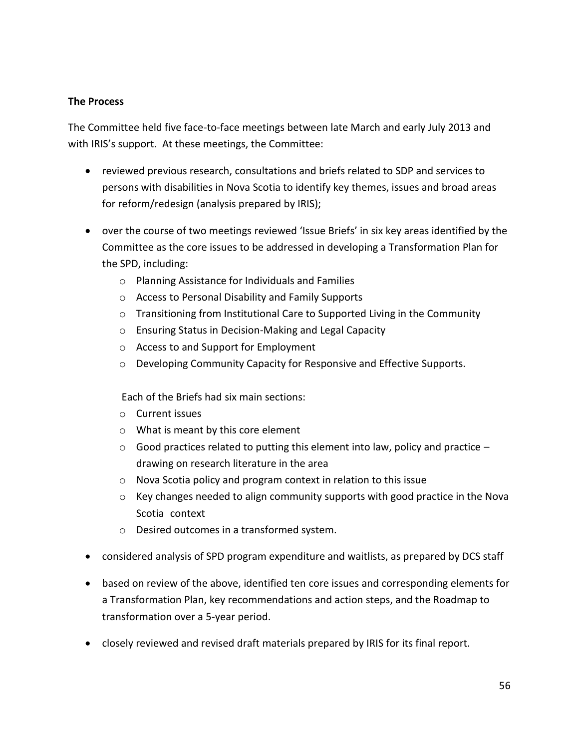**The Process**

The Committee held five face-to-face meetings between late March and early July 2013 and with IRIS's support. At these meetings, the Committee:

- reviewed previous research, consultations and briefs related to SDP and services to persons with disabilities in Nova Scotia to identify key themes, issues and broad areas for reform/redesign (analysis prepared by IRIS);

- over the course of two meetings reviewed 'Issue Briefs' in six key areas identified by the Committee as the core issues to be addressed in developing a Transformation Plan for the SPD, including:
  - Planning Assistance for Individuals and Families
  - Access to Personal Disability and Family Supports
  - Transitioning from Institutional Care to Supported Living in the Community
  - Ensuring Status in Decision-Making and Legal Capacity
  - Access to and Support for Employment
  - Developing Community Capacity for Responsive and Effective Supports.

  Each of the Briefs had six main sections:
  - Current issues
  - What is meant by this core element
  - Good practices related to putting this element into law, policy and practice – drawing on research literature in the area
  - Nova Scotia policy and program context in relation to this issue
  - Key changes needed to align community supports with good practice in the Nova Scotia context
  - Desired outcomes in a transformed system.

- considered analysis of SPD program expenditure and waitlists, as prepared by DCS staff

- based on review of the above, identified ten core issues and corresponding elements for a Transformation Plan, key recommendations and action steps, and the Roadmap to transformation over a 5-year period.

- closely reviewed and revised draft materials prepared by IRIS for its final report.